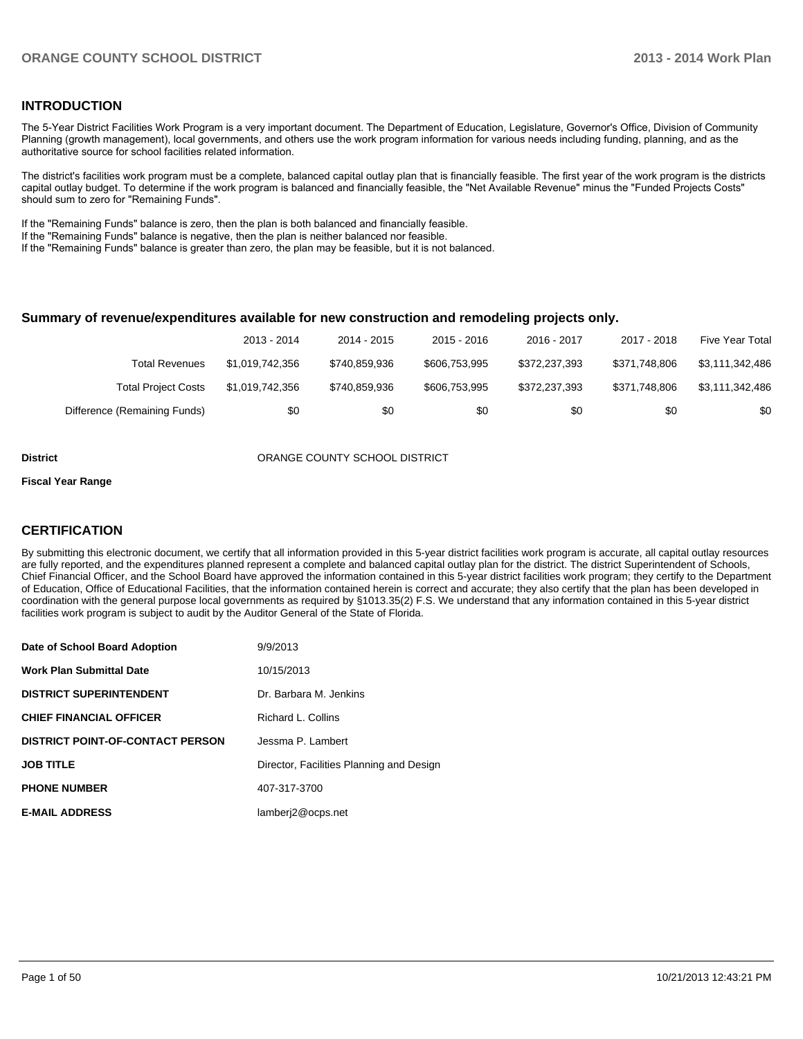## INTRODUCTION

The 5-Year District Facilities Work Program is a very important document. The Department of Education, Legislature, Governor's Office, Division of Community Planning (growth management), local governments, and others use the work program information for various needs including funding, planning, and as the authoritative source for school facilities related information.

The district's facilities work program must be a complete, balanced capital outlay plan that is financially feasible. The first year of the work program is the districts capital outlay budget. To determine if the work program is balanced and financially feasible, the "Net Available Revenue" minus the "Funded Projects Costs" should sum to zero for "Remaining Funds".

If the "Remaining Funds" balance is zero, then the plan is both balanced and financially feasible.
If the "Remaining Funds" balance is negative, then the plan is neither balanced nor feasible.
If the "Remaining Funds" balance is greater than zero, the plan may be feasible, but it is not balanced.

### Summary of revenue/expenditures available for new construction and remodeling projects only.

| | 2013 - 2014 | 2014 - 2015 | 2015 - 2016 | 2016 - 2017 | 2017 - 2018 | Five Year Total |
|---|---|---|---|---|---|---|
| Total Revenues | $1,019,742,356 | $740,859,936 | $606,753,995 | $372,237,393 | $371,748,806 | $3,111,342,486 |
| Total Project Costs | $1,019,742,356 | $740,859,936 | $606,753,995 | $372,237,393 | $371,748,806 | $3,111,342,486 |
| Difference (Remaining Funds) | $0 | $0 | $0 | $0 | $0 | $0 |

**District** ORANGE COUNTY SCHOOL DISTRICT

**Fiscal Year Range**

## CERTIFICATION

By submitting this electronic document, we certify that all information provided in this 5-year district facilities work program is accurate, all capital outlay resources are fully reported, and the expenditures planned represent a complete and balanced capital outlay plan for the district. The district Superintendent of Schools, Chief Financial Officer, and the School Board have approved the information contained in this 5-year district facilities work program; they certify to the Department of Education, Office of Educational Facilities, that the information contained herein is correct and accurate; they also certify that the plan has been developed in coordination with the general purpose local governments as required by §1013.35(2) F.S. We understand that any information contained in this 5-year district facilities work program is subject to audit by the Auditor General of the State of Florida.

| | |
|---|---|
| **Date of School Board Adoption** | 9/9/2013 |
| **Work Plan Submittal Date** | 10/15/2013 |
| **DISTRICT SUPERINTENDENT** | Dr. Barbara M. Jenkins |
| **CHIEF FINANCIAL OFFICER** | Richard L. Collins |
| **DISTRICT POINT-OF-CONTACT PERSON** | Jessma P. Lambert |
| **JOB TITLE** | Director, Facilities Planning and Design |
| **PHONE NUMBER** | 407-317-3700 |
| **E-MAIL ADDRESS** | lamberj2@ocps.net |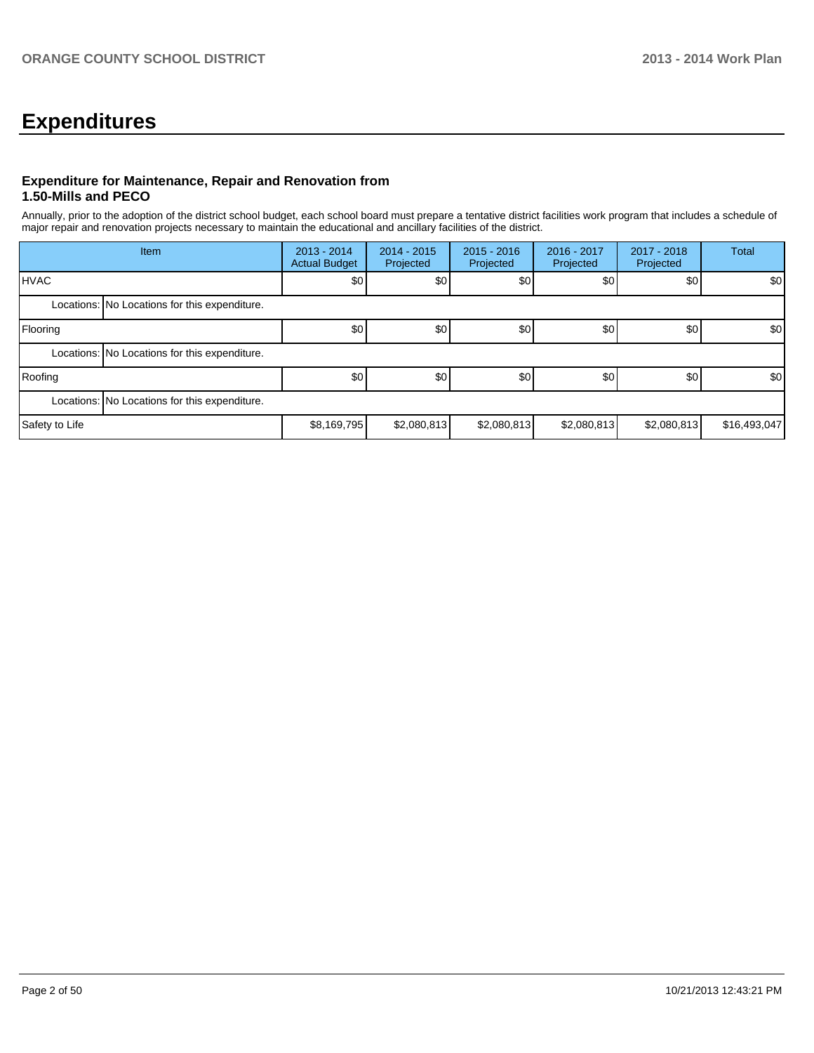# Expenditures

### Expenditure for Maintenance, Repair and Renovation from 1.50-Mills and PECO

Annually, prior to the adoption of the district school budget, each school board must prepare a tentative district facilities work program that includes a schedule of major repair and renovation projects necessary to maintain the educational and ancillary facilities of the district.

| Item | | 2013 - 2014 Actual Budget | 2014 - 2015 Projected | 2015 - 2016 Projected | 2016 - 2017 Projected | 2017 - 2018 Projected | Total |
|---|---|---|---|---|---|---|---|
| HVAC | | $0 | $0 | $0 | $0 | $0 | $0 |
| Locations: | No Locations for this expenditure. | | | | | | |
| Flooring | | $0 | $0 | $0 | $0 | $0 | $0 |
| Locations: | No Locations for this expenditure. | | | | | | |
| Roofing | | $0 | $0 | $0 | $0 | $0 | $0 |
| Locations: | No Locations for this expenditure. | | | | | | |
| Safety to Life | | $8,169,795 | $2,080,813 | $2,080,813 | $2,080,813 | $2,080,813 | $16,493,047 |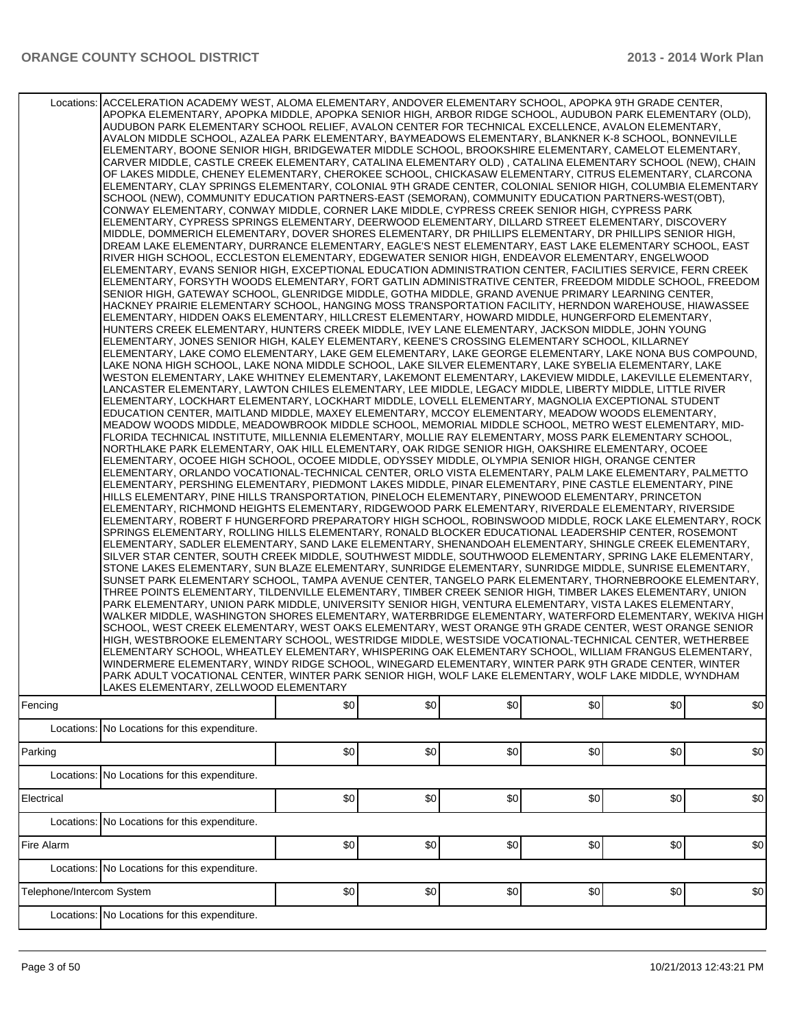| | | | | | | | |
|---|---|---|---|---|---|---|---|
| Locations: | ACCELERATION ACADEMY WEST, ALOMA ELEMENTARY, ANDOVER ELEMENTARY SCHOOL, APOPKA 9TH GRADE CENTER, APOPKA ELEMENTARY, APOPKA MIDDLE, APOPKA SENIOR HIGH, ARBOR RIDGE SCHOOL, AUDUBON PARK ELEMENTARY (OLD), AUDUBON PARK ELEMENTARY SCHOOL RELIEF, AVALON CENTER FOR TECHNICAL EXCELLENCE, AVALON ELEMENTARY, AVALON MIDDLE SCHOOL, AZALEA PARK ELEMENTARY, BAYMEADOWS ELEMENTARY, BLANKNER K-8 SCHOOL, BONNEVILLE ELEMENTARY, BOONE SENIOR HIGH, BRIDGEWATER MIDDLE SCHOOL, BROOKSHIRE ELEMENTARY, CAMELOT ELEMENTARY, CARVER MIDDLE, CASTLE CREEK ELEMENTARY, CATALINA ELEMENTARY OLD) , CATALINA ELEMENTARY SCHOOL (NEW), CHAIN OF LAKES MIDDLE, CHENEY ELEMENTARY, CHEROKEE SCHOOL, CHICKASAW ELEMENTARY, CITRUS ELEMENTARY, CLARCONA ELEMENTARY, CLAY SPRINGS ELEMENTARY, COLONIAL 9TH GRADE CENTER, COLONIAL SENIOR HIGH, COLUMBIA ELEMENTARY SCHOOL (NEW), COMMUNITY EDUCATION PARTNERS-EAST (SEMORAN), COMMUNITY EDUCATION PARTNERS-WEST(OBT), CONWAY ELEMENTARY, CONWAY MIDDLE, CORNER LAKE MIDDLE, CYPRESS CREEK SENIOR HIGH, CYPRESS PARK ELEMENTARY, CYPRESS SPRINGS ELEMENTARY, DEERWOOD ELEMENTARY, DILLARD STREET ELEMENTARY, DISCOVERY MIDDLE, DOMMERICH ELEMENTARY, DOVER SHORES ELEMENTARY, DR PHILLIPS ELEMENTARY, DR PHILLIPS SENIOR HIGH, DREAM LAKE ELEMENTARY, DURRANCE ELEMENTARY, EAGLE'S NEST ELEMENTARY, EAST LAKE ELEMENTARY SCHOOL, EAST RIVER HIGH SCHOOL, ECCLESTON ELEMENTARY, EDGEWATER SENIOR HIGH, ENDEAVOR ELEMENTARY, ENGELWOOD ELEMENTARY, EVANS SENIOR HIGH, EXCEPTIONAL EDUCATION ADMINISTRATION CENTER, FACILITIES SERVICE, FERN CREEK ELEMENTARY, FORSYTH WOODS ELEMENTARY, FORT GATLIN ADMINISTRATIVE CENTER, FREEDOM MIDDLE SCHOOL, FREEDOM SENIOR HIGH, GATEWAY SCHOOL, GLENRIDGE MIDDLE, GOTHA MIDDLE, GRAND AVENUE PRIMARY LEARNING CENTER, HACKNEY PRAIRIE ELEMENTARY SCHOOL, HANGING MOSS TRANSPORTATION FACILITY, HERNDON WAREHOUSE, HIAWASSEE ELEMENTARY, HIDDEN OAKS ELEMENTARY, HILLCREST ELEMENTARY, HOWARD MIDDLE, HUNGERFORD ELEMENTARY, HUNTERS CREEK ELEMENTARY, HUNTERS CREEK MIDDLE, IVEY LANE ELEMENTARY, JACKSON MIDDLE, JOHN YOUNG ELEMENTARY, JONES SENIOR HIGH, KALEY ELEMENTARY, KEENE'S CROSSING ELEMENTARY SCHOOL, KILLARNEY ELEMENTARY, LAKE COMO ELEMENTARY, LAKE GEM ELEMENTARY, LAKE GEORGE ELEMENTARY, LAKE NONA BUS COMPOUND, LAKE NONA HIGH SCHOOL, LAKE NONA MIDDLE SCHOOL, LAKE SILVER ELEMENTARY, LAKE SYBELIA ELEMENTARY, LAKE WESTON ELEMENTARY, LAKE WHITNEY ELEMENTARY, LAKEMONT ELEMENTARY, LAKEVIEW MIDDLE, LAKEVILLE ELEMENTARY, LANCASTER ELEMENTARY, LAWTON CHILES ELEMENTARY, LEE MIDDLE, LEGACY MIDDLE, LIBERTY MIDDLE, LITTLE RIVER ELEMENTARY, LOCKHART ELEMENTARY, LOCKHART MIDDLE, LOVELL ELEMENTARY, MAGNOLIA EXCEPTIONAL STUDENT EDUCATION CENTER, MAITLAND MIDDLE, MAXEY ELEMENTARY, MCCOY ELEMENTARY, MEADOW WOODS ELEMENTARY, MEADOW WOODS MIDDLE, MEADOWBROOK MIDDLE SCHOOL, MEMORIAL MIDDLE SCHOOL, METRO WEST ELEMENTARY, MID-FLORIDA TECHNICAL INSTITUTE, MILLENNIA ELEMENTARY, MOLLIE RAY ELEMENTARY, MOSS PARK ELEMENTARY SCHOOL, NORTHLAKE PARK ELEMENTARY, OAK HILL ELEMENTARY, OAK RIDGE SENIOR HIGH, OAKSHIRE ELEMENTARY, OCOEE ELEMENTARY, OCOEE HIGH SCHOOL, OCOEE MIDDLE, ODYSSEY MIDDLE, OLYMPIA SENIOR HIGH, ORANGE CENTER ELEMENTARY, ORLANDO VOCATIONAL-TECHNICAL CENTER, ORLO VISTA ELEMENTARY, PALM LAKE ELEMENTARY, PALMETTO ELEMENTARY, PERSHING ELEMENTARY, PIEDMONT LAKES MIDDLE, PINAR ELEMENTARY, PINE CASTLE ELEMENTARY, PINE HILLS ELEMENTARY, PINE HILLS TRANSPORTATION, PINELOCH ELEMENTARY, PINEWOOD ELEMENTARY, PRINCETON ELEMENTARY, RICHMOND HEIGHTS ELEMENTARY, RIDGEWOOD PARK ELEMENTARY, RIVERDALE ELEMENTARY, RIVERSIDE ELEMENTARY, ROBERT F HUNGERFORD PREPARATORY HIGH SCHOOL, ROBINSWOOD MIDDLE, ROCK LAKE ELEMENTARY, ROCK SPRINGS ELEMENTARY, ROLLING HILLS ELEMENTARY, RONALD BLOCKER EDUCATIONAL LEADERSHIP CENTER, ROSEMONT ELEMENTARY, SADLER ELEMENTARY, SAND LAKE ELEMENTARY, SHENANDOAH ELEMENTARY, SHINGLE CREEK ELEMENTARY, SILVER STAR CENTER, SOUTH CREEK MIDDLE, SOUTHWEST MIDDLE, SOUTHWOOD ELEMENTARY, SPRING LAKE ELEMENTARY, STONE LAKES ELEMENTARY, SUN BLAZE ELEMENTARY, SUNRIDGE ELEMENTARY, SUNRIDGE MIDDLE, SUNRISE ELEMENTARY, SUNSET PARK ELEMENTARY SCHOOL, TAMPA AVENUE CENTER, TANGELO PARK ELEMENTARY, THORNEBROOKE ELEMENTARY, THREE POINTS ELEMENTARY, TILDENVILLE ELEMENTARY, TIMBER CREEK SENIOR HIGH, TIMBER LAKES ELEMENTARY, UNION PARK ELEMENTARY, UNION PARK MIDDLE, UNIVERSITY SENIOR HIGH, VENTURA ELEMENTARY, VISTA LAKES ELEMENTARY, WALKER MIDDLE, WASHINGTON SHORES ELEMENTARY, WATERBRIDGE ELEMENTARY, WATERFORD ELEMENTARY, WEKIVA HIGH SCHOOL, WEST CREEK ELEMENTARY, WEST OAKS ELEMENTARY, WEST ORANGE 9TH GRADE CENTER, WEST ORANGE SENIOR HIGH, WESTBROOKE ELEMENTARY SCHOOL, WESTRIDGE MIDDLE, WESTSIDE VOCATIONAL-TECHNICAL CENTER, WETHERBEE ELEMENTARY SCHOOL, WHEATLEY ELEMENTARY, WHISPERING OAK ELEMENTARY SCHOOL, WILLIAM FRANGUS ELEMENTARY, WINDERMERE ELEMENTARY, WINDY RIDGE SCHOOL, WINEGARD ELEMENTARY, WINTER PARK 9TH GRADE CENTER, WINTER PARK ADULT VOCATIONAL CENTER, WINTER PARK SENIOR HIGH, WOLF LAKE ELEMENTARY, WOLF LAKE MIDDLE, WYNDHAM LAKES ELEMENTARY, ZELLWOOD ELEMENTARY | | | | | | |
| Fencing | | $0 | $0 | $0 | $0 | $0 | $0 |
| Locations: | No Locations for this expenditure. | | | | | | |
| Parking | | $0 | $0 | $0 | $0 | $0 | $0 |
| Locations: | No Locations for this expenditure. | | | | | | |
| Electrical | | $0 | $0 | $0 | $0 | $0 | $0 |
| Locations: | No Locations for this expenditure. | | | | | | |
| Fire Alarm | | $0 | $0 | $0 | $0 | $0 | $0 |
| Locations: | No Locations for this expenditure. | | | | | | |
| Telephone/Intercom System | | $0 | $0 | $0 | $0 | $0 | $0 |
| Locations: | No Locations for this expenditure. | | | | | | |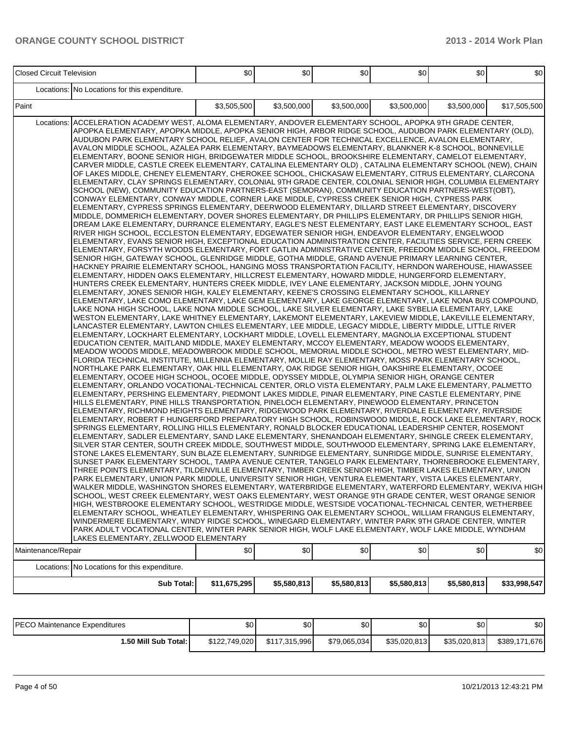| Closed Circuit Television | | $0 | $0 | $0 | $0 | $0 | $0 |
|---|---|---|---|---|---|---|---|
| Locations: | No Locations for this expenditure. | | | | | | |
| Paint | | $3,505,500 | $3,500,000 | $3,500,000 | $3,500,000 | $3,500,000 | $17,505,500 |
| Locations: | ACCELERATION ACADEMY WEST, ALOMA ELEMENTARY, ANDOVER ELEMENTARY SCHOOL, APOPKA 9TH GRADE CENTER, APOPKA ELEMENTARY, APOPKA MIDDLE, APOPKA SENIOR HIGH, ARBOR RIDGE SCHOOL, AUDUBON PARK ELEMENTARY (OLD), AUDUBON PARK ELEMENTARY SCHOOL RELIEF, AVALON CENTER FOR TECHNICAL EXCELLENCE, AVALON ELEMENTARY, AVALON MIDDLE SCHOOL, AZALEA PARK ELEMENTARY, BAYMEADOWS ELEMENTARY, BLANKNER K-8 SCHOOL, BONNEVILLE ELEMENTARY, BOONE SENIOR HIGH, BRIDGEWATER MIDDLE SCHOOL, BROOKSHIRE ELEMENTARY, CAMELOT ELEMENTARY, CARVER MIDDLE, CASTLE CREEK ELEMENTARY, CATALINA ELEMENTARY OLD) , CATALINA ELEMENTARY SCHOOL (NEW), CHAIN OF LAKES MIDDLE, CHENEY ELEMENTARY, CHEROKEE SCHOOL, CHICKASAW ELEMENTARY, CITRUS ELEMENTARY, CLARCONA ELEMENTARY, CLAY SPRINGS ELEMENTARY, COLONIAL 9TH GRADE CENTER, COLONIAL SENIOR HIGH, COLUMBIA ELEMENTARY SCHOOL (NEW), COMMUNITY EDUCATION PARTNERS-EAST (SEMORAN), COMMUNITY EDUCATION PARTNERS-WEST(OBT), CONWAY ELEMENTARY, CONWAY MIDDLE, CORNER LAKE MIDDLE, CYPRESS CREEK SENIOR HIGH, CYPRESS PARK ELEMENTARY, CYPRESS SPRINGS ELEMENTARY, DEERWOOD ELEMENTARY, DILLARD STREET ELEMENTARY, DISCOVERY MIDDLE, DOMMERICH ELEMENTARY, DOVER SHORES ELEMENTARY, DR PHILLIPS ELEMENTARY, DR PHILLIPS SENIOR HIGH, DREAM LAKE ELEMENTARY, DURRANCE ELEMENTARY, EAGLE'S NEST ELEMENTARY, EAST LAKE ELEMENTARY SCHOOL, EAST RIVER HIGH SCHOOL, ECCLESTON ELEMENTARY, EDGEWATER SENIOR HIGH, ENDEAVOR ELEMENTARY, ENGELWOOD ELEMENTARY, EVANS SENIOR HIGH, EXCEPTIONAL EDUCATION ADMINISTRATION CENTER, FACILITIES SERVICE, FERN CREEK ELEMENTARY, FORSYTH WOODS ELEMENTARY, FORT GATLIN ADMINISTRATIVE CENTER, FREEDOM MIDDLE SCHOOL, FREEDOM SENIOR HIGH, GATEWAY SCHOOL, GLENRIDGE MIDDLE, GOTHA MIDDLE, GRAND AVENUE PRIMARY LEARNING CENTER, HACKNEY PRAIRIE ELEMENTARY SCHOOL, HANGING MOSS TRANSPORTATION FACILITY, HERNDON WAREHOUSE, HIAWASSEE ELEMENTARY, HIDDEN OAKS ELEMENTARY, HILLCREST ELEMENTARY, HOWARD MIDDLE, HUNGERFORD ELEMENTARY, HUNTERS CREEK ELEMENTARY, HUNTERS CREEK MIDDLE, IVEY LANE ELEMENTARY, JACKSON MIDDLE, JOHN YOUNG ELEMENTARY, JONES SENIOR HIGH, KALEY ELEMENTARY, KEENE'S CROSSING ELEMENTARY SCHOOL, KILLARNEY ELEMENTARY, LAKE COMO ELEMENTARY, LAKE GEM ELEMENTARY, LAKE GEORGE ELEMENTARY, LAKE NONA BUS COMPOUND, LAKE NONA HIGH SCHOOL, LAKE NONA MIDDLE SCHOOL, LAKE SILVER ELEMENTARY, LAKE SYBELIA ELEMENTARY, LAKE WESTON ELEMENTARY, LAKE WHITNEY ELEMENTARY, LAKEMONT ELEMENTARY, LAKEVIEW MIDDLE, LAKEVILLE ELEMENTARY, LANCASTER ELEMENTARY, LAWTON CHILES ELEMENTARY, LEE MIDDLE, LEGACY MIDDLE, LIBERTY MIDDLE, LITTLE RIVER ELEMENTARY, LOCKHART ELEMENTARY, LOCKHART MIDDLE, LOVELL ELEMENTARY, MAGNOLIA EXCEPTIONAL STUDENT EDUCATION CENTER, MAITLAND MIDDLE, MAXEY ELEMENTARY, MCCOY ELEMENTARY, MEADOW WOODS ELEMENTARY, MEADOW WOODS MIDDLE, MEADOWBROOK MIDDLE SCHOOL, MEMORIAL MIDDLE SCHOOL, METRO WEST ELEMENTARY, MID-FLORIDA TECHNICAL INSTITUTE, MILLENNIA ELEMENTARY, MOLLIE RAY ELEMENTARY, MOSS PARK ELEMENTARY SCHOOL, NORTHLAKE PARK ELEMENTARY, OAK HILL ELEMENTARY, OAK RIDGE SENIOR HIGH, OAKSHIRE ELEMENTARY, OCOEE ELEMENTARY, OCOEE HIGH SCHOOL, OCOEE MIDDLE, ODYSSEY MIDDLE, OLYMPIA SENIOR HIGH, ORANGE CENTER ELEMENTARY, ORLANDO VOCATIONAL-TECHNICAL CENTER, ORLO VISTA ELEMENTARY, PALM LAKE ELEMENTARY, PALMETTO ELEMENTARY, PERSHING ELEMENTARY, PIEDMONT LAKES MIDDLE, PINAR ELEMENTARY, PINE CASTLE ELEMENTARY, PINE HILLS ELEMENTARY, PINE HILLS TRANSPORTATION, PINELOCH ELEMENTARY, PINEWOOD ELEMENTARY, PRINCETON ELEMENTARY, RICHMOND HEIGHTS ELEMENTARY, RIDGEWOOD PARK ELEMENTARY, RIVERDALE ELEMENTARY, RIVERSIDE ELEMENTARY, ROBERT F HUNGERFORD PREPARATORY HIGH SCHOOL, ROBINSWOOD MIDDLE, ROCK LAKE ELEMENTARY, ROCK SPRINGS ELEMENTARY, ROLLING HILLS ELEMENTARY, RONALD BLOCKER EDUCATIONAL LEADERSHIP CENTER, ROSEMONT ELEMENTARY, SADLER ELEMENTARY, SAND LAKE ELEMENTARY, SHENANDOAH ELEMENTARY, SHINGLE CREEK ELEMENTARY, SILVER STAR CENTER, SOUTH CREEK MIDDLE, SOUTHWEST MIDDLE, SOUTHWOOD ELEMENTARY, SPRING LAKE ELEMENTARY, STONE LAKES ELEMENTARY, SUN BLAZE ELEMENTARY, SUNRIDGE ELEMENTARY, SUNRIDGE MIDDLE, SUNRISE ELEMENTARY, SUNSET PARK ELEMENTARY SCHOOL, TAMPA AVENUE CENTER, TANGELO PARK ELEMENTARY, THORNEBROOKE ELEMENTARY, THREE POINTS ELEMENTARY, TILDENVILLE ELEMENTARY, TIMBER CREEK SENIOR HIGH, TIMBER LAKES ELEMENTARY, UNION PARK ELEMENTARY, UNION PARK MIDDLE, UNIVERSITY SENIOR HIGH, VENTURA ELEMENTARY, VISTA LAKES ELEMENTARY, WALKER MIDDLE, WASHINGTON SHORES ELEMENTARY, WATERBRIDGE ELEMENTARY, WATERFORD ELEMENTARY, WEKIVA HIGH SCHOOL, WEST CREEK ELEMENTARY, WEST OAKS ELEMENTARY, WEST ORANGE 9TH GRADE CENTER, WEST ORANGE SENIOR HIGH, WESTBROOKE ELEMENTARY SCHOOL, WESTRIDGE MIDDLE, WESTSIDE VOCATIONAL-TECHNICAL CENTER, WETHERBEE ELEMENTARY SCHOOL, WHEATLEY ELEMENTARY, WHISPERING OAK ELEMENTARY SCHOOL, WILLIAM FRANGUS ELEMENTARY, WINDERMERE ELEMENTARY, WINDY RIDGE SCHOOL, WINEGARD ELEMENTARY, WINTER PARK 9TH GRADE CENTER, WINTER PARK ADULT VOCATIONAL CENTER, WINTER PARK SENIOR HIGH, WOLF LAKE ELEMENTARY, WOLF LAKE MIDDLE, WYNDHAM LAKES ELEMENTARY, ZELLWOOD ELEMENTARY | | | | | | |
| Maintenance/Repair | | $0 | $0 | $0 | $0 | $0 | $0 |
| Locations: | No Locations for this expenditure. | | | | | | |
| | **Sub Total:** | **$11,675,295** | **$5,580,813** | **$5,580,813** | **$5,580,813** | **$5,580,813** | **$33,998,547** |

| PECO Maintenance Expenditures | $0 | $0 | $0 | $0 | $0 | $0 |
|---|---|---|---|---|---|---|
| **1.50 Mill Sub Total:** | $122,749,020 | $117,315,996 | $79,065,034 | $35,020,813 | $35,020,813 | $389,171,676 |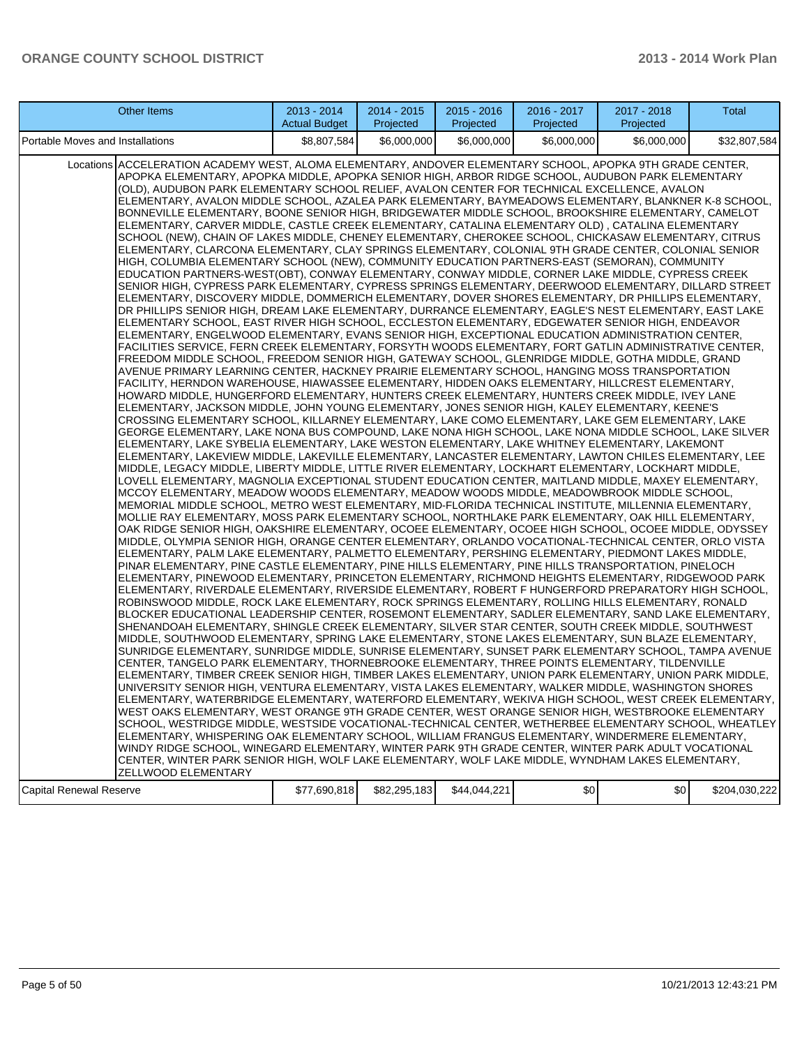| Other Items | 2013 - 2014 Actual Budget | 2014 - 2015 Projected | 2015 - 2016 Projected | 2016 - 2017 Projected | 2017 - 2018 Projected | Total |
|---|---|---|---|---|---|---|
| Portable Moves and Installations | $8,807,584 | $6,000,000 | $6,000,000 | $6,000,000 | $6,000,000 | $32,807,584 |
| Locations | ACCELERATION ACADEMY WEST, ALOMA ELEMENTARY, ANDOVER ELEMENTARY SCHOOL, APOPKA 9TH GRADE CENTER, APOPKA ELEMENTARY, APOPKA MIDDLE, APOPKA SENIOR HIGH, ARBOR RIDGE SCHOOL, AUDUBON PARK ELEMENTARY (OLD), AUDUBON PARK ELEMENTARY SCHOOL RELIEF, AVALON CENTER FOR TECHNICAL EXCELLENCE, AVALON ELEMENTARY, AVALON MIDDLE SCHOOL, AZALEA PARK ELEMENTARY, BAYMEADOWS ELEMENTARY, BLANKNER K-8 SCHOOL, BONNEVILLE ELEMENTARY, BOONE SENIOR HIGH, BRIDGEWATER MIDDLE SCHOOL, BROOKSHIRE ELEMENTARY, CAMELOT ELEMENTARY, CARVER MIDDLE, CASTLE CREEK ELEMENTARY, CATALINA ELEMENTARY OLD) , CATALINA ELEMENTARY SCHOOL (NEW), CHAIN OF LAKES MIDDLE, CHENEY ELEMENTARY, CHEROKEE SCHOOL, CHICKASAW ELEMENTARY, CITRUS ELEMENTARY, CLARCONA ELEMENTARY, CLAY SPRINGS ELEMENTARY, COLONIAL 9TH GRADE CENTER, COLONIAL SENIOR HIGH, COLUMBIA ELEMENTARY SCHOOL (NEW), COMMUNITY EDUCATION PARTNERS-EAST (SEMORAN), COMMUNITY EDUCATION PARTNERS-WEST(OBT), CONWAY ELEMENTARY, CONWAY MIDDLE, CORNER LAKE MIDDLE, CYPRESS CREEK SENIOR HIGH, CYPRESS PARK ELEMENTARY, CYPRESS SPRINGS ELEMENTARY, DEERWOOD ELEMENTARY, DILLARD STREET ELEMENTARY, DISCOVERY MIDDLE, DOMMERICH ELEMENTARY, DOVER SHORES ELEMENTARY, DR PHILLIPS ELEMENTARY, DR PHILLIPS SENIOR HIGH, DREAM LAKE ELEMENTARY, DURRANCE ELEMENTARY, EAGLE'S NEST ELEMENTARY, EAST LAKE ELEMENTARY SCHOOL, EAST RIVER HIGH SCHOOL, ECCLESTON ELEMENTARY, EDGEWATER SENIOR HIGH, ENDEAVOR ELEMENTARY, ENGELWOOD ELEMENTARY, EVANS SENIOR HIGH, EXCEPTIONAL EDUCATION ADMINISTRATION CENTER, FACILITIES SERVICE, FERN CREEK ELEMENTARY, FORSYTH WOODS ELEMENTARY, FORT GATLIN ADMINISTRATIVE CENTER, FREEDOM MIDDLE SCHOOL, FREEDOM SENIOR HIGH, GATEWAY SCHOOL, GLENRIDGE MIDDLE, GOTHA MIDDLE, GRAND AVENUE PRIMARY LEARNING CENTER, HACKNEY PRAIRIE ELEMENTARY SCHOOL, HANGING MOSS TRANSPORTATION FACILITY, HERNDON WAREHOUSE, HIAWASSEE ELEMENTARY, HIDDEN OAKS ELEMENTARY, HILLCREST ELEMENTARY, HOWARD MIDDLE, HUNGERFORD ELEMENTARY, HUNTERS CREEK ELEMENTARY, HUNTERS CREEK MIDDLE, IVEY LANE ELEMENTARY, JACKSON MIDDLE, JOHN YOUNG ELEMENTARY, JONES SENIOR HIGH, KALEY ELEMENTARY, KEENE'S CROSSING ELEMENTARY SCHOOL, KILLARNEY ELEMENTARY, LAKE COMO ELEMENTARY, LAKE GEM ELEMENTARY, LAKE GEORGE ELEMENTARY, LAKE NONA BUS COMPOUND, LAKE NONA HIGH SCHOOL, LAKE NONA MIDDLE SCHOOL, LAKE SILVER ELEMENTARY, LAKE SYBELIA ELEMENTARY, LAKE WESTON ELEMENTARY, LAKE WHITNEY ELEMENTARY, LAKEMONT ELEMENTARY, LAKEVIEW MIDDLE, LAKEVILLE ELEMENTARY, LANCASTER ELEMENTARY, LAWTON CHILES ELEMENTARY, LEE MIDDLE, LEGACY MIDDLE, LIBERTY MIDDLE, LITTLE RIVER ELEMENTARY, LOCKHART ELEMENTARY, LOCKHART MIDDLE, LOVELL ELEMENTARY, MAGNOLIA EXCEPTIONAL STUDENT EDUCATION CENTER, MAITLAND MIDDLE, MAXEY ELEMENTARY, MCCOY ELEMENTARY, MEADOW WOODS ELEMENTARY, MEADOW WOODS MIDDLE, MEADOWBROOK MIDDLE SCHOOL, MEMORIAL MIDDLE SCHOOL, METRO WEST ELEMENTARY, MID-FLORIDA TECHNICAL INSTITUTE, MILLENNIA ELEMENTARY, MOLLIE RAY ELEMENTARY, MOSS PARK ELEMENTARY SCHOOL, NORTHLAKE PARK ELEMENTARY, OAK HILL ELEMENTARY, OAK RIDGE SENIOR HIGH, OAKSHIRE ELEMENTARY, OCOEE ELEMENTARY, OCOEE HIGH SCHOOL, OCOEE MIDDLE, ODYSSEY MIDDLE, OLYMPIA SENIOR HIGH, ORANGE CENTER ELEMENTARY, ORLANDO VOCATIONAL-TECHNICAL CENTER, ORLO VISTA ELEMENTARY, PALM LAKE ELEMENTARY, PALMETTO ELEMENTARY, PERSHING ELEMENTARY, PIEDMONT LAKES MIDDLE, PINAR ELEMENTARY, PINE CASTLE ELEMENTARY, PINE HILLS ELEMENTARY, PINE HILLS TRANSPORTATION, PINELOCH ELEMENTARY, PINEWOOD ELEMENTARY, PRINCETON ELEMENTARY, RICHMOND HEIGHTS ELEMENTARY, RIDGEWOOD PARK ELEMENTARY, RIVERDALE ELEMENTARY, RIVERSIDE ELEMENTARY, ROBERT F HUNGERFORD PREPARATORY HIGH SCHOOL, ROBINSWOOD MIDDLE, ROCK LAKE ELEMENTARY, ROCK SPRINGS ELEMENTARY, ROLLING HILLS ELEMENTARY, RONALD BLOCKER EDUCATIONAL LEADERSHIP CENTER, ROSEMONT ELEMENTARY, SADLER ELEMENTARY, SAND LAKE ELEMENTARY, SHENANDOAH ELEMENTARY, SHINGLE CREEK ELEMENTARY, SILVER STAR CENTER, SOUTH CREEK MIDDLE, SOUTHWEST MIDDLE, SOUTHWOOD ELEMENTARY, SPRING LAKE ELEMENTARY, STONE LAKES ELEMENTARY, SUN BLAZE ELEMENTARY, SUNRIDGE ELEMENTARY, SUNRIDGE MIDDLE, SUNRISE ELEMENTARY, SUNSET PARK ELEMENTARY SCHOOL, TAMPA AVENUE CENTER, TANGELO PARK ELEMENTARY, THORNEBROOKE ELEMENTARY, THREE POINTS ELEMENTARY, TILDENVILLE ELEMENTARY, TIMBER CREEK SENIOR HIGH, TIMBER LAKES ELEMENTARY, UNION PARK ELEMENTARY, UNION PARK MIDDLE, UNIVERSITY SENIOR HIGH, VENTURA ELEMENTARY, VISTA LAKES ELEMENTARY, WALKER MIDDLE, WASHINGTON SHORES ELEMENTARY, WATERBRIDGE ELEMENTARY, WATERFORD ELEMENTARY, WEKIVA HIGH SCHOOL, WEST CREEK ELEMENTARY, WEST OAKS ELEMENTARY, WEST ORANGE 9TH GRADE CENTER, WEST ORANGE SENIOR HIGH, WESTBROOKE ELEMENTARY SCHOOL, WESTRIDGE MIDDLE, WESTSIDE VOCATIONAL-TECHNICAL CENTER, WETHERBEE ELEMENTARY SCHOOL, WHEATLEY ELEMENTARY, WHISPERING OAK ELEMENTARY SCHOOL, WILLIAM FRANGUS ELEMENTARY, WINDERMERE ELEMENTARY, WINDY RIDGE SCHOOL, WINEGARD ELEMENTARY, WINTER PARK 9TH GRADE CENTER, WINTER PARK ADULT VOCATIONAL CENTER, WINTER PARK SENIOR HIGH, WOLF LAKE ELEMENTARY, WOLF LAKE MIDDLE, WYNDHAM LAKES ELEMENTARY, ZELLWOOD ELEMENTARY | | | | | |
| Capital Renewal Reserve | $77,690,818 | $82,295,183 | $44,044,221 | $0 | $0 | $204,030,222 |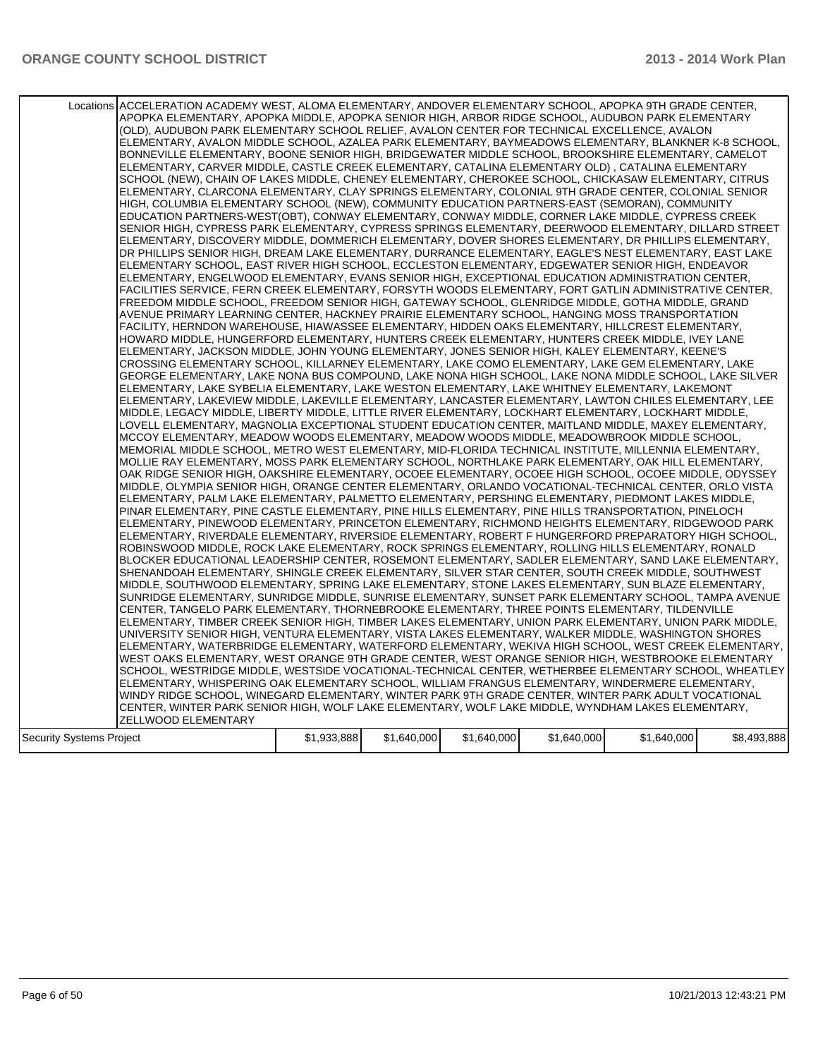| | | | | | | |
|---|---|---|---|---|---|---|
| Locations | ACCELERATION ACADEMY WEST, ALOMA ELEMENTARY, ANDOVER ELEMENTARY SCHOOL, APOPKA 9TH GRADE CENTER, APOPKA ELEMENTARY, APOPKA MIDDLE, APOPKA SENIOR HIGH, ARBOR RIDGE SCHOOL, AUDUBON PARK ELEMENTARY (OLD), AUDUBON PARK ELEMENTARY SCHOOL RELIEF, AVALON CENTER FOR TECHNICAL EXCELLENCE, AVALON ELEMENTARY, AVALON MIDDLE SCHOOL, AZALEA PARK ELEMENTARY, BAYMEADOWS ELEMENTARY, BLANKNER K-8 SCHOOL, BONNEVILLE ELEMENTARY, BOONE SENIOR HIGH, BRIDGEWATER MIDDLE SCHOOL, BROOKSHIRE ELEMENTARY, CAMELOT ELEMENTARY, CARVER MIDDLE, CASTLE CREEK ELEMENTARY, CATALINA ELEMENTARY OLD) , CATALINA ELEMENTARY SCHOOL (NEW), CHAIN OF LAKES MIDDLE, CHENEY ELEMENTARY, CHEROKEE SCHOOL, CHICKASAW ELEMENTARY, CITRUS ELEMENTARY, CLARCONA ELEMENTARY, CLAY SPRINGS ELEMENTARY, COLONIAL 9TH GRADE CENTER, COLONIAL SENIOR HIGH, COLUMBIA ELEMENTARY SCHOOL (NEW), COMMUNITY EDUCATION PARTNERS-EAST (SEMORAN), COMMUNITY EDUCATION PARTNERS-WEST(OBT), CONWAY ELEMENTARY, CONWAY MIDDLE, CORNER LAKE MIDDLE, CYPRESS CREEK SENIOR HIGH, CYPRESS PARK ELEMENTARY, CYPRESS SPRINGS ELEMENTARY, DEERWOOD ELEMENTARY, DILLARD STREET ELEMENTARY, DISCOVERY MIDDLE, DOMMERICH ELEMENTARY, DOVER SHORES ELEMENTARY, DR PHILLIPS ELEMENTARY, DR PHILLIPS SENIOR HIGH, DREAM LAKE ELEMENTARY, DURRANCE ELEMENTARY, EAGLE'S NEST ELEMENTARY, EAST LAKE ELEMENTARY SCHOOL, EAST RIVER HIGH SCHOOL, ECCLESTON ELEMENTARY, EDGEWATER SENIOR HIGH, ENDEAVOR ELEMENTARY, ENGELWOOD ELEMENTARY, EVANS SENIOR HIGH, EXCEPTIONAL EDUCATION ADMINISTRATION CENTER, FACILITIES SERVICE, FERN CREEK ELEMENTARY, FORSYTH WOODS ELEMENTARY, FORT GATLIN ADMINISTRATIVE CENTER, FREEDOM MIDDLE SCHOOL, FREEDOM SENIOR HIGH, GATEWAY SCHOOL, GLENRIDGE MIDDLE, GOTHA MIDDLE, GRAND AVENUE PRIMARY LEARNING CENTER, HACKNEY PRAIRIE ELEMENTARY SCHOOL, HANGING MOSS TRANSPORTATION FACILITY, HERNDON WAREHOUSE, HIAWASSEE ELEMENTARY, HIDDEN OAKS ELEMENTARY, HILLCREST ELEMENTARY, HOWARD MIDDLE, HUNGERFORD ELEMENTARY, HUNTERS CREEK ELEMENTARY, HUNTERS CREEK MIDDLE, IVEY LANE ELEMENTARY, JACKSON MIDDLE, JOHN YOUNG ELEMENTARY, JONES SENIOR HIGH, KALEY ELEMENTARY, KEENE'S CROSSING ELEMENTARY SCHOOL, KILLARNEY ELEMENTARY, LAKE COMO ELEMENTARY, LAKE GEM ELEMENTARY, LAKE GEORGE ELEMENTARY, LAKE NONA BUS COMPOUND, LAKE NONA HIGH SCHOOL, LAKE NONA MIDDLE SCHOOL, LAKE SILVER ELEMENTARY, LAKE SYBELIA ELEMENTARY, LAKE WESTON ELEMENTARY, LAKE WHITNEY ELEMENTARY, LAKEMONT ELEMENTARY, LAKEVIEW MIDDLE, LAKEVILLE ELEMENTARY, LANCASTER ELEMENTARY, LAWTON CHILES ELEMENTARY, LEE MIDDLE, LEGACY MIDDLE, LIBERTY MIDDLE, LITTLE RIVER ELEMENTARY, LOCKHART ELEMENTARY, LOCKHART MIDDLE, LOVELL ELEMENTARY, MAGNOLIA EXCEPTIONAL STUDENT EDUCATION CENTER, MAITLAND MIDDLE, MAXEY ELEMENTARY, MCCOY ELEMENTARY, MEADOW WOODS ELEMENTARY, MEADOW WOODS MIDDLE, MEADOWBROOK MIDDLE SCHOOL, MEMORIAL MIDDLE SCHOOL, METRO WEST ELEMENTARY, MID-FLORIDA TECHNICAL INSTITUTE, MILLENNIA ELEMENTARY, MOLLIE RAY ELEMENTARY, MOSS PARK ELEMENTARY SCHOOL, NORTHLAKE PARK ELEMENTARY, OAK HILL ELEMENTARY, OAK RIDGE SENIOR HIGH, OAKSHIRE ELEMENTARY, OCOEE ELEMENTARY, OCOEE HIGH SCHOOL, OCOEE MIDDLE, ODYSSEY MIDDLE, OLYMPIA SENIOR HIGH, ORANGE CENTER ELEMENTARY, ORLANDO VOCATIONAL-TECHNICAL CENTER, ORLO VISTA ELEMENTARY, PALM LAKE ELEMENTARY, PALMETTO ELEMENTARY, PERSHING ELEMENTARY, PIEDMONT LAKES MIDDLE, PINAR ELEMENTARY, PINE CASTLE ELEMENTARY, PINE HILLS ELEMENTARY, PINE HILLS TRANSPORTATION, PINELOCH ELEMENTARY, PINEWOOD ELEMENTARY, PRINCETON ELEMENTARY, RICHMOND HEIGHTS ELEMENTARY, RIDGEWOOD PARK ELEMENTARY, RIVERDALE ELEMENTARY, RIVERSIDE ELEMENTARY, ROBERT F HUNGERFORD PREPARATORY HIGH SCHOOL, ROBINSWOOD MIDDLE, ROCK LAKE ELEMENTARY, ROCK SPRINGS ELEMENTARY, ROLLING HILLS ELEMENTARY, RONALD BLOCKER EDUCATIONAL LEADERSHIP CENTER, ROSEMONT ELEMENTARY, SADLER ELEMENTARY, SAND LAKE ELEMENTARY, SHENANDOAH ELEMENTARY, SHINGLE CREEK ELEMENTARY, SILVER STAR CENTER, SOUTH CREEK MIDDLE, SOUTHWEST MIDDLE, SOUTHWOOD ELEMENTARY, SPRING LAKE ELEMENTARY, STONE LAKES ELEMENTARY, SUN BLAZE ELEMENTARY, SUNRIDGE ELEMENTARY, SUNRIDGE MIDDLE, SUNRISE ELEMENTARY, SUNSET PARK ELEMENTARY SCHOOL, TAMPA AVENUE CENTER, TANGELO PARK ELEMENTARY, THORNEBROOKE ELEMENTARY, THREE POINTS ELEMENTARY, TILDENVILLE ELEMENTARY, TIMBER CREEK SENIOR HIGH, TIMBER LAKES ELEMENTARY, UNION PARK ELEMENTARY, UNION PARK MIDDLE, UNIVERSITY SENIOR HIGH, VENTURA ELEMENTARY, VISTA LAKES ELEMENTARY, WALKER MIDDLE, WASHINGTON SHORES ELEMENTARY, WATERBRIDGE ELEMENTARY, WATERFORD ELEMENTARY, WEKIVA HIGH SCHOOL, WEST CREEK ELEMENTARY, WEST OAKS ELEMENTARY, WEST ORANGE 9TH GRADE CENTER, WEST ORANGE SENIOR HIGH, WESTBROOKE ELEMENTARY SCHOOL, WESTRIDGE MIDDLE, WESTSIDE VOCATIONAL-TECHNICAL CENTER, WETHERBEE ELEMENTARY SCHOOL, WHEATLEY ELEMENTARY, WHISPERING OAK ELEMENTARY SCHOOL, WILLIAM FRANGUS ELEMENTARY, WINDERMERE ELEMENTARY, WINDY RIDGE SCHOOL, WINEGARD ELEMENTARY, WINTER PARK 9TH GRADE CENTER, WINTER PARK ADULT VOCATIONAL CENTER, WINTER PARK SENIOR HIGH, WOLF LAKE ELEMENTARY, WOLF LAKE MIDDLE, WYNDHAM LAKES ELEMENTARY, ZELLWOOD ELEMENTARY | | | | | |
| Security Systems Project | | $1,933,888 | $1,640,000 | $1,640,000 | $1,640,000 | $1,640,000 | $8,493,888 |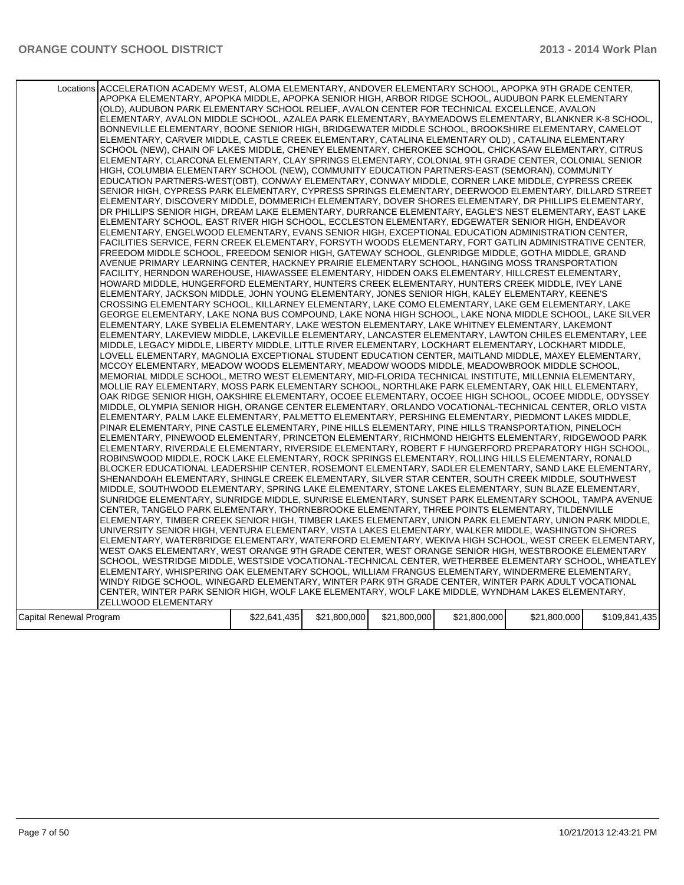| | | | | | | |
|---|---|---|---|---|---|---|
| Locations | ACCELERATION ACADEMY WEST, ALOMA ELEMENTARY, ANDOVER ELEMENTARY SCHOOL, APOPKA 9TH GRADE CENTER, APOPKA ELEMENTARY, APOPKA MIDDLE, APOPKA SENIOR HIGH, ARBOR RIDGE SCHOOL, AUDUBON PARK ELEMENTARY (OLD), AUDUBON PARK ELEMENTARY SCHOOL RELIEF, AVALON CENTER FOR TECHNICAL EXCELLENCE, AVALON ELEMENTARY, AVALON MIDDLE SCHOOL, AZALEA PARK ELEMENTARY, BAYMEADOWS ELEMENTARY, BLANKNER K-8 SCHOOL, BONNEVILLE ELEMENTARY, BOONE SENIOR HIGH, BRIDGEWATER MIDDLE SCHOOL, BROOKSHIRE ELEMENTARY, CAMELOT ELEMENTARY, CARVER MIDDLE, CASTLE CREEK ELEMENTARY, CATALINA ELEMENTARY OLD) , CATALINA ELEMENTARY SCHOOL (NEW), CHAIN OF LAKES MIDDLE, CHENEY ELEMENTARY, CHEROKEE SCHOOL, CHICKASAW ELEMENTARY, CITRUS ELEMENTARY, CLARCONA ELEMENTARY, CLAY SPRINGS ELEMENTARY, COLONIAL 9TH GRADE CENTER, COLONIAL SENIOR HIGH, COLUMBIA ELEMENTARY SCHOOL (NEW), COMMUNITY EDUCATION PARTNERS-EAST (SEMORAN), COMMUNITY EDUCATION PARTNERS-WEST(OBT), CONWAY ELEMENTARY, CONWAY MIDDLE, CORNER LAKE MIDDLE, CYPRESS CREEK SENIOR HIGH, CYPRESS PARK ELEMENTARY, CYPRESS SPRINGS ELEMENTARY, DEERWOOD ELEMENTARY, DILLARD STREET ELEMENTARY, DISCOVERY MIDDLE, DOMMERICH ELEMENTARY, DOVER SHORES ELEMENTARY, DR PHILLIPS ELEMENTARY, DR PHILLIPS SENIOR HIGH, DREAM LAKE ELEMENTARY, DURRANCE ELEMENTARY, EAGLE'S NEST ELEMENTARY, EAST LAKE ELEMENTARY SCHOOL, EAST RIVER HIGH SCHOOL, ECCLESTON ELEMENTARY, EDGEWATER SENIOR HIGH, ENDEAVOR ELEMENTARY, ENGELWOOD ELEMENTARY, EVANS SENIOR HIGH, EXCEPTIONAL EDUCATION ADMINISTRATION CENTER, FACILITIES SERVICE, FERN CREEK ELEMENTARY, FORSYTH WOODS ELEMENTARY, FORT GATLIN ADMINISTRATIVE CENTER, FREEDOM MIDDLE SCHOOL, FREEDOM SENIOR HIGH, GATEWAY SCHOOL, GLENRIDGE MIDDLE, GOTHA MIDDLE, GRAND AVENUE PRIMARY LEARNING CENTER, HACKNEY PRAIRIE ELEMENTARY SCHOOL, HANGING MOSS TRANSPORTATION FACILITY, HERNDON WAREHOUSE, HIAWASSEE ELEMENTARY, HIDDEN OAKS ELEMENTARY, HILLCREST ELEMENTARY, HOWARD MIDDLE, HUNGERFORD ELEMENTARY, HUNTERS CREEK ELEMENTARY, HUNTERS CREEK MIDDLE, IVEY LANE ELEMENTARY, JACKSON MIDDLE, JOHN YOUNG ELEMENTARY, JONES SENIOR HIGH, KALEY ELEMENTARY, KEENE'S CROSSING ELEMENTARY SCHOOL, KILLARNEY ELEMENTARY, LAKE COMO ELEMENTARY, LAKE GEM ELEMENTARY, LAKE GEORGE ELEMENTARY, LAKE NONA BUS COMPOUND, LAKE NONA HIGH SCHOOL, LAKE NONA MIDDLE SCHOOL, LAKE SILVER ELEMENTARY, LAKE SYBELIA ELEMENTARY, LAKE WESTON ELEMENTARY, LAKE WHITNEY ELEMENTARY, LAKEMONT ELEMENTARY, LAKEVIEW MIDDLE, LAKEVILLE ELEMENTARY, LANCASTER ELEMENTARY, LAWTON CHILES ELEMENTARY, LEE MIDDLE, LEGACY MIDDLE, LIBERTY MIDDLE, LITTLE RIVER ELEMENTARY, LOCKHART ELEMENTARY, LOCKHART MIDDLE, LOVELL ELEMENTARY, MAGNOLIA EXCEPTIONAL STUDENT EDUCATION CENTER, MAITLAND MIDDLE, MAXEY ELEMENTARY, MCCOY ELEMENTARY, MEADOW WOODS ELEMENTARY, MEADOW WOODS MIDDLE, MEADOWBROOK MIDDLE SCHOOL, MEMORIAL MIDDLE SCHOOL, METRO WEST ELEMENTARY, MID-FLORIDA TECHNICAL INSTITUTE, MILLENNIA ELEMENTARY, MOLLIE RAY ELEMENTARY, MOSS PARK ELEMENTARY SCHOOL, NORTHLAKE PARK ELEMENTARY, OAK HILL ELEMENTARY, OAK RIDGE SENIOR HIGH, OAKSHIRE ELEMENTARY, OCOEE ELEMENTARY, OCOEE HIGH SCHOOL, OCOEE MIDDLE, ODYSSEY MIDDLE, OLYMPIA SENIOR HIGH, ORANGE CENTER ELEMENTARY, ORLANDO VOCATIONAL-TECHNICAL CENTER, ORLO VISTA ELEMENTARY, PALM LAKE ELEMENTARY, PALMETTO ELEMENTARY, PERSHING ELEMENTARY, PIEDMONT LAKES MIDDLE, PINAR ELEMENTARY, PINE CASTLE ELEMENTARY, PINE HILLS ELEMENTARY, PINE HILLS TRANSPORTATION, PINELOCH ELEMENTARY, PINEWOOD ELEMENTARY, PRINCETON ELEMENTARY, RICHMOND HEIGHTS ELEMENTARY, RIDGEWOOD PARK ELEMENTARY, RIVERDALE ELEMENTARY, RIVERSIDE ELEMENTARY, ROBERT F HUNGERFORD PREPARATORY HIGH SCHOOL, ROBINSWOOD MIDDLE, ROCK LAKE ELEMENTARY, ROCK SPRINGS ELEMENTARY, ROLLING HILLS ELEMENTARY, RONALD BLOCKER EDUCATIONAL LEADERSHIP CENTER, ROSEMONT ELEMENTARY, SADLER ELEMENTARY, SAND LAKE ELEMENTARY, SHENANDOAH ELEMENTARY, SHINGLE CREEK ELEMENTARY, SILVER STAR CENTER, SOUTH CREEK MIDDLE, SOUTHWEST MIDDLE, SOUTHWOOD ELEMENTARY, SPRING LAKE ELEMENTARY, STONE LAKES ELEMENTARY, SUN BLAZE ELEMENTARY, SUNRIDGE ELEMENTARY, SUNRIDGE MIDDLE, SUNRISE ELEMENTARY, SUNSET PARK ELEMENTARY SCHOOL, TAMPA AVENUE CENTER, TANGELO PARK ELEMENTARY, THORNEBROOKE ELEMENTARY, THREE POINTS ELEMENTARY, TILDENVILLE ELEMENTARY, TIMBER CREEK SENIOR HIGH, TIMBER LAKES ELEMENTARY, UNION PARK ELEMENTARY, UNION PARK MIDDLE, UNIVERSITY SENIOR HIGH, VENTURA ELEMENTARY, VISTA LAKES ELEMENTARY, WALKER MIDDLE, WASHINGTON SHORES ELEMENTARY, WATERBRIDGE ELEMENTARY, WATERFORD ELEMENTARY, WEKIVA HIGH SCHOOL, WEST CREEK ELEMENTARY, WEST OAKS ELEMENTARY, WEST ORANGE 9TH GRADE CENTER, WEST ORANGE SENIOR HIGH, WESTBROOKE ELEMENTARY SCHOOL, WESTRIDGE MIDDLE, WESTSIDE VOCATIONAL-TECHNICAL CENTER, WETHERBEE ELEMENTARY SCHOOL, WHEATLEY ELEMENTARY, WHISPERING OAK ELEMENTARY SCHOOL, WILLIAM FRANGUS ELEMENTARY, WINDERMERE ELEMENTARY, WINDY RIDGE SCHOOL, WINEGARD ELEMENTARY, WINTER PARK 9TH GRADE CENTER, WINTER PARK ADULT VOCATIONAL CENTER, WINTER PARK SENIOR HIGH, WOLF LAKE ELEMENTARY, WOLF LAKE MIDDLE, WYNDHAM LAKES ELEMENTARY, ZELLWOOD ELEMENTARY | | | | | |
| Capital Renewal Program | $22,641,435 | $21,800,000 | $21,800,000 | $21,800,000 | $21,800,000 | $109,841,435 |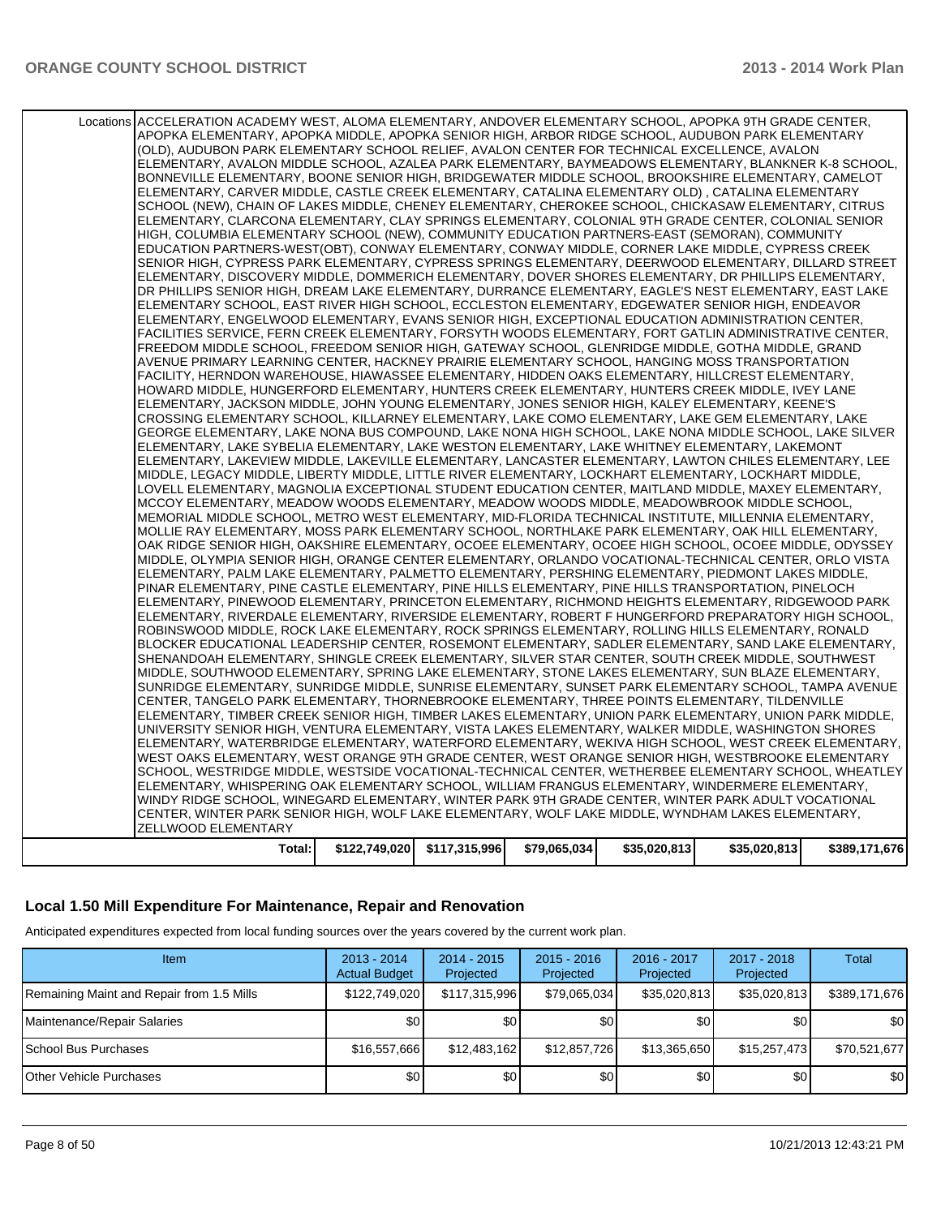| | | | | | | |
|---|---|---|---|---|---|---|
| Locations | ACCELERATION ACADEMY WEST, ALOMA ELEMENTARY, ANDOVER ELEMENTARY SCHOOL, APOPKA 9TH GRADE CENTER, APOPKA ELEMENTARY, APOPKA MIDDLE, APOPKA SENIOR HIGH, ARBOR RIDGE SCHOOL, AUDUBON PARK ELEMENTARY (OLD), AUDUBON PARK ELEMENTARY SCHOOL RELIEF, AVALON CENTER FOR TECHNICAL EXCELLENCE, AVALON ELEMENTARY, AVALON MIDDLE SCHOOL, AZALEA PARK ELEMENTARY, BAYMEADOWS ELEMENTARY, BLANKNER K-8 SCHOOL, BONNEVILLE ELEMENTARY, BOONE SENIOR HIGH, BRIDGEWATER MIDDLE SCHOOL, BROOKSHIRE ELEMENTARY, CAMELOT ELEMENTARY, CARVER MIDDLE, CASTLE CREEK ELEMENTARY, CATALINA ELEMENTARY OLD) , CATALINA ELEMENTARY SCHOOL (NEW), CHAIN OF LAKES MIDDLE, CHENEY ELEMENTARY, CHEROKEE SCHOOL, CHICKASAW ELEMENTARY, CITRUS ELEMENTARY, CLARCONA ELEMENTARY, CLAY SPRINGS ELEMENTARY, COLONIAL 9TH GRADE CENTER, COLONIAL SENIOR HIGH, COLUMBIA ELEMENTARY SCHOOL (NEW), COMMUNITY EDUCATION PARTNERS-EAST (SEMORAN), COMMUNITY EDUCATION PARTNERS-WEST(OBT), CONWAY ELEMENTARY, CONWAY MIDDLE, CORNER LAKE MIDDLE, CYPRESS CREEK SENIOR HIGH, CYPRESS PARK ELEMENTARY, CYPRESS SPRINGS ELEMENTARY, DEERWOOD ELEMENTARY, DILLARD STREET ELEMENTARY, DISCOVERY MIDDLE, DOMMERICH ELEMENTARY, DOVER SHORES ELEMENTARY, DR PHILLIPS ELEMENTARY, DR PHILLIPS SENIOR HIGH, DREAM LAKE ELEMENTARY, DURRANCE ELEMENTARY, EAGLE'S NEST ELEMENTARY, EAST LAKE ELEMENTARY SCHOOL, EAST RIVER HIGH SCHOOL, ECCLESTON ELEMENTARY, EDGEWATER SENIOR HIGH, ENDEAVOR ELEMENTARY, ENGELWOOD ELEMENTARY, EVANS SENIOR HIGH, EXCEPTIONAL EDUCATION ADMINISTRATION CENTER, FACILITIES SERVICE, FERN CREEK ELEMENTARY, FORSYTH WOODS ELEMENTARY, FORT GATLIN ADMINISTRATIVE CENTER, FREEDOM MIDDLE SCHOOL, FREEDOM SENIOR HIGH, GATEWAY SCHOOL, GLENRIDGE MIDDLE, GOTHA MIDDLE, GRAND AVENUE PRIMARY LEARNING CENTER, HACKNEY PRAIRIE ELEMENTARY SCHOOL, HANGING MOSS TRANSPORTATION FACILITY, HERNDON WAREHOUSE, HIAWASSEE ELEMENTARY, HIDDEN OAKS ELEMENTARY, HILLCREST ELEMENTARY, HOWARD MIDDLE, HUNGERFORD ELEMENTARY, HUNTERS CREEK ELEMENTARY, HUNTERS CREEK MIDDLE, IVEY LANE ELEMENTARY, JACKSON MIDDLE, JOHN YOUNG ELEMENTARY, JONES SENIOR HIGH, KALEY ELEMENTARY, KEENE'S CROSSING ELEMENTARY SCHOOL, KILLARNEY ELEMENTARY, LAKE COMO ELEMENTARY, LAKE GEM ELEMENTARY, LAKE GEORGE ELEMENTARY, LAKE NONA BUS COMPOUND, LAKE NONA HIGH SCHOOL, LAKE NONA MIDDLE SCHOOL, LAKE SILVER ELEMENTARY, LAKE SYBELIA ELEMENTARY, LAKE WESTON ELEMENTARY, LAKE WHITNEY ELEMENTARY, LAKEMONT ELEMENTARY, LAKEVIEW MIDDLE, LAKEVILLE ELEMENTARY, LANCASTER ELEMENTARY, LAWTON CHILES ELEMENTARY, LEE MIDDLE, LEGACY MIDDLE, LIBERTY MIDDLE, LITTLE RIVER ELEMENTARY, LOCKHART ELEMENTARY, LOCKHART MIDDLE, LOVELL ELEMENTARY, MAGNOLIA EXCEPTIONAL STUDENT EDUCATION CENTER, MAITLAND MIDDLE, MAXEY ELEMENTARY, MCCOY ELEMENTARY, MEADOW WOODS ELEMENTARY, MEADOW WOODS MIDDLE, MEADOWBROOK MIDDLE SCHOOL, MEMORIAL MIDDLE SCHOOL, METRO WEST ELEMENTARY, MID-FLORIDA TECHNICAL INSTITUTE, MILLENNIA ELEMENTARY, MOLLIE RAY ELEMENTARY, MOSS PARK ELEMENTARY SCHOOL, NORTHLAKE PARK ELEMENTARY, OAK HILL ELEMENTARY, OAK RIDGE SENIOR HIGH, OAKSHIRE ELEMENTARY, OCOEE ELEMENTARY, OCOEE HIGH SCHOOL, OCOEE MIDDLE, ODYSSEY MIDDLE, OLYMPIA SENIOR HIGH, ORANGE CENTER ELEMENTARY, ORLANDO VOCATIONAL-TECHNICAL CENTER, ORLO VISTA ELEMENTARY, PALM LAKE ELEMENTARY, PALMETTO ELEMENTARY, PERSHING ELEMENTARY, PIEDMONT LAKES MIDDLE, PINAR ELEMENTARY, PINE CASTLE ELEMENTARY, PINE HILLS ELEMENTARY, PINE HILLS TRANSPORTATION, PINELOCH ELEMENTARY, PINEWOOD ELEMENTARY, PRINCETON ELEMENTARY, RICHMOND HEIGHTS ELEMENTARY, RIDGEWOOD PARK ELEMENTARY, RIVERDALE ELEMENTARY, RIVERSIDE ELEMENTARY, ROBERT F HUNGERFORD PREPARATORY HIGH SCHOOL, ROBINSWOOD MIDDLE, ROCK LAKE ELEMENTARY, ROCK SPRINGS ELEMENTARY, ROLLING HILLS ELEMENTARY, RONALD BLOCKER EDUCATIONAL LEADERSHIP CENTER, ROSEMONT ELEMENTARY, SADLER ELEMENTARY, SAND LAKE ELEMENTARY, SHENANDOAH ELEMENTARY, SHINGLE CREEK ELEMENTARY, SILVER STAR CENTER, SOUTH CREEK MIDDLE, SOUTHWEST MIDDLE, SOUTHWOOD ELEMENTARY, SPRING LAKE ELEMENTARY, STONE LAKES ELEMENTARY, SUN BLAZE ELEMENTARY, SUNRIDGE ELEMENTARY, SUNRIDGE MIDDLE, SUNRISE ELEMENTARY, SUNSET PARK ELEMENTARY SCHOOL, TAMPA AVENUE CENTER, TANGELO PARK ELEMENTARY, THORNEBROOKE ELEMENTARY, THREE POINTS ELEMENTARY, TILDENVILLE ELEMENTARY, TIMBER CREEK SENIOR HIGH, TIMBER LAKES ELEMENTARY, UNION PARK ELEMENTARY, UNION PARK MIDDLE, UNIVERSITY SENIOR HIGH, VENTURA ELEMENTARY, VISTA LAKES ELEMENTARY, WALKER MIDDLE, WASHINGTON SHORES ELEMENTARY, WATERBRIDGE ELEMENTARY, WATERFORD ELEMENTARY, WEKIVA HIGH SCHOOL, WEST CREEK ELEMENTARY, WEST OAKS ELEMENTARY, WEST ORANGE 9TH GRADE CENTER, WEST ORANGE SENIOR HIGH, WESTBROOKE ELEMENTARY SCHOOL, WESTRIDGE MIDDLE, WESTSIDE VOCATIONAL-TECHNICAL CENTER, WETHERBEE ELEMENTARY SCHOOL, WHEATLEY ELEMENTARY, WHISPERING OAK ELEMENTARY SCHOOL, WILLIAM FRANGUS ELEMENTARY, WINDERMERE ELEMENTARY, WINDY RIDGE SCHOOL, WINEGARD ELEMENTARY, WINTER PARK 9TH GRADE CENTER, WINTER PARK ADULT VOCATIONAL CENTER, WINTER PARK SENIOR HIGH, WOLF LAKE ELEMENTARY, WOLF LAKE MIDDLE, WYNDHAM LAKES ELEMENTARY, ZELLWOOD ELEMENTARY | | | | | |
| **Total:** | **$122,749,020** | **$117,315,996** | **$79,065,034** | **$35,020,813** | **$35,020,813** | **$389,171,676** |

## Local 1.50 Mill Expenditure For Maintenance, Repair and Renovation

Anticipated expenditures expected from local funding sources over the years covered by the current work plan.

| Item | 2013 - 2014 Actual Budget | 2014 - 2015 Projected | 2015 - 2016 Projected | 2016 - 2017 Projected | 2017 - 2018 Projected | Total |
|---|---|---|---|---|---|---|
| Remaining Maint and Repair from 1.5 Mills | $122,749,020 | $117,315,996 | $79,065,034 | $35,020,813 | $35,020,813 | $389,171,676 |
| Maintenance/Repair Salaries | $0 | $0 | $0 | $0 | $0 | $0 |
| School Bus Purchases | $16,557,666 | $12,483,162 | $12,857,726 | $13,365,650 | $15,257,473 | $70,521,677 |
| Other Vehicle Purchases | $0 | $0 | $0 | $0 | $0 | $0 |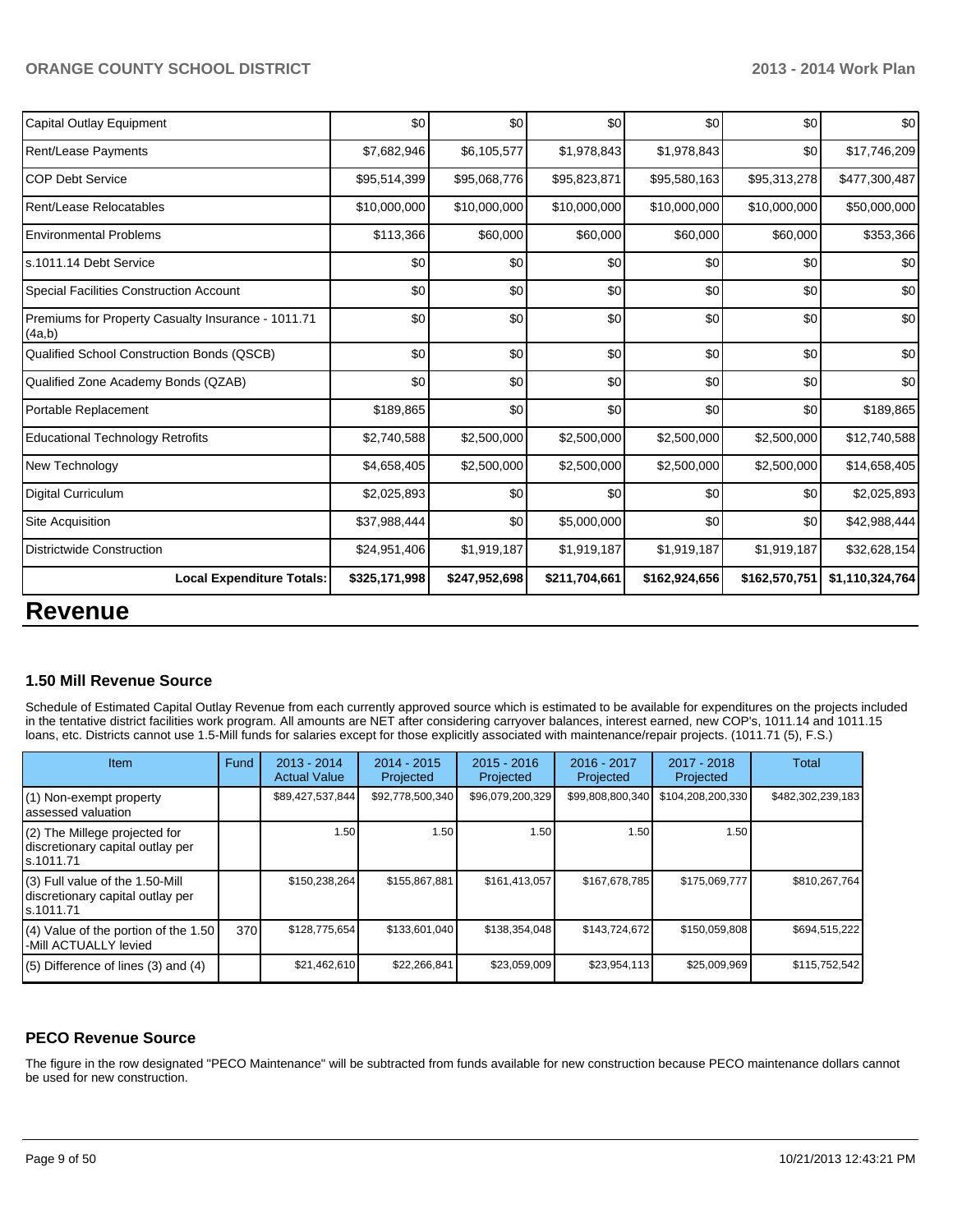| | | | | | | |
|---|---|---|---|---|---|---|
| Capital Outlay Equipment | $0 | $0 | $0 | $0 | $0 | $0 |
| Rent/Lease Payments | $7,682,946 | $6,105,577 | $1,978,843 | $1,978,843 | $0 | $17,746,209 |
| COP Debt Service | $95,514,399 | $95,068,776 | $95,823,871 | $95,580,163 | $95,313,278 | $477,300,487 |
| Rent/Lease Relocatables | $10,000,000 | $10,000,000 | $10,000,000 | $10,000,000 | $10,000,000 | $50,000,000 |
| Environmental Problems | $113,366 | $60,000 | $60,000 | $60,000 | $60,000 | $353,366 |
| s.1011.14 Debt Service | $0 | $0 | $0 | $0 | $0 | $0 |
| Special Facilities Construction Account | $0 | $0 | $0 | $0 | $0 | $0 |
| Premiums for Property Casualty Insurance - 1011.71 (4a,b) | $0 | $0 | $0 | $0 | $0 | $0 |
| Qualified School Construction Bonds (QSCB) | $0 | $0 | $0 | $0 | $0 | $0 |
| Qualified Zone Academy Bonds (QZAB) | $0 | $0 | $0 | $0 | $0 | $0 |
| Portable Replacement | $189,865 | $0 | $0 | $0 | $0 | $189,865 |
| Educational Technology Retrofits | $2,740,588 | $2,500,000 | $2,500,000 | $2,500,000 | $2,500,000 | $12,740,588 |
| New Technology | $4,658,405 | $2,500,000 | $2,500,000 | $2,500,000 | $2,500,000 | $14,658,405 |
| Digital Curriculum | $2,025,893 | $0 | $0 | $0 | $0 | $2,025,893 |
| Site Acquisition | $37,988,444 | $0 | $5,000,000 | $0 | $0 | $42,988,444 |
| Districtwide Construction | $24,951,406 | $1,919,187 | $1,919,187 | $1,919,187 | $1,919,187 | $32,628,154 |
| **Local Expenditure Totals:** | **$325,171,998** | **$247,952,698** | **$211,704,661** | **$162,924,656** | **$162,570,751** | **$1,110,324,764** |

# Revenue

### 1.50 Mill Revenue Source

Schedule of Estimated Capital Outlay Revenue from each currently approved source which is estimated to be available for expenditures on the projects included in the tentative district facilities work program. All amounts are NET after considering carryover balances, interest earned, new COP's, 1011.14 and 1011.15 loans, etc. Districts cannot use 1.5-Mill funds for salaries except for those explicitly associated with maintenance/repair projects. (1011.71 (5), F.S.)

| Item | Fund | 2013 - 2014 Actual Value | 2014 - 2015 Projected | 2015 - 2016 Projected | 2016 - 2017 Projected | 2017 - 2018 Projected | Total |
|---|---|---|---|---|---|---|---|
| (1) Non-exempt property assessed valuation | | $89,427,537,844 | $92,778,500,340 | $96,079,200,329 | $99,808,800,340 | $104,208,200,330 | $482,302,239,183 |
| (2) The Millege projected for discretionary capital outlay per s.1011.71 | | 1.50 | 1.50 | 1.50 | 1.50 | 1.50 | |
| (3) Full value of the 1.50-Mill discretionary capital outlay per s.1011.71 | | $150,238,264 | $155,867,881 | $161,413,057 | $167,678,785 | $175,069,777 | $810,267,764 |
| (4) Value of the portion of the 1.50 -Mill ACTUALLY levied | 370 | $128,775,654 | $133,601,040 | $138,354,048 | $143,724,672 | $150,059,808 | $694,515,222 |
| (5) Difference of lines (3) and (4) | | $21,462,610 | $22,266,841 | $23,059,009 | $23,954,113 | $25,009,969 | $115,752,542 |

### PECO Revenue Source

The figure in the row designated "PECO Maintenance" will be subtracted from funds available for new construction because PECO maintenance dollars cannot be used for new construction.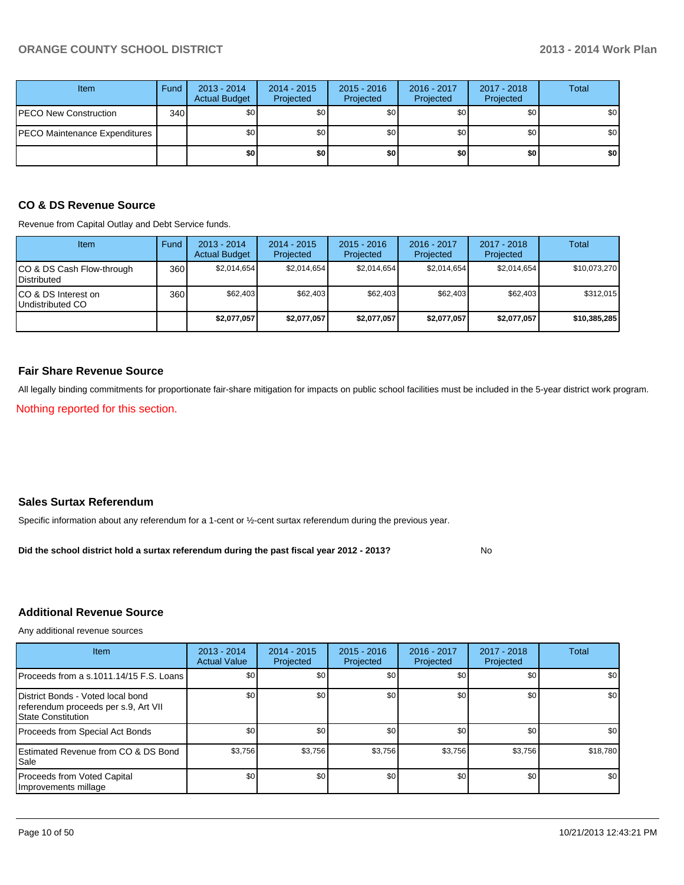| Item | Fund | 2013 - 2014 Actual Budget | 2014 - 2015 Projected | 2015 - 2016 Projected | 2016 - 2017 Projected | 2017 - 2018 Projected | Total |
|---|---|---|---|---|---|---|---|
| PECO New Construction | 340 | $0 | $0 | $0 | $0 | $0 | $0 |
| PECO Maintenance Expenditures | | $0 | $0 | $0 | $0 | $0 | $0 |
| | | **$0** | **$0** | **$0** | **$0** | **$0** | **$0** |

### CO & DS Revenue Source

Revenue from Capital Outlay and Debt Service funds.

| Item | Fund | 2013 - 2014 Actual Budget | 2014 - 2015 Projected | 2015 - 2016 Projected | 2016 - 2017 Projected | 2017 - 2018 Projected | Total |
|---|---|---|---|---|---|---|---|
| CO & DS Cash Flow-through Distributed | 360 | $2,014,654 | $2,014,654 | $2,014,654 | $2,014,654 | $2,014,654 | $10,073,270 |
| CO & DS Interest on Undistributed CO | 360 | $62,403 | $62,403 | $62,403 | $62,403 | $62,403 | $312,015 |
| | | **$2,077,057** | **$2,077,057** | **$2,077,057** | **$2,077,057** | **$2,077,057** | **$10,385,285** |

### Fair Share Revenue Source

All legally binding commitments for proportionate fair-share mitigation for impacts on public school facilities must be included in the 5-year district work program.

Nothing reported for this section.

### Sales Surtax Referendum

Specific information about any referendum for a 1-cent or ½-cent surtax referendum during the previous year.

**Did the school district hold a surtax referendum during the past fiscal year 2012 - 2013?** No

### Additional Revenue Source

Any additional revenue sources

| Item | 2013 - 2014 Actual Value | 2014 - 2015 Projected | 2015 - 2016 Projected | 2016 - 2017 Projected | 2017 - 2018 Projected | Total |
|---|---|---|---|---|---|---|
| Proceeds from a s.1011.14/15 F.S. Loans | $0 | $0 | $0 | $0 | $0 | $0 |
| District Bonds - Voted local bond referendum proceeds per s.9, Art VII State Constitution | $0 | $0 | $0 | $0 | $0 | $0 |
| Proceeds from Special Act Bonds | $0 | $0 | $0 | $0 | $0 | $0 |
| Estimated Revenue from CO & DS Bond Sale | $3,756 | $3,756 | $3,756 | $3,756 | $3,756 | $18,780 |
| Proceeds from Voted Capital Improvements millage | $0 | $0 | $0 | $0 | $0 | $0 |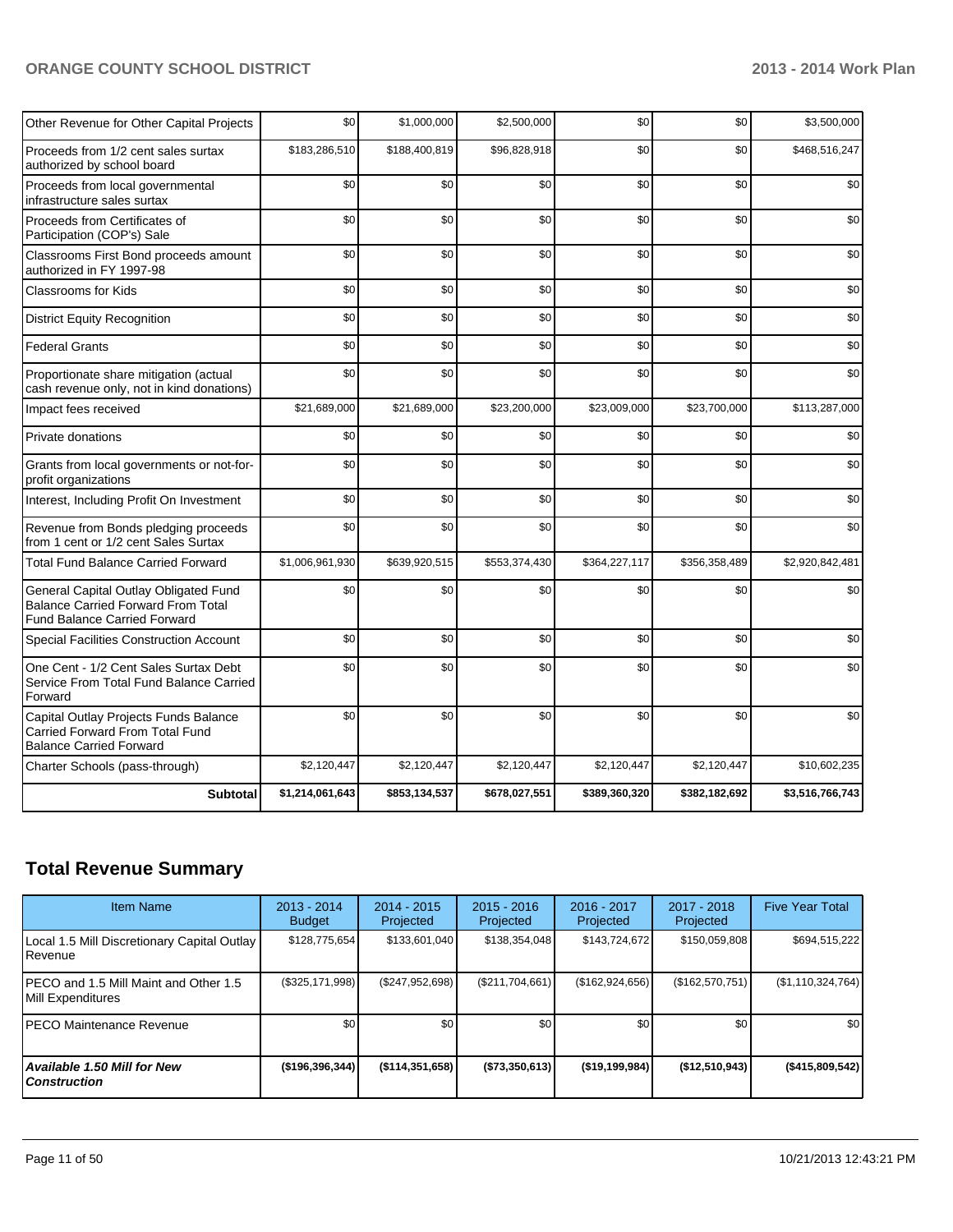| | | | | | | |
|---|---|---|---|---|---|---|
| Other Revenue for Other Capital Projects | $0 | $1,000,000 | $2,500,000 | $0 | $0 | $3,500,000 |
| Proceeds from 1/2 cent sales surtax authorized by school board | $183,286,510 | $188,400,819 | $96,828,918 | $0 | $0 | $468,516,247 |
| Proceeds from local governmental infrastructure sales surtax | $0 | $0 | $0 | $0 | $0 | $0 |
| Proceeds from Certificates of Participation (COP's) Sale | $0 | $0 | $0 | $0 | $0 | $0 |
| Classrooms First Bond proceeds amount authorized in FY 1997-98 | $0 | $0 | $0 | $0 | $0 | $0 |
| Classrooms for Kids | $0 | $0 | $0 | $0 | $0 | $0 |
| District Equity Recognition | $0 | $0 | $0 | $0 | $0 | $0 |
| Federal Grants | $0 | $0 | $0 | $0 | $0 | $0 |
| Proportionate share mitigation (actual cash revenue only, not in kind donations) | $0 | $0 | $0 | $0 | $0 | $0 |
| Impact fees received | $21,689,000 | $21,689,000 | $23,200,000 | $23,009,000 | $23,700,000 | $113,287,000 |
| Private donations | $0 | $0 | $0 | $0 | $0 | $0 |
| Grants from local governments or not-for-profit organizations | $0 | $0 | $0 | $0 | $0 | $0 |
| Interest, Including Profit On Investment | $0 | $0 | $0 | $0 | $0 | $0 |
| Revenue from Bonds pledging proceeds from 1 cent or 1/2 cent Sales Surtax | $0 | $0 | $0 | $0 | $0 | $0 |
| Total Fund Balance Carried Forward | $1,006,961,930 | $639,920,515 | $553,374,430 | $364,227,117 | $356,358,489 | $2,920,842,481 |
| General Capital Outlay Obligated Fund Balance Carried Forward From Total Fund Balance Carried Forward | $0 | $0 | $0 | $0 | $0 | $0 |
| Special Facilities Construction Account | $0 | $0 | $0 | $0 | $0 | $0 |
| One Cent - 1/2 Cent Sales Surtax Debt Service From Total Fund Balance Carried Forward | $0 | $0 | $0 | $0 | $0 | $0 |
| Capital Outlay Projects Funds Balance Carried Forward From Total Fund Balance Carried Forward | $0 | $0 | $0 | $0 | $0 | $0 |
| Charter Schools (pass-through) | $2,120,447 | $2,120,447 | $2,120,447 | $2,120,447 | $2,120,447 | $10,602,235 |
| **Subtotal** | **$1,214,061,643** | **$853,134,537** | **$678,027,551** | **$389,360,320** | **$382,182,692** | **$3,516,766,743** |

## Total Revenue Summary

| Item Name | 2013 - 2014 Budget | 2014 - 2015 Projected | 2015 - 2016 Projected | 2016 - 2017 Projected | 2017 - 2018 Projected | Five Year Total |
|---|---|---|---|---|---|---|
| Local 1.5 Mill Discretionary Capital Outlay Revenue | $128,775,654 | $133,601,040 | $138,354,048 | $143,724,672 | $150,059,808 | $694,515,222 |
| PECO and 1.5 Mill Maint and Other 1.5 Mill Expenditures | ($325,171,998) | ($247,952,698) | ($211,704,661) | ($162,924,656) | ($162,570,751) | ($1,110,324,764) |
| PECO Maintenance Revenue | $0 | $0 | $0 | $0 | $0 | $0 |
| ***Available 1.50 Mill for New Construction*** | **($196,396,344)** | **($114,351,658)** | **($73,350,613)** | **($19,199,984)** | **($12,510,943)** | **($415,809,542)** |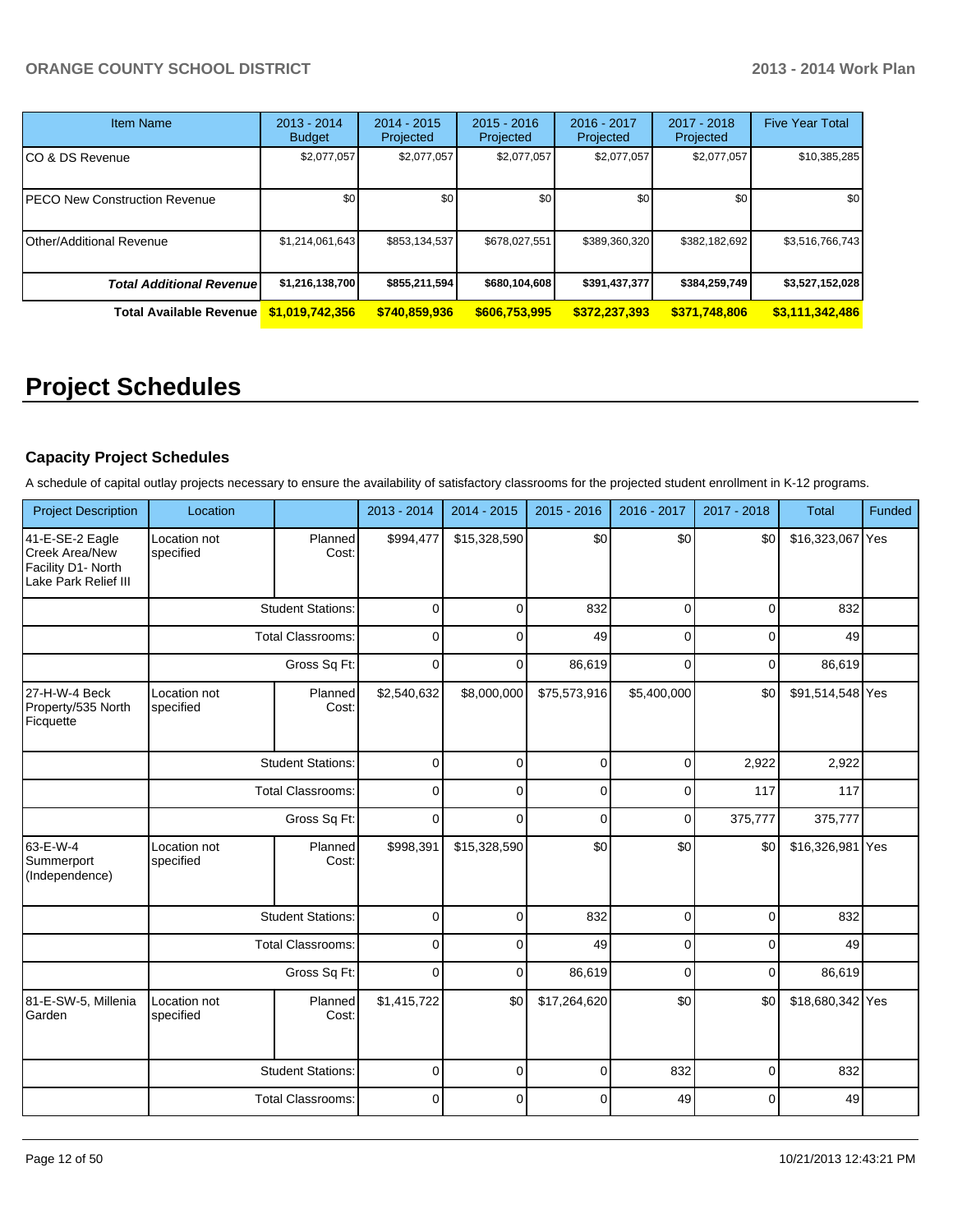| Item Name | 2013 - 2014 Budget | 2014 - 2015 Projected | 2015 - 2016 Projected | 2016 - 2017 Projected | 2017 - 2018 Projected | Five Year Total |
|---|---|---|---|---|---|---|
| CO & DS Revenue | $2,077,057 | $2,077,057 | $2,077,057 | $2,077,057 | $2,077,057 | $10,385,285 |
| PECO New Construction Revenue | $0 | $0 | $0 | $0 | $0 | $0 |
| Other/Additional Revenue | $1,214,061,643 | $853,134,537 | $678,027,551 | $389,360,320 | $382,182,692 | $3,516,766,743 |
| ***Total Additional Revenue*** | **$1,216,138,700** | **$855,211,594** | **$680,104,608** | **$391,437,377** | **$384,259,749** | **$3,527,152,028** |
| **Total Available Revenue** | **$1,019,742,356** | **$740,859,936** | **$606,753,995** | **$372,237,393** | **$371,748,806** | **$3,111,342,486** |

# Project Schedules

### Capacity Project Schedules

A schedule of capital outlay projects necessary to ensure the availability of satisfactory classrooms for the projected student enrollment in K-12 programs.

| Project Description | Location | | 2013 - 2014 | 2014 - 2015 | 2015 - 2016 | 2016 - 2017 | 2017 - 2018 | Total | Funded |
|---|---|---|---|---|---|---|---|---|---|
| 41-E-SE-2 Eagle Creek Area/New Facility D1- North Lake Park Relief III | Location not specified | Planned Cost: | $994,477 | $15,328,590 | $0 | $0 | $0 | $16,323,067 | Yes |
| | | Student Stations: | 0 | 0 | 832 | 0 | 0 | 832 | |
| | | Total Classrooms: | 0 | 0 | 49 | 0 | 0 | 49 | |
| | | Gross Sq Ft: | 0 | 0 | 86,619 | 0 | 0 | 86,619 | |
| 27-H-W-4 Beck Property/535 North Ficquette | Location not specified | Planned Cost: | $2,540,632 | $8,000,000 | $75,573,916 | $5,400,000 | $0 | $91,514,548 | Yes |
| | | Student Stations: | 0 | 0 | 0 | 0 | 2,922 | 2,922 | |
| | | Total Classrooms: | 0 | 0 | 0 | 0 | 117 | 117 | |
| | | Gross Sq Ft: | 0 | 0 | 0 | 0 | 375,777 | 375,777 | |
| 63-E-W-4 Summerport (Independence) | Location not specified | Planned Cost: | $998,391 | $15,328,590 | $0 | $0 | $0 | $16,326,981 | Yes |
| | | Student Stations: | 0 | 0 | 832 | 0 | 0 | 832 | |
| | | Total Classrooms: | 0 | 0 | 49 | 0 | 0 | 49 | |
| | | Gross Sq Ft: | 0 | 0 | 86,619 | 0 | 0 | 86,619 | |
| 81-E-SW-5, Millenia Garden | Location not specified | Planned Cost: | $1,415,722 | $0 | $17,264,620 | $0 | $0 | $18,680,342 | Yes |
| | | Student Stations: | 0 | 0 | 0 | 832 | 0 | 832 | |
| | | Total Classrooms: | 0 | 0 | 0 | 49 | 0 | 49 | |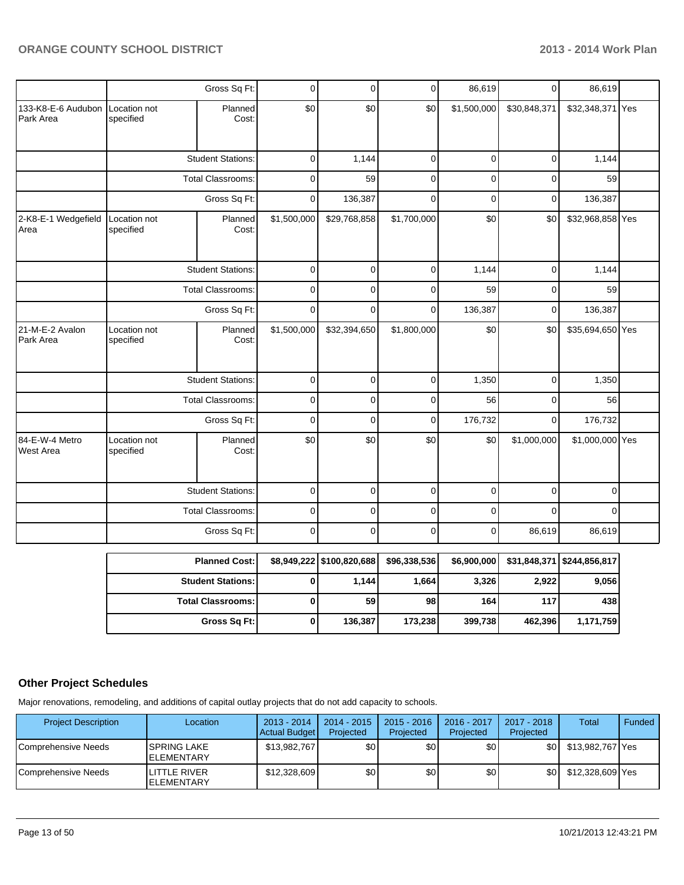| | | | | | | | | | |
|---|---|---|---|---|---|---|---|---|---|
| | | Gross Sq Ft: | 0 | 0 | 0 | 86,619 | 0 | 86,619 | |
| 133-K8-E-6 Audubon Park Area | Location not specified | Planned Cost: | $0 | $0 | $0 | $1,500,000 | $30,848,371 | $32,348,371 | Yes |
| | | Student Stations: | 0 | 1,144 | 0 | 0 | 0 | 1,144 | |
| | | Total Classrooms: | 0 | 59 | 0 | 0 | 0 | 59 | |
| | | Gross Sq Ft: | 0 | 136,387 | 0 | 0 | 0 | 136,387 | |
| 2-K8-E-1 Wedgefield Area | Location not specified | Planned Cost: | $1,500,000 | $29,768,858 | $1,700,000 | $0 | $0 | $32,968,858 | Yes |
| | | Student Stations: | 0 | 0 | 0 | 1,144 | 0 | 1,144 | |
| | | Total Classrooms: | 0 | 0 | 0 | 59 | 0 | 59 | |
| | | Gross Sq Ft: | 0 | 0 | 0 | 136,387 | 0 | 136,387 | |
| 21-M-E-2 Avalon Park Area | Location not specified | Planned Cost: | $1,500,000 | $32,394,650 | $1,800,000 | $0 | $0 | $35,694,650 | Yes |
| | | Student Stations: | 0 | 0 | 0 | 1,350 | 0 | 1,350 | |
| | | Total Classrooms: | 0 | 0 | 0 | 56 | 0 | 56 | |
| | | Gross Sq Ft: | 0 | 0 | 0 | 176,732 | 0 | 176,732 | |
| 84-E-W-4 Metro West Area | Location not specified | Planned Cost: | $0 | $0 | $0 | $0 | $1,000,000 | $1,000,000 | Yes |
| | | Student Stations: | 0 | 0 | 0 | 0 | 0 | 0 | |
| | | Total Classrooms: | 0 | 0 | 0 | 0 | 0 | 0 | |
| | | Gross Sq Ft: | 0 | 0 | 0 | 0 | 86,619 | 86,619 | |

| | | | | | | |
|---|---|---|---|---|---|---|
| **Planned Cost:** | **$8,949,222** | **$100,820,688** | **$96,338,536** | **$6,900,000** | **$31,848,371** | **$244,856,817** |
| **Student Stations:** | **0** | **1,144** | **1,664** | **3,326** | **2,922** | **9,056** |
| **Total Classrooms:** | **0** | **59** | **98** | **164** | **117** | **438** |
| **Gross Sq Ft:** | **0** | **136,387** | **173,238** | **399,738** | **462,396** | **1,171,759** |

## Other Project Schedules

Major renovations, remodeling, and additions of capital outlay projects that do not add capacity to schools.

| Project Description | Location | 2013 - 2014 Actual Budget | 2014 - 2015 Projected | 2015 - 2016 Projected | 2016 - 2017 Projected | 2017 - 2018 Projected | Total | Funded |
|---|---|---|---|---|---|---|---|---|
| Comprehensive Needs | SPRING LAKE ELEMENTARY | $13,982,767 | $0 | $0 | $0 | $0 | $13,982,767 | Yes |
| Comprehensive Needs | LITTLE RIVER ELEMENTARY | $12,328,609 | $0 | $0 | $0 | $0 | $12,328,609 | Yes |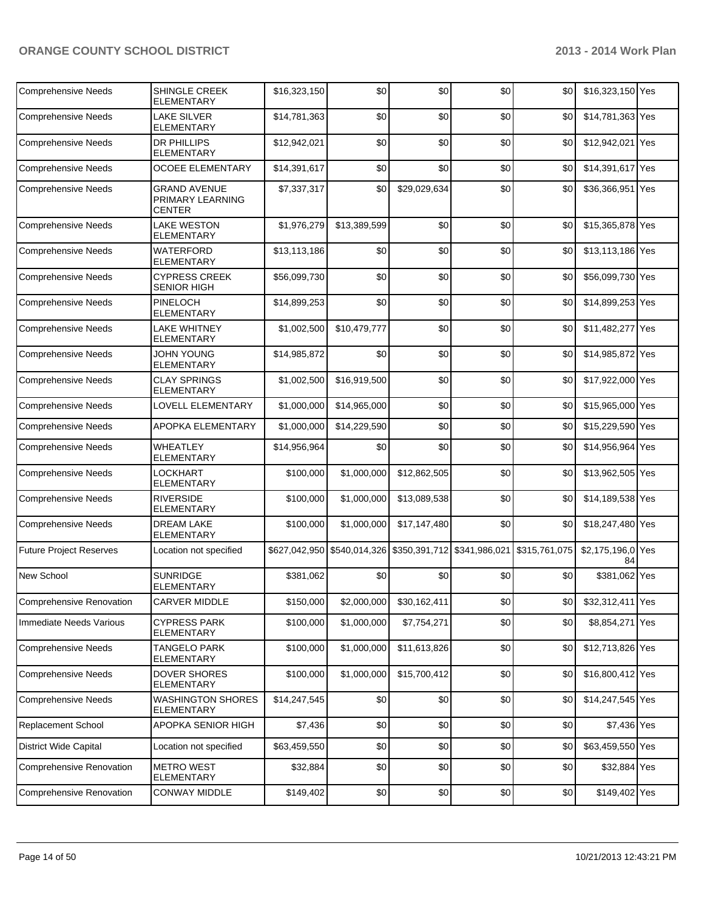| | | | | | | | | |
|---|---|---|---|---|---|---|---|---|
| Comprehensive Needs | SHINGLE CREEK ELEMENTARY | $16,323,150 | $0 | $0 | $0 | $0 | $16,323,150 | Yes |
| Comprehensive Needs | LAKE SILVER ELEMENTARY | $14,781,363 | $0 | $0 | $0 | $0 | $14,781,363 | Yes |
| Comprehensive Needs | DR PHILLIPS ELEMENTARY | $12,942,021 | $0 | $0 | $0 | $0 | $12,942,021 | Yes |
| Comprehensive Needs | OCOEE ELEMENTARY | $14,391,617 | $0 | $0 | $0 | $0 | $14,391,617 | Yes |
| Comprehensive Needs | GRAND AVENUE PRIMARY LEARNING CENTER | $7,337,317 | $0 | $29,029,634 | $0 | $0 | $36,366,951 | Yes |
| Comprehensive Needs | LAKE WESTON ELEMENTARY | $1,976,279 | $13,389,599 | $0 | $0 | $0 | $15,365,878 | Yes |
| Comprehensive Needs | WATERFORD ELEMENTARY | $13,113,186 | $0 | $0 | $0 | $0 | $13,113,186 | Yes |
| Comprehensive Needs | CYPRESS CREEK SENIOR HIGH | $56,099,730 | $0 | $0 | $0 | $0 | $56,099,730 | Yes |
| Comprehensive Needs | PINELOCH ELEMENTARY | $14,899,253 | $0 | $0 | $0 | $0 | $14,899,253 | Yes |
| Comprehensive Needs | LAKE WHITNEY ELEMENTARY | $1,002,500 | $10,479,777 | $0 | $0 | $0 | $11,482,277 | Yes |
| Comprehensive Needs | JOHN YOUNG ELEMENTARY | $14,985,872 | $0 | $0 | $0 | $0 | $14,985,872 | Yes |
| Comprehensive Needs | CLAY SPRINGS ELEMENTARY | $1,002,500 | $16,919,500 | $0 | $0 | $0 | $17,922,000 | Yes |
| Comprehensive Needs | LOVELL ELEMENTARY | $1,000,000 | $14,965,000 | $0 | $0 | $0 | $15,965,000 | Yes |
| Comprehensive Needs | APOPKA ELEMENTARY | $1,000,000 | $14,229,590 | $0 | $0 | $0 | $15,229,590 | Yes |
| Comprehensive Needs | WHEATLEY ELEMENTARY | $14,956,964 | $0 | $0 | $0 | $0 | $14,956,964 | Yes |
| Comprehensive Needs | LOCKHART ELEMENTARY | $100,000 | $1,000,000 | $12,862,505 | $0 | $0 | $13,962,505 | Yes |
| Comprehensive Needs | RIVERSIDE ELEMENTARY | $100,000 | $1,000,000 | $13,089,538 | $0 | $0 | $14,189,538 | Yes |
| Comprehensive Needs | DREAM LAKE ELEMENTARY | $100,000 | $1,000,000 | $17,147,480 | $0 | $0 | $18,247,480 | Yes |
| Future Project Reserves | Location not specified | $627,042,950 | $540,014,326 | $350,391,712 | $341,986,021 | $315,761,075 | $2,175,196,084 | Yes |
| New School | SUNRIDGE ELEMENTARY | $381,062 | $0 | $0 | $0 | $0 | $381,062 | Yes |
| Comprehensive Renovation | CARVER MIDDLE | $150,000 | $2,000,000 | $30,162,411 | $0 | $0 | $32,312,411 | Yes |
| Immediate Needs Various | CYPRESS PARK ELEMENTARY | $100,000 | $1,000,000 | $7,754,271 | $0 | $0 | $8,854,271 | Yes |
| Comprehensive Needs | TANGELO PARK ELEMENTARY | $100,000 | $1,000,000 | $11,613,826 | $0 | $0 | $12,713,826 | Yes |
| Comprehensive Needs | DOVER SHORES ELEMENTARY | $100,000 | $1,000,000 | $15,700,412 | $0 | $0 | $16,800,412 | Yes |
| Comprehensive Needs | WASHINGTON SHORES ELEMENTARY | $14,247,545 | $0 | $0 | $0 | $0 | $14,247,545 | Yes |
| Replacement School | APOPKA SENIOR HIGH | $7,436 | $0 | $0 | $0 | $0 | $7,436 | Yes |
| District Wide Capital | Location not specified | $63,459,550 | $0 | $0 | $0 | $0 | $63,459,550 | Yes |
| Comprehensive Renovation | METRO WEST ELEMENTARY | $32,884 | $0 | $0 | $0 | $0 | $32,884 | Yes |
| Comprehensive Renovation | CONWAY MIDDLE | $149,402 | $0 | $0 | $0 | $0 | $149,402 | Yes |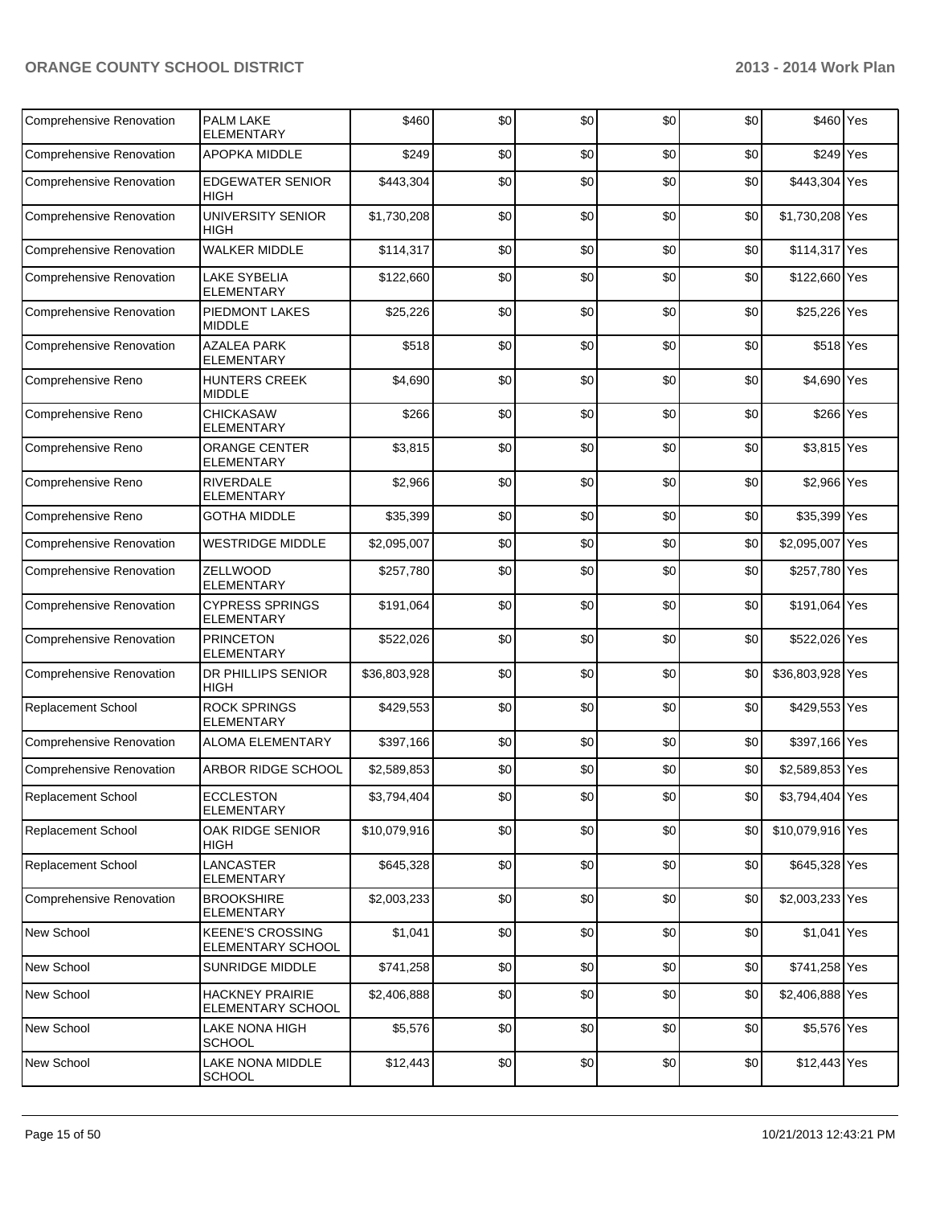| | | | | | | | | |
|---|---|---|---|---|---|---|---|---|
| Comprehensive Renovation | PALM LAKE ELEMENTARY | $460 | $0 | $0 | $0 | $0 | $460 | Yes |
| Comprehensive Renovation | APOPKA MIDDLE | $249 | $0 | $0 | $0 | $0 | $249 | Yes |
| Comprehensive Renovation | EDGEWATER SENIOR HIGH | $443,304 | $0 | $0 | $0 | $0 | $443,304 | Yes |
| Comprehensive Renovation | UNIVERSITY SENIOR HIGH | $1,730,208 | $0 | $0 | $0 | $0 | $1,730,208 | Yes |
| Comprehensive Renovation | WALKER MIDDLE | $114,317 | $0 | $0 | $0 | $0 | $114,317 | Yes |
| Comprehensive Renovation | LAKE SYBELIA ELEMENTARY | $122,660 | $0 | $0 | $0 | $0 | $122,660 | Yes |
| Comprehensive Renovation | PIEDMONT LAKES MIDDLE | $25,226 | $0 | $0 | $0 | $0 | $25,226 | Yes |
| Comprehensive Renovation | AZALEA PARK ELEMENTARY | $518 | $0 | $0 | $0 | $0 | $518 | Yes |
| Comprehensive Reno | HUNTERS CREEK MIDDLE | $4,690 | $0 | $0 | $0 | $0 | $4,690 | Yes |
| Comprehensive Reno | CHICKASAW ELEMENTARY | $266 | $0 | $0 | $0 | $0 | $266 | Yes |
| Comprehensive Reno | ORANGE CENTER ELEMENTARY | $3,815 | $0 | $0 | $0 | $0 | $3,815 | Yes |
| Comprehensive Reno | RIVERDALE ELEMENTARY | $2,966 | $0 | $0 | $0 | $0 | $2,966 | Yes |
| Comprehensive Reno | GOTHA MIDDLE | $35,399 | $0 | $0 | $0 | $0 | $35,399 | Yes |
| Comprehensive Renovation | WESTRIDGE MIDDLE | $2,095,007 | $0 | $0 | $0 | $0 | $2,095,007 | Yes |
| Comprehensive Renovation | ZELLWOOD ELEMENTARY | $257,780 | $0 | $0 | $0 | $0 | $257,780 | Yes |
| Comprehensive Renovation | CYPRESS SPRINGS ELEMENTARY | $191,064 | $0 | $0 | $0 | $0 | $191,064 | Yes |
| Comprehensive Renovation | PRINCETON ELEMENTARY | $522,026 | $0 | $0 | $0 | $0 | $522,026 | Yes |
| Comprehensive Renovation | DR PHILLIPS SENIOR HIGH | $36,803,928 | $0 | $0 | $0 | $0 | $36,803,928 | Yes |
| Replacement School | ROCK SPRINGS ELEMENTARY | $429,553 | $0 | $0 | $0 | $0 | $429,553 | Yes |
| Comprehensive Renovation | ALOMA ELEMENTARY | $397,166 | $0 | $0 | $0 | $0 | $397,166 | Yes |
| Comprehensive Renovation | ARBOR RIDGE SCHOOL | $2,589,853 | $0 | $0 | $0 | $0 | $2,589,853 | Yes |
| Replacement School | ECCLESTON ELEMENTARY | $3,794,404 | $0 | $0 | $0 | $0 | $3,794,404 | Yes |
| Replacement School | OAK RIDGE SENIOR HIGH | $10,079,916 | $0 | $0 | $0 | $0 | $10,079,916 | Yes |
| Replacement School | LANCASTER ELEMENTARY | $645,328 | $0 | $0 | $0 | $0 | $645,328 | Yes |
| Comprehensive Renovation | BROOKSHIRE ELEMENTARY | $2,003,233 | $0 | $0 | $0 | $0 | $2,003,233 | Yes |
| New School | KEENE'S CROSSING ELEMENTARY SCHOOL | $1,041 | $0 | $0 | $0 | $0 | $1,041 | Yes |
| New School | SUNRIDGE MIDDLE | $741,258 | $0 | $0 | $0 | $0 | $741,258 | Yes |
| New School | HACKNEY PRAIRIE ELEMENTARY SCHOOL | $2,406,888 | $0 | $0 | $0 | $0 | $2,406,888 | Yes |
| New School | LAKE NONA HIGH SCHOOL | $5,576 | $0 | $0 | $0 | $0 | $5,576 | Yes |
| New School | LAKE NONA MIDDLE SCHOOL | $12,443 | $0 | $0 | $0 | $0 | $12,443 | Yes |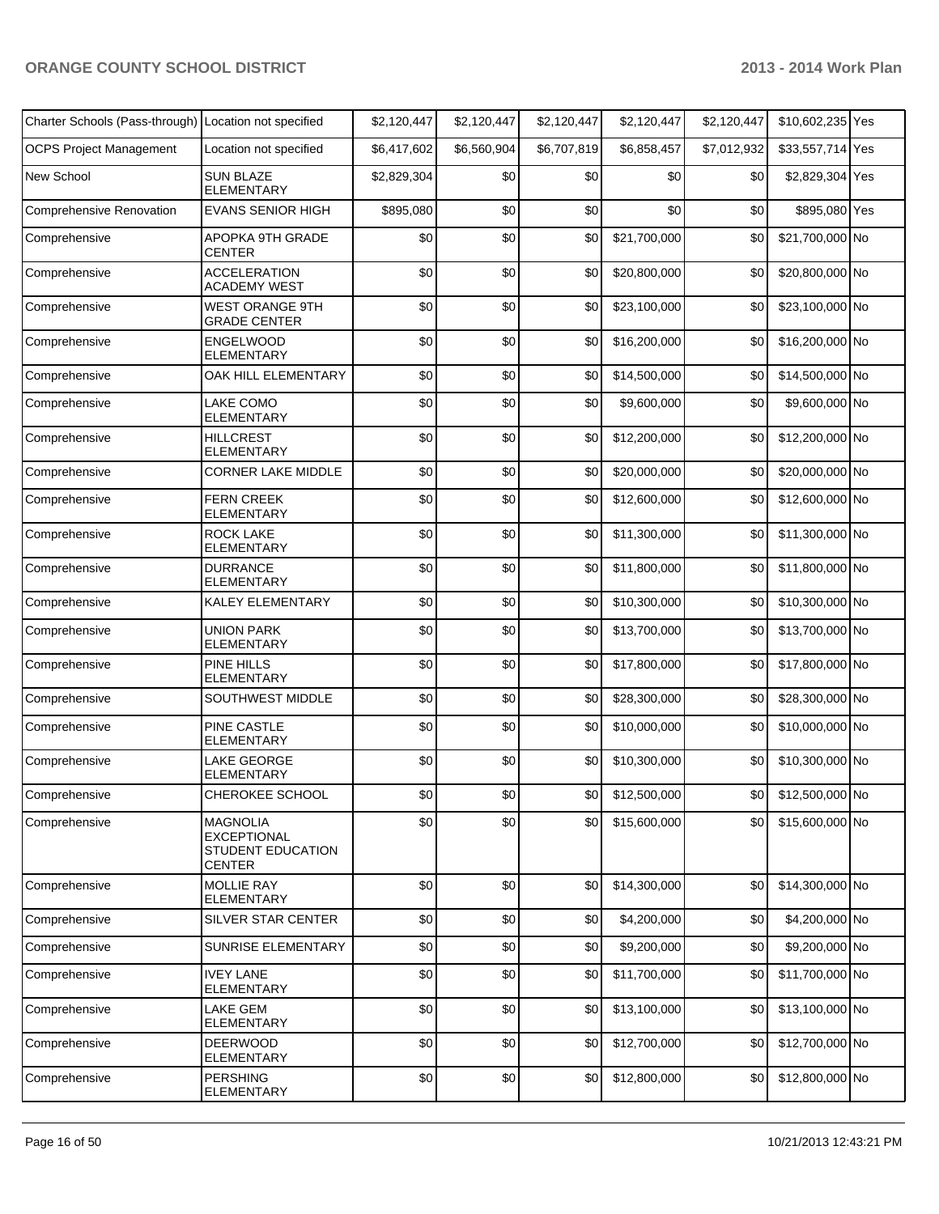| | | | | | | | | |
|---|---|---|---|---|---|---|---|---|
| Charter Schools (Pass-through) | Location not specified | $2,120,447 | $2,120,447 | $2,120,447 | $2,120,447 | $2,120,447 | $10,602,235 | Yes |
| OCPS Project Management | Location not specified | $6,417,602 | $6,560,904 | $6,707,819 | $6,858,457 | $7,012,932 | $33,557,714 | Yes |
| New School | SUN BLAZE ELEMENTARY | $2,829,304 | $0 | $0 | $0 | $0 | $2,829,304 | Yes |
| Comprehensive Renovation | EVANS SENIOR HIGH | $895,080 | $0 | $0 | $0 | $0 | $895,080 | Yes |
| Comprehensive | APOPKA 9TH GRADE CENTER | $0 | $0 | $0 | $21,700,000 | $0 | $21,700,000 | No |
| Comprehensive | ACCELERATION ACADEMY WEST | $0 | $0 | $0 | $20,800,000 | $0 | $20,800,000 | No |
| Comprehensive | WEST ORANGE 9TH GRADE CENTER | $0 | $0 | $0 | $23,100,000 | $0 | $23,100,000 | No |
| Comprehensive | ENGELWOOD ELEMENTARY | $0 | $0 | $0 | $16,200,000 | $0 | $16,200,000 | No |
| Comprehensive | OAK HILL ELEMENTARY | $0 | $0 | $0 | $14,500,000 | $0 | $14,500,000 | No |
| Comprehensive | LAKE COMO ELEMENTARY | $0 | $0 | $0 | $9,600,000 | $0 | $9,600,000 | No |
| Comprehensive | HILLCREST ELEMENTARY | $0 | $0 | $0 | $12,200,000 | $0 | $12,200,000 | No |
| Comprehensive | CORNER LAKE MIDDLE | $0 | $0 | $0 | $20,000,000 | $0 | $20,000,000 | No |
| Comprehensive | FERN CREEK ELEMENTARY | $0 | $0 | $0 | $12,600,000 | $0 | $12,600,000 | No |
| Comprehensive | ROCK LAKE ELEMENTARY | $0 | $0 | $0 | $11,300,000 | $0 | $11,300,000 | No |
| Comprehensive | DURRANCE ELEMENTARY | $0 | $0 | $0 | $11,800,000 | $0 | $11,800,000 | No |
| Comprehensive | KALEY ELEMENTARY | $0 | $0 | $0 | $10,300,000 | $0 | $10,300,000 | No |
| Comprehensive | UNION PARK ELEMENTARY | $0 | $0 | $0 | $13,700,000 | $0 | $13,700,000 | No |
| Comprehensive | PINE HILLS ELEMENTARY | $0 | $0 | $0 | $17,800,000 | $0 | $17,800,000 | No |
| Comprehensive | SOUTHWEST MIDDLE | $0 | $0 | $0 | $28,300,000 | $0 | $28,300,000 | No |
| Comprehensive | PINE CASTLE ELEMENTARY | $0 | $0 | $0 | $10,000,000 | $0 | $10,000,000 | No |
| Comprehensive | LAKE GEORGE ELEMENTARY | $0 | $0 | $0 | $10,300,000 | $0 | $10,300,000 | No |
| Comprehensive | CHEROKEE SCHOOL | $0 | $0 | $0 | $12,500,000 | $0 | $12,500,000 | No |
| Comprehensive | MAGNOLIA EXCEPTIONAL STUDENT EDUCATION CENTER | $0 | $0 | $0 | $15,600,000 | $0 | $15,600,000 | No |
| Comprehensive | MOLLIE RAY ELEMENTARY | $0 | $0 | $0 | $14,300,000 | $0 | $14,300,000 | No |
| Comprehensive | SILVER STAR CENTER | $0 | $0 | $0 | $4,200,000 | $0 | $4,200,000 | No |
| Comprehensive | SUNRISE ELEMENTARY | $0 | $0 | $0 | $9,200,000 | $0 | $9,200,000 | No |
| Comprehensive | IVEY LANE ELEMENTARY | $0 | $0 | $0 | $11,700,000 | $0 | $11,700,000 | No |
| Comprehensive | LAKE GEM ELEMENTARY | $0 | $0 | $0 | $13,100,000 | $0 | $13,100,000 | No |
| Comprehensive | DEERWOOD ELEMENTARY | $0 | $0 | $0 | $12,700,000 | $0 | $12,700,000 | No |
| Comprehensive | PERSHING ELEMENTARY | $0 | $0 | $0 | $12,800,000 | $0 | $12,800,000 | No |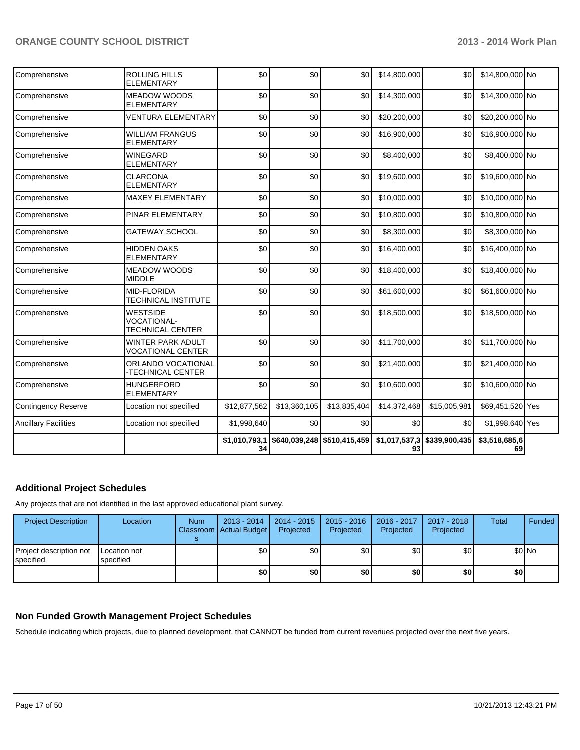| | | | | | | | | |
|---|---|---|---|---|---|---|---|---|
| Comprehensive | ROLLING HILLS ELEMENTARY | $0 | $0 | $0 | $14,800,000 | $0 | $14,800,000 | No |
| Comprehensive | MEADOW WOODS ELEMENTARY | $0 | $0 | $0 | $14,300,000 | $0 | $14,300,000 | No |
| Comprehensive | VENTURA ELEMENTARY | $0 | $0 | $0 | $20,200,000 | $0 | $20,200,000 | No |
| Comprehensive | WILLIAM FRANGUS ELEMENTARY | $0 | $0 | $0 | $16,900,000 | $0 | $16,900,000 | No |
| Comprehensive | WINEGARD ELEMENTARY | $0 | $0 | $0 | $8,400,000 | $0 | $8,400,000 | No |
| Comprehensive | CLARCONA ELEMENTARY | $0 | $0 | $0 | $19,600,000 | $0 | $19,600,000 | No |
| Comprehensive | MAXEY ELEMENTARY | $0 | $0 | $0 | $10,000,000 | $0 | $10,000,000 | No |
| Comprehensive | PINAR ELEMENTARY | $0 | $0 | $0 | $10,800,000 | $0 | $10,800,000 | No |
| Comprehensive | GATEWAY SCHOOL | $0 | $0 | $0 | $8,300,000 | $0 | $8,300,000 | No |
| Comprehensive | HIDDEN OAKS ELEMENTARY | $0 | $0 | $0 | $16,400,000 | $0 | $16,400,000 | No |
| Comprehensive | MEADOW WOODS MIDDLE | $0 | $0 | $0 | $18,400,000 | $0 | $18,400,000 | No |
| Comprehensive | MID-FLORIDA TECHNICAL INSTITUTE | $0 | $0 | $0 | $61,600,000 | $0 | $61,600,000 | No |
| Comprehensive | WESTSIDE VOCATIONAL-TECHNICAL CENTER | $0 | $0 | $0 | $18,500,000 | $0 | $18,500,000 | No |
| Comprehensive | WINTER PARK ADULT VOCATIONAL CENTER | $0 | $0 | $0 | $11,700,000 | $0 | $11,700,000 | No |
| Comprehensive | ORLANDO VOCATIONAL -TECHNICAL CENTER | $0 | $0 | $0 | $21,400,000 | $0 | $21,400,000 | No |
| Comprehensive | HUNGERFORD ELEMENTARY | $0 | $0 | $0 | $10,600,000 | $0 | $10,600,000 | No |
| Contingency Reserve | Location not specified | $12,877,562 | $13,360,105 | $13,835,404 | $14,372,468 | $15,005,981 | $69,451,520 | Yes |
| Ancillary Facilities | Location not specified | $1,998,640 | $0 | $0 | $0 | $0 | $1,998,640 | Yes |
| | | $1,010,793,134 | $640,039,248 | $510,415,459 | $1,017,537,393 | $339,900,435 | $3,518,685,669 | |

## Additional Project Schedules

Any projects that are not identified in the last approved educational plant survey.

| Project Description | Location | Num Classrooms | 2013 - 2014 Actual Budget | 2014 - 2015 Projected | 2015 - 2016 Projected | 2016 - 2017 Projected | 2017 - 2018 Projected | Total | Funded |
|---|---|---|---|---|---|---|---|---|---|
| Project description not specified | Location not specified | | $0 | $0 | $0 | $0 | $0 | $0 | No |
| | | | **$0** | **$0** | **$0** | **$0** | **$0** | **$0** | |

## Non Funded Growth Management Project Schedules

Schedule indicating which projects, due to planned development, that CANNOT be funded from current revenues projected over the next five years.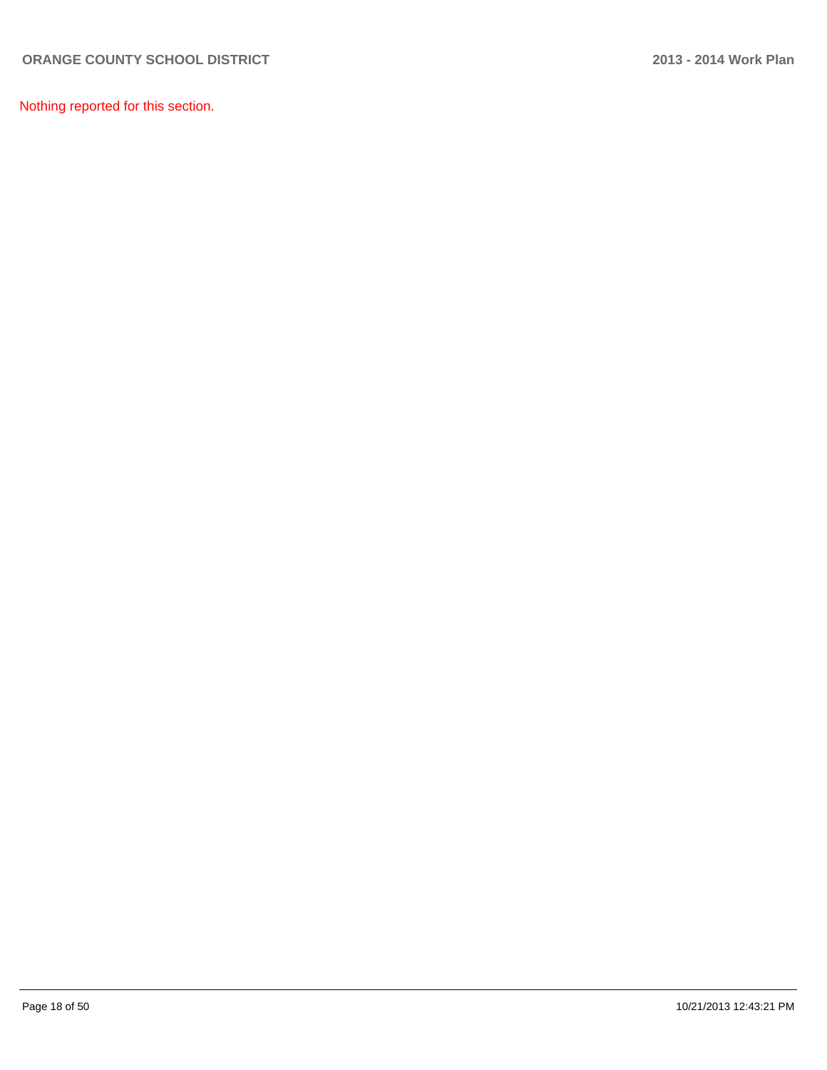Nothing reported for this section.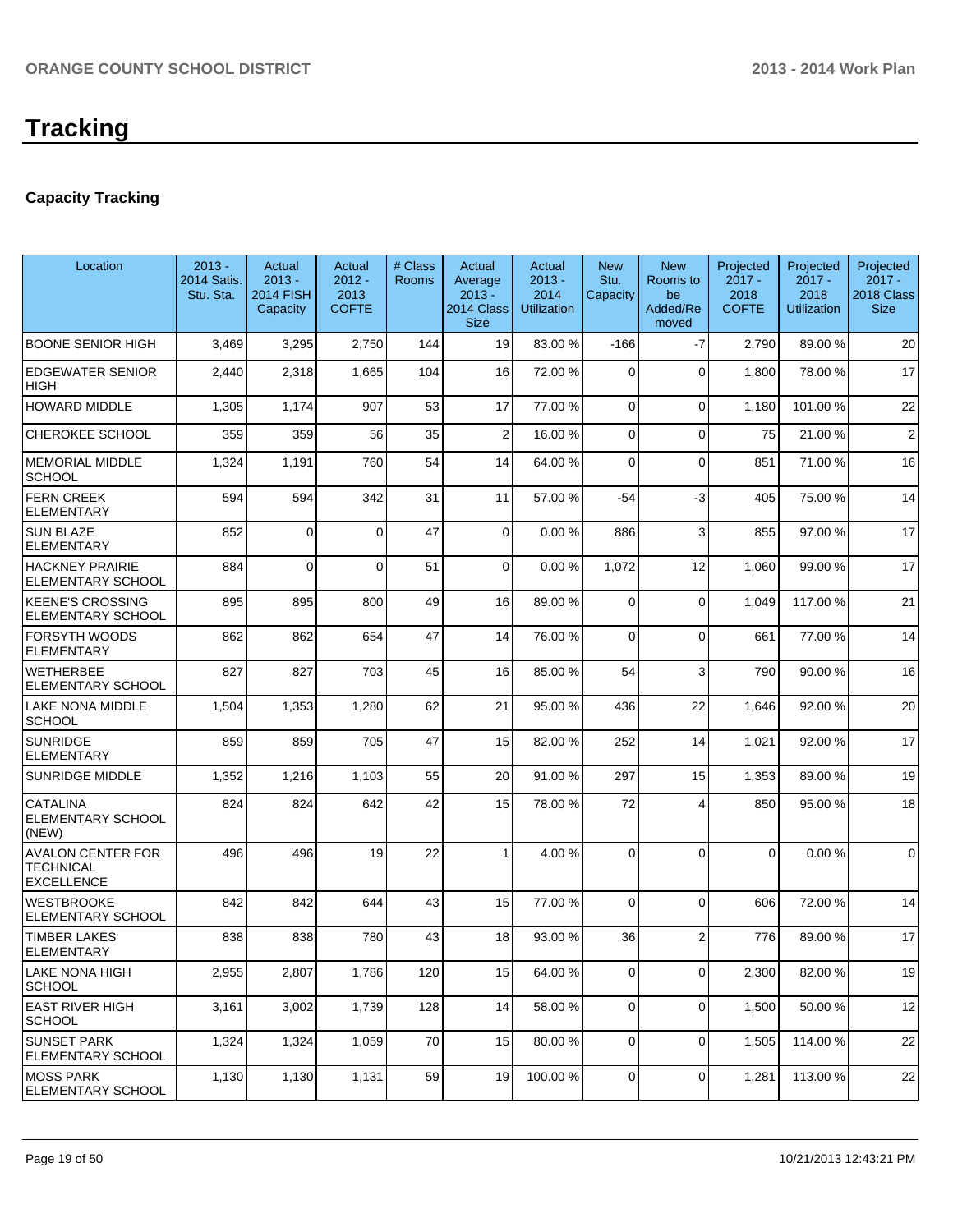# Tracking

## Capacity Tracking

| Location | 2013 - 2014 Satis. Stu. Sta. | Actual 2013 - 2014 FISH Capacity | Actual 2012 - 2013 COFTE | # Class Rooms | Actual Average 2013 - 2014 Class Size | Actual 2013 - 2014 Utilization | New Stu. Capacity | New Rooms to be Added/Removed | Projected 2017 - 2018 COFTE | Projected 2017 - 2018 Utilization | Projected 2017 - 2018 Class Size |
|---|---|---|---|---|---|---|---|---|---|---|---|
| BOONE SENIOR HIGH | 3,469 | 3,295 | 2,750 | 144 | 19 | 83.00 % | -166 | -7 | 2,790 | 89.00 % | 20 |
| EDGEWATER SENIOR HIGH | 2,440 | 2,318 | 1,665 | 104 | 16 | 72.00 % | 0 | 0 | 1,800 | 78.00 % | 17 |
| HOWARD MIDDLE | 1,305 | 1,174 | 907 | 53 | 17 | 77.00 % | 0 | 0 | 1,180 | 101.00 % | 22 |
| CHEROKEE SCHOOL | 359 | 359 | 56 | 35 | 2 | 16.00 % | 0 | 0 | 75 | 21.00 % | 2 |
| MEMORIAL MIDDLE SCHOOL | 1,324 | 1,191 | 760 | 54 | 14 | 64.00 % | 0 | 0 | 851 | 71.00 % | 16 |
| FERN CREEK ELEMENTARY | 594 | 594 | 342 | 31 | 11 | 57.00 % | -54 | -3 | 405 | 75.00 % | 14 |
| SUN BLAZE ELEMENTARY | 852 | 0 | 0 | 47 | 0 | 0.00 % | 886 | 3 | 855 | 97.00 % | 17 |
| HACKNEY PRAIRIE ELEMENTARY SCHOOL | 884 | 0 | 0 | 51 | 0 | 0.00 % | 1,072 | 12 | 1,060 | 99.00 % | 17 |
| KEENE'S CROSSING ELEMENTARY SCHOOL | 895 | 895 | 800 | 49 | 16 | 89.00 % | 0 | 0 | 1,049 | 117.00 % | 21 |
| FORSYTH WOODS ELEMENTARY | 862 | 862 | 654 | 47 | 14 | 76.00 % | 0 | 0 | 661 | 77.00 % | 14 |
| WETHERBEE ELEMENTARY SCHOOL | 827 | 827 | 703 | 45 | 16 | 85.00 % | 54 | 3 | 790 | 90.00 % | 16 |
| LAKE NONA MIDDLE SCHOOL | 1,504 | 1,353 | 1,280 | 62 | 21 | 95.00 % | 436 | 22 | 1,646 | 92.00 % | 20 |
| SUNRIDGE ELEMENTARY | 859 | 859 | 705 | 47 | 15 | 82.00 % | 252 | 14 | 1,021 | 92.00 % | 17 |
| SUNRIDGE MIDDLE | 1,352 | 1,216 | 1,103 | 55 | 20 | 91.00 % | 297 | 15 | 1,353 | 89.00 % | 19 |
| CATALINA ELEMENTARY SCHOOL (NEW) | 824 | 824 | 642 | 42 | 15 | 78.00 % | 72 | 4 | 850 | 95.00 % | 18 |
| AVALON CENTER FOR TECHNICAL EXCELLENCE | 496 | 496 | 19 | 22 | 1 | 4.00 % | 0 | 0 | 0 | 0.00 % | 0 |
| WESTBROOKE ELEMENTARY SCHOOL | 842 | 842 | 644 | 43 | 15 | 77.00 % | 0 | 0 | 606 | 72.00 % | 14 |
| TIMBER LAKES ELEMENTARY | 838 | 838 | 780 | 43 | 18 | 93.00 % | 36 | 2 | 776 | 89.00 % | 17 |
| LAKE NONA HIGH SCHOOL | 2,955 | 2,807 | 1,786 | 120 | 15 | 64.00 % | 0 | 0 | 2,300 | 82.00 % | 19 |
| EAST RIVER HIGH SCHOOL | 3,161 | 3,002 | 1,739 | 128 | 14 | 58.00 % | 0 | 0 | 1,500 | 50.00 % | 12 |
| SUNSET PARK ELEMENTARY SCHOOL | 1,324 | 1,324 | 1,059 | 70 | 15 | 80.00 % | 0 | 0 | 1,505 | 114.00 % | 22 |
| MOSS PARK ELEMENTARY SCHOOL | 1,130 | 1,130 | 1,131 | 59 | 19 | 100.00 % | 0 | 0 | 1,281 | 113.00 % | 22 |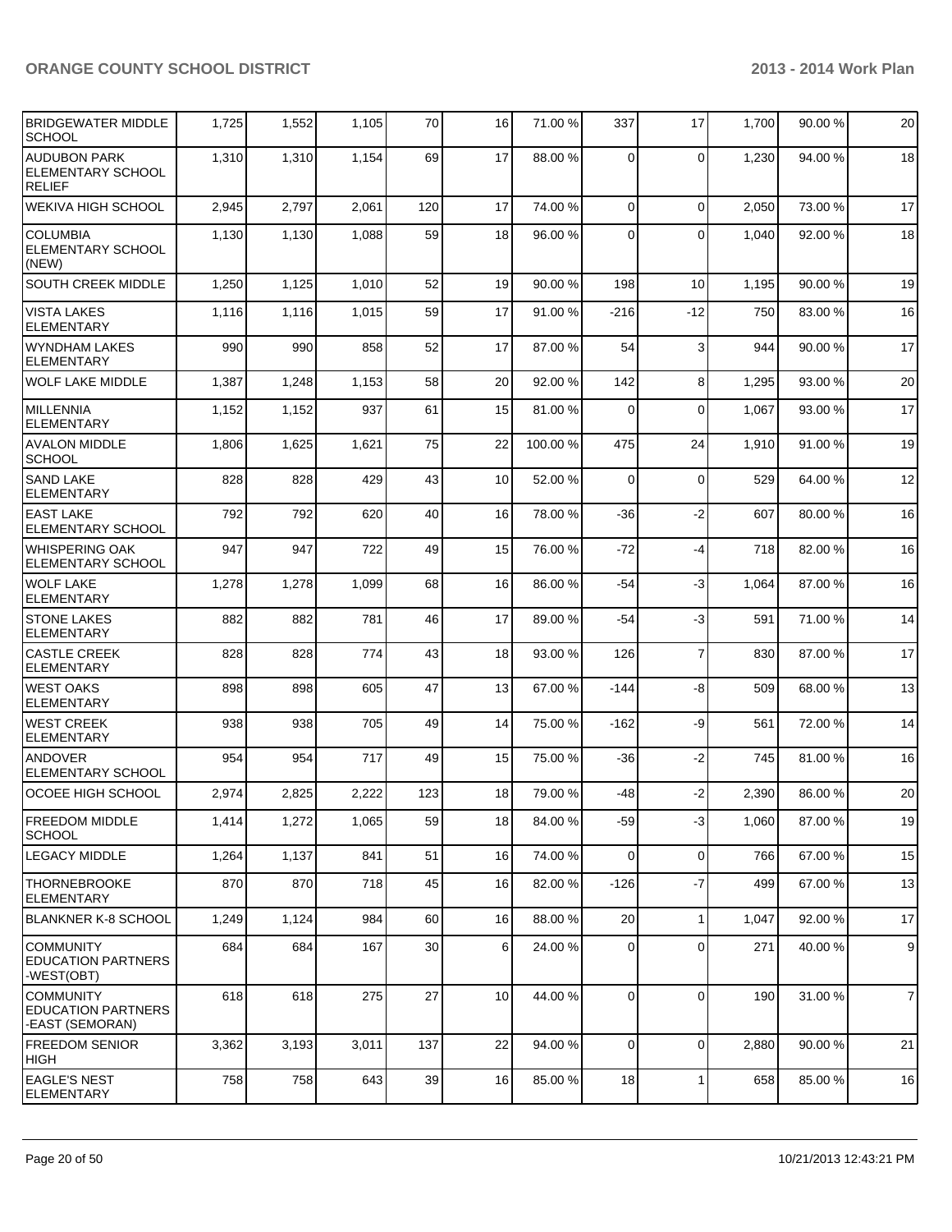| | | | | | | | | | | |
|---|---|---|---|---|---|---|---|---|---|---|
| BRIDGEWATER MIDDLE SCHOOL | 1,725 | 1,552 | 1,105 | 70 | 16 | 71.00 % | 337 | 17 | 1,700 | 90.00 % | 20 |
| AUDUBON PARK ELEMENTARY SCHOOL RELIEF | 1,310 | 1,310 | 1,154 | 69 | 17 | 88.00 % | 0 | 0 | 1,230 | 94.00 % | 18 |
| WEKIVA HIGH SCHOOL | 2,945 | 2,797 | 2,061 | 120 | 17 | 74.00 % | 0 | 0 | 2,050 | 73.00 % | 17 |
| COLUMBIA ELEMENTARY SCHOOL (NEW) | 1,130 | 1,130 | 1,088 | 59 | 18 | 96.00 % | 0 | 0 | 1,040 | 92.00 % | 18 |
| SOUTH CREEK MIDDLE | 1,250 | 1,125 | 1,010 | 52 | 19 | 90.00 % | 198 | 10 | 1,195 | 90.00 % | 19 |
| VISTA LAKES ELEMENTARY | 1,116 | 1,116 | 1,015 | 59 | 17 | 91.00 % | -216 | -12 | 750 | 83.00 % | 16 |
| WYNDHAM LAKES ELEMENTARY | 990 | 990 | 858 | 52 | 17 | 87.00 % | 54 | 3 | 944 | 90.00 % | 17 |
| WOLF LAKE MIDDLE | 1,387 | 1,248 | 1,153 | 58 | 20 | 92.00 % | 142 | 8 | 1,295 | 93.00 % | 20 |
| MILLENNIA ELEMENTARY | 1,152 | 1,152 | 937 | 61 | 15 | 81.00 % | 0 | 0 | 1,067 | 93.00 % | 17 |
| AVALON MIDDLE SCHOOL | 1,806 | 1,625 | 1,621 | 75 | 22 | 100.00 % | 475 | 24 | 1,910 | 91.00 % | 19 |
| SAND LAKE ELEMENTARY | 828 | 828 | 429 | 43 | 10 | 52.00 % | 0 | 0 | 529 | 64.00 % | 12 |
| EAST LAKE ELEMENTARY SCHOOL | 792 | 792 | 620 | 40 | 16 | 78.00 % | -36 | -2 | 607 | 80.00 % | 16 |
| WHISPERING OAK ELEMENTARY SCHOOL | 947 | 947 | 722 | 49 | 15 | 76.00 % | -72 | -4 | 718 | 82.00 % | 16 |
| WOLF LAKE ELEMENTARY | 1,278 | 1,278 | 1,099 | 68 | 16 | 86.00 % | -54 | -3 | 1,064 | 87.00 % | 16 |
| STONE LAKES ELEMENTARY | 882 | 882 | 781 | 46 | 17 | 89.00 % | -54 | -3 | 591 | 71.00 % | 14 |
| CASTLE CREEK ELEMENTARY | 828 | 828 | 774 | 43 | 18 | 93.00 % | 126 | 7 | 830 | 87.00 % | 17 |
| WEST OAKS ELEMENTARY | 898 | 898 | 605 | 47 | 13 | 67.00 % | -144 | -8 | 509 | 68.00 % | 13 |
| WEST CREEK ELEMENTARY | 938 | 938 | 705 | 49 | 14 | 75.00 % | -162 | -9 | 561 | 72.00 % | 14 |
| ANDOVER ELEMENTARY SCHOOL | 954 | 954 | 717 | 49 | 15 | 75.00 % | -36 | -2 | 745 | 81.00 % | 16 |
| OCOEE HIGH SCHOOL | 2,974 | 2,825 | 2,222 | 123 | 18 | 79.00 % | -48 | -2 | 2,390 | 86.00 % | 20 |
| FREEDOM MIDDLE SCHOOL | 1,414 | 1,272 | 1,065 | 59 | 18 | 84.00 % | -59 | -3 | 1,060 | 87.00 % | 19 |
| LEGACY MIDDLE | 1,264 | 1,137 | 841 | 51 | 16 | 74.00 % | 0 | 0 | 766 | 67.00 % | 15 |
| THORNEBROOKE ELEMENTARY | 870 | 870 | 718 | 45 | 16 | 82.00 % | -126 | -7 | 499 | 67.00 % | 13 |
| BLANKNER K-8 SCHOOL | 1,249 | 1,124 | 984 | 60 | 16 | 88.00 % | 20 | 1 | 1,047 | 92.00 % | 17 |
| COMMUNITY EDUCATION PARTNERS -WEST(OBT) | 684 | 684 | 167 | 30 | 6 | 24.00 % | 0 | 0 | 271 | 40.00 % | 9 |
| COMMUNITY EDUCATION PARTNERS -EAST (SEMORAN) | 618 | 618 | 275 | 27 | 10 | 44.00 % | 0 | 0 | 190 | 31.00 % | 7 |
| FREEDOM SENIOR HIGH | 3,362 | 3,193 | 3,011 | 137 | 22 | 94.00 % | 0 | 0 | 2,880 | 90.00 % | 21 |
| EAGLE'S NEST ELEMENTARY | 758 | 758 | 643 | 39 | 16 | 85.00 % | 18 | 1 | 658 | 85.00 % | 16 |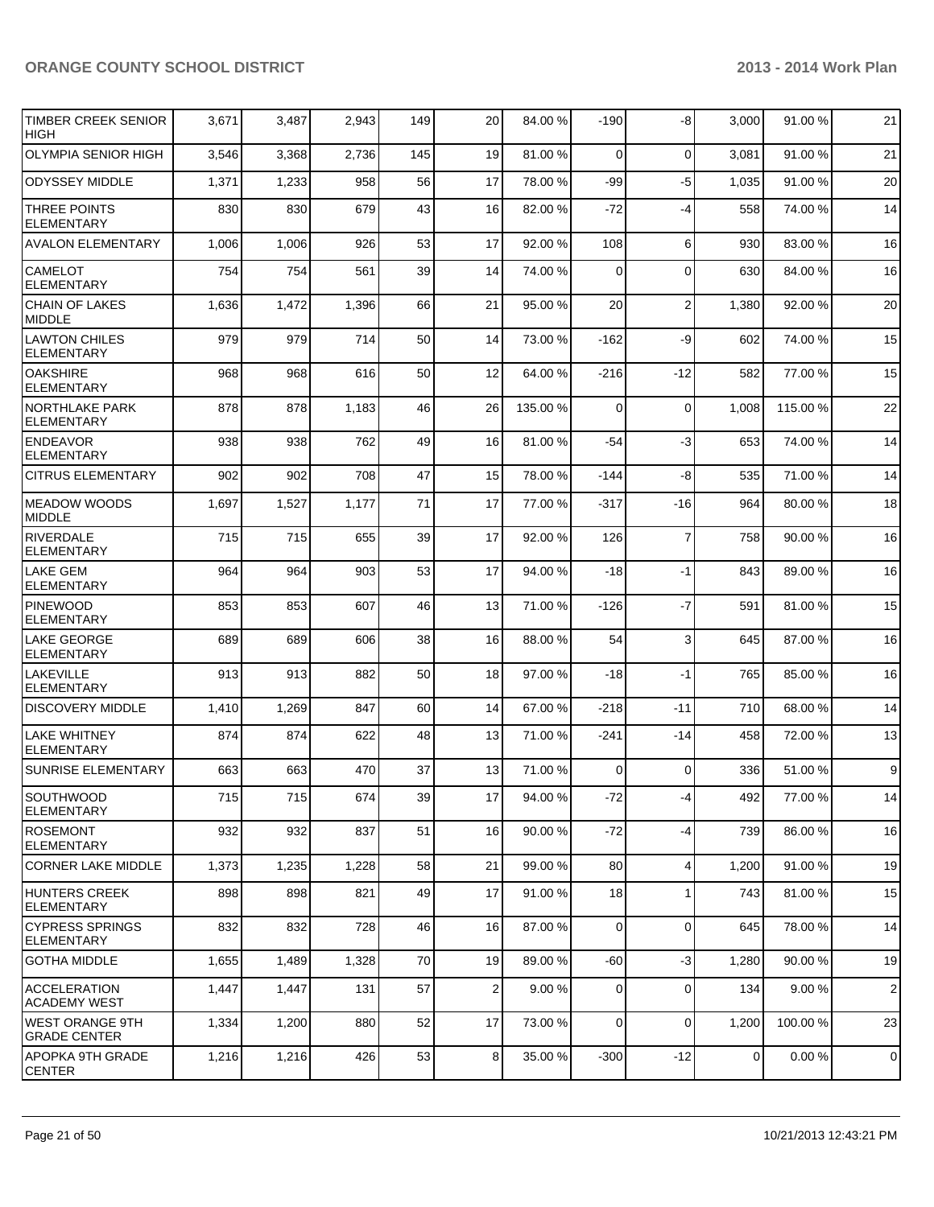| | | | | | | | | | | | |
|---|---|---|---|---|---|---|---|---|---|---|---|
| TIMBER CREEK SENIOR HIGH | 3,671 | 3,487 | 2,943 | 149 | 20 | 84.00 % | -190 | -8 | 3,000 | 91.00 % | 21 |
| OLYMPIA SENIOR HIGH | 3,546 | 3,368 | 2,736 | 145 | 19 | 81.00 % | 0 | 0 | 3,081 | 91.00 % | 21 |
| ODYSSEY MIDDLE | 1,371 | 1,233 | 958 | 56 | 17 | 78.00 % | -99 | -5 | 1,035 | 91.00 % | 20 |
| THREE POINTS ELEMENTARY | 830 | 830 | 679 | 43 | 16 | 82.00 % | -72 | -4 | 558 | 74.00 % | 14 |
| AVALON ELEMENTARY | 1,006 | 1,006 | 926 | 53 | 17 | 92.00 % | 108 | 6 | 930 | 83.00 % | 16 |
| CAMELOT ELEMENTARY | 754 | 754 | 561 | 39 | 14 | 74.00 % | 0 | 0 | 630 | 84.00 % | 16 |
| CHAIN OF LAKES MIDDLE | 1,636 | 1,472 | 1,396 | 66 | 21 | 95.00 % | 20 | 2 | 1,380 | 92.00 % | 20 |
| LAWTON CHILES ELEMENTARY | 979 | 979 | 714 | 50 | 14 | 73.00 % | -162 | -9 | 602 | 74.00 % | 15 |
| OAKSHIRE ELEMENTARY | 968 | 968 | 616 | 50 | 12 | 64.00 % | -216 | -12 | 582 | 77.00 % | 15 |
| NORTHLAKE PARK ELEMENTARY | 878 | 878 | 1,183 | 46 | 26 | 135.00 % | 0 | 0 | 1,008 | 115.00 % | 22 |
| ENDEAVOR ELEMENTARY | 938 | 938 | 762 | 49 | 16 | 81.00 % | -54 | -3 | 653 | 74.00 % | 14 |
| CITRUS ELEMENTARY | 902 | 902 | 708 | 47 | 15 | 78.00 % | -144 | -8 | 535 | 71.00 % | 14 |
| MEADOW WOODS MIDDLE | 1,697 | 1,527 | 1,177 | 71 | 17 | 77.00 % | -317 | -16 | 964 | 80.00 % | 18 |
| RIVERDALE ELEMENTARY | 715 | 715 | 655 | 39 | 17 | 92.00 % | 126 | 7 | 758 | 90.00 % | 16 |
| LAKE GEM ELEMENTARY | 964 | 964 | 903 | 53 | 17 | 94.00 % | -18 | -1 | 843 | 89.00 % | 16 |
| PINEWOOD ELEMENTARY | 853 | 853 | 607 | 46 | 13 | 71.00 % | -126 | -7 | 591 | 81.00 % | 15 |
| LAKE GEORGE ELEMENTARY | 689 | 689 | 606 | 38 | 16 | 88.00 % | 54 | 3 | 645 | 87.00 % | 16 |
| LAKEVILLE ELEMENTARY | 913 | 913 | 882 | 50 | 18 | 97.00 % | -18 | -1 | 765 | 85.00 % | 16 |
| DISCOVERY MIDDLE | 1,410 | 1,269 | 847 | 60 | 14 | 67.00 % | -218 | -11 | 710 | 68.00 % | 14 |
| LAKE WHITNEY ELEMENTARY | 874 | 874 | 622 | 48 | 13 | 71.00 % | -241 | -14 | 458 | 72.00 % | 13 |
| SUNRISE ELEMENTARY | 663 | 663 | 470 | 37 | 13 | 71.00 % | 0 | 0 | 336 | 51.00 % | 9 |
| SOUTHWOOD ELEMENTARY | 715 | 715 | 674 | 39 | 17 | 94.00 % | -72 | -4 | 492 | 77.00 % | 14 |
| ROSEMONT ELEMENTARY | 932 | 932 | 837 | 51 | 16 | 90.00 % | -72 | -4 | 739 | 86.00 % | 16 |
| CORNER LAKE MIDDLE | 1,373 | 1,235 | 1,228 | 58 | 21 | 99.00 % | 80 | 4 | 1,200 | 91.00 % | 19 |
| HUNTERS CREEK ELEMENTARY | 898 | 898 | 821 | 49 | 17 | 91.00 % | 18 | 1 | 743 | 81.00 % | 15 |
| CYPRESS SPRINGS ELEMENTARY | 832 | 832 | 728 | 46 | 16 | 87.00 % | 0 | 0 | 645 | 78.00 % | 14 |
| GOTHA MIDDLE | 1,655 | 1,489 | 1,328 | 70 | 19 | 89.00 % | -60 | -3 | 1,280 | 90.00 % | 19 |
| ACCELERATION ACADEMY WEST | 1,447 | 1,447 | 131 | 57 | 2 | 9.00 % | 0 | 0 | 134 | 9.00 % | 2 |
| WEST ORANGE 9TH GRADE CENTER | 1,334 | 1,200 | 880 | 52 | 17 | 73.00 % | 0 | 0 | 1,200 | 100.00 % | 23 |
| APOPKA 9TH GRADE CENTER | 1,216 | 1,216 | 426 | 53 | 8 | 35.00 % | -300 | -12 | 0 | 0.00 % | 0 |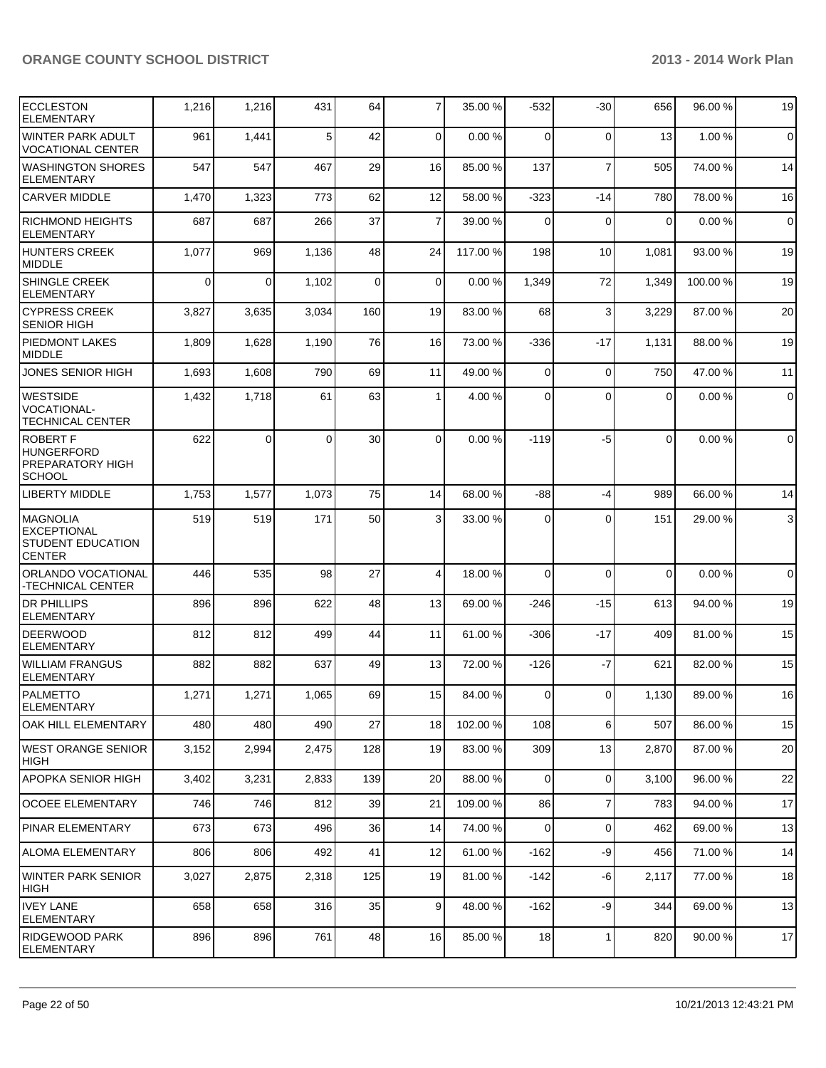| | | | | | | | | | | |
|---|---|---|---|---|---|---|---|---|---|---|
| ECCLESTON ELEMENTARY | 1,216 | 1,216 | 431 | 64 | 7 | 35.00 % | -532 | -30 | 656 | 96.00 % | 19 |
| WINTER PARK ADULT VOCATIONAL CENTER | 961 | 1,441 | 5 | 42 | 0 | 0.00 % | 0 | 0 | 13 | 1.00 % | 0 |
| WASHINGTON SHORES ELEMENTARY | 547 | 547 | 467 | 29 | 16 | 85.00 % | 137 | 7 | 505 | 74.00 % | 14 |
| CARVER MIDDLE | 1,470 | 1,323 | 773 | 62 | 12 | 58.00 % | -323 | -14 | 780 | 78.00 % | 16 |
| RICHMOND HEIGHTS ELEMENTARY | 687 | 687 | 266 | 37 | 7 | 39.00 % | 0 | 0 | 0 | 0.00 % | 0 |
| HUNTERS CREEK MIDDLE | 1,077 | 969 | 1,136 | 48 | 24 | 117.00 % | 198 | 10 | 1,081 | 93.00 % | 19 |
| SHINGLE CREEK ELEMENTARY | 0 | 0 | 1,102 | 0 | 0 | 0.00 % | 1,349 | 72 | 1,349 | 100.00 % | 19 |
| CYPRESS CREEK SENIOR HIGH | 3,827 | 3,635 | 3,034 | 160 | 19 | 83.00 % | 68 | 3 | 3,229 | 87.00 % | 20 |
| PIEDMONT LAKES MIDDLE | 1,809 | 1,628 | 1,190 | 76 | 16 | 73.00 % | -336 | -17 | 1,131 | 88.00 % | 19 |
| JONES SENIOR HIGH | 1,693 | 1,608 | 790 | 69 | 11 | 49.00 % | 0 | 0 | 750 | 47.00 % | 11 |
| WESTSIDE VOCATIONAL-TECHNICAL CENTER | 1,432 | 1,718 | 61 | 63 | 1 | 4.00 % | 0 | 0 | 0 | 0.00 % | 0 |
| ROBERT F HUNGERFORD PREPARATORY HIGH SCHOOL | 622 | 0 | 0 | 30 | 0 | 0.00 % | -119 | -5 | 0 | 0.00 % | 0 |
| LIBERTY MIDDLE | 1,753 | 1,577 | 1,073 | 75 | 14 | 68.00 % | -88 | -4 | 989 | 66.00 % | 14 |
| MAGNOLIA EXCEPTIONAL STUDENT EDUCATION CENTER | 519 | 519 | 171 | 50 | 3 | 33.00 % | 0 | 0 | 151 | 29.00 % | 3 |
| ORLANDO VOCATIONAL -TECHNICAL CENTER | 446 | 535 | 98 | 27 | 4 | 18.00 % | 0 | 0 | 0 | 0.00 % | 0 |
| DR PHILLIPS ELEMENTARY | 896 | 896 | 622 | 48 | 13 | 69.00 % | -246 | -15 | 613 | 94.00 % | 19 |
| DEERWOOD ELEMENTARY | 812 | 812 | 499 | 44 | 11 | 61.00 % | -306 | -17 | 409 | 81.00 % | 15 |
| WILLIAM FRANGUS ELEMENTARY | 882 | 882 | 637 | 49 | 13 | 72.00 % | -126 | -7 | 621 | 82.00 % | 15 |
| PALMETTO ELEMENTARY | 1,271 | 1,271 | 1,065 | 69 | 15 | 84.00 % | 0 | 0 | 1,130 | 89.00 % | 16 |
| OAK HILL ELEMENTARY | 480 | 480 | 490 | 27 | 18 | 102.00 % | 108 | 6 | 507 | 86.00 % | 15 |
| WEST ORANGE SENIOR HIGH | 3,152 | 2,994 | 2,475 | 128 | 19 | 83.00 % | 309 | 13 | 2,870 | 87.00 % | 20 |
| APOPKA SENIOR HIGH | 3,402 | 3,231 | 2,833 | 139 | 20 | 88.00 % | 0 | 0 | 3,100 | 96.00 % | 22 |
| OCOEE ELEMENTARY | 746 | 746 | 812 | 39 | 21 | 109.00 % | 86 | 7 | 783 | 94.00 % | 17 |
| PINAR ELEMENTARY | 673 | 673 | 496 | 36 | 14 | 74.00 % | 0 | 0 | 462 | 69.00 % | 13 |
| ALOMA ELEMENTARY | 806 | 806 | 492 | 41 | 12 | 61.00 % | -162 | -9 | 456 | 71.00 % | 14 |
| WINTER PARK SENIOR HIGH | 3,027 | 2,875 | 2,318 | 125 | 19 | 81.00 % | -142 | -6 | 2,117 | 77.00 % | 18 |
| IVEY LANE ELEMENTARY | 658 | 658 | 316 | 35 | 9 | 48.00 % | -162 | -9 | 344 | 69.00 % | 13 |
| RIDGEWOOD PARK ELEMENTARY | 896 | 896 | 761 | 48 | 16 | 85.00 % | 18 | 1 | 820 | 90.00 % | 17 |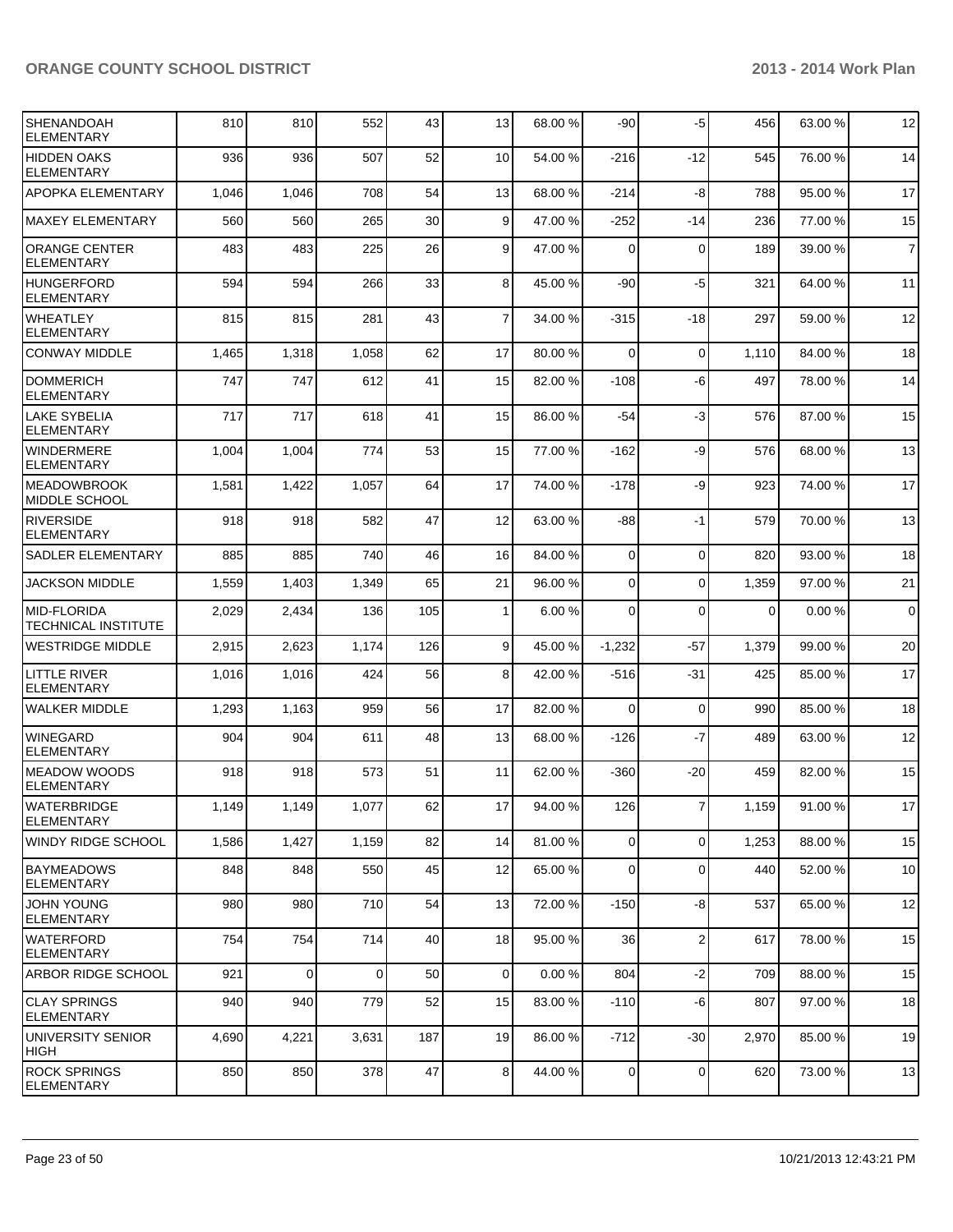| | | | | | | | | | | | |
|---|---|---|---|---|---|---|---|---|---|---|---|
| SHENANDOAH ELEMENTARY | 810 | 810 | 552 | 43 | 13 | 68.00 % | -90 | -5 | 456 | 63.00 % | 12 |
| HIDDEN OAKS ELEMENTARY | 936 | 936 | 507 | 52 | 10 | 54.00 % | -216 | -12 | 545 | 76.00 % | 14 |
| APOPKA ELEMENTARY | 1,046 | 1,046 | 708 | 54 | 13 | 68.00 % | -214 | -8 | 788 | 95.00 % | 17 |
| MAXEY ELEMENTARY | 560 | 560 | 265 | 30 | 9 | 47.00 % | -252 | -14 | 236 | 77.00 % | 15 |
| ORANGE CENTER ELEMENTARY | 483 | 483 | 225 | 26 | 9 | 47.00 % | 0 | 0 | 189 | 39.00 % | 7 |
| HUNGERFORD ELEMENTARY | 594 | 594 | 266 | 33 | 8 | 45.00 % | -90 | -5 | 321 | 64.00 % | 11 |
| WHEATLEY ELEMENTARY | 815 | 815 | 281 | 43 | 7 | 34.00 % | -315 | -18 | 297 | 59.00 % | 12 |
| CONWAY MIDDLE | 1,465 | 1,318 | 1,058 | 62 | 17 | 80.00 % | 0 | 0 | 1,110 | 84.00 % | 18 |
| DOMMERICH ELEMENTARY | 747 | 747 | 612 | 41 | 15 | 82.00 % | -108 | -6 | 497 | 78.00 % | 14 |
| LAKE SYBELIA ELEMENTARY | 717 | 717 | 618 | 41 | 15 | 86.00 % | -54 | -3 | 576 | 87.00 % | 15 |
| WINDERMERE ELEMENTARY | 1,004 | 1,004 | 774 | 53 | 15 | 77.00 % | -162 | -9 | 576 | 68.00 % | 13 |
| MEADOWBROOK MIDDLE SCHOOL | 1,581 | 1,422 | 1,057 | 64 | 17 | 74.00 % | -178 | -9 | 923 | 74.00 % | 17 |
| RIVERSIDE ELEMENTARY | 918 | 918 | 582 | 47 | 12 | 63.00 % | -88 | -1 | 579 | 70.00 % | 13 |
| SADLER ELEMENTARY | 885 | 885 | 740 | 46 | 16 | 84.00 % | 0 | 0 | 820 | 93.00 % | 18 |
| JACKSON MIDDLE | 1,559 | 1,403 | 1,349 | 65 | 21 | 96.00 % | 0 | 0 | 1,359 | 97.00 % | 21 |
| MID-FLORIDA TECHNICAL INSTITUTE | 2,029 | 2,434 | 136 | 105 | 1 | 6.00 % | 0 | 0 | 0 | 0.00 % | 0 |
| WESTRIDGE MIDDLE | 2,915 | 2,623 | 1,174 | 126 | 9 | 45.00 % | -1,232 | -57 | 1,379 | 99.00 % | 20 |
| LITTLE RIVER ELEMENTARY | 1,016 | 1,016 | 424 | 56 | 8 | 42.00 % | -516 | -31 | 425 | 85.00 % | 17 |
| WALKER MIDDLE | 1,293 | 1,163 | 959 | 56 | 17 | 82.00 % | 0 | 0 | 990 | 85.00 % | 18 |
| WINEGARD ELEMENTARY | 904 | 904 | 611 | 48 | 13 | 68.00 % | -126 | -7 | 489 | 63.00 % | 12 |
| MEADOW WOODS ELEMENTARY | 918 | 918 | 573 | 51 | 11 | 62.00 % | -360 | -20 | 459 | 82.00 % | 15 |
| WATERBRIDGE ELEMENTARY | 1,149 | 1,149 | 1,077 | 62 | 17 | 94.00 % | 126 | 7 | 1,159 | 91.00 % | 17 |
| WINDY RIDGE SCHOOL | 1,586 | 1,427 | 1,159 | 82 | 14 | 81.00 % | 0 | 0 | 1,253 | 88.00 % | 15 |
| BAYMEADOWS ELEMENTARY | 848 | 848 | 550 | 45 | 12 | 65.00 % | 0 | 0 | 440 | 52.00 % | 10 |
| JOHN YOUNG ELEMENTARY | 980 | 980 | 710 | 54 | 13 | 72.00 % | -150 | -8 | 537 | 65.00 % | 12 |
| WATERFORD ELEMENTARY | 754 | 754 | 714 | 40 | 18 | 95.00 % | 36 | 2 | 617 | 78.00 % | 15 |
| ARBOR RIDGE SCHOOL | 921 | 0 | 0 | 50 | 0 | 0.00 % | 804 | -2 | 709 | 88.00 % | 15 |
| CLAY SPRINGS ELEMENTARY | 940 | 940 | 779 | 52 | 15 | 83.00 % | -110 | -6 | 807 | 97.00 % | 18 |
| UNIVERSITY SENIOR HIGH | 4,690 | 4,221 | 3,631 | 187 | 19 | 86.00 % | -712 | -30 | 2,970 | 85.00 % | 19 |
| ROCK SPRINGS ELEMENTARY | 850 | 850 | 378 | 47 | 8 | 44.00 % | 0 | 0 | 620 | 73.00 % | 13 |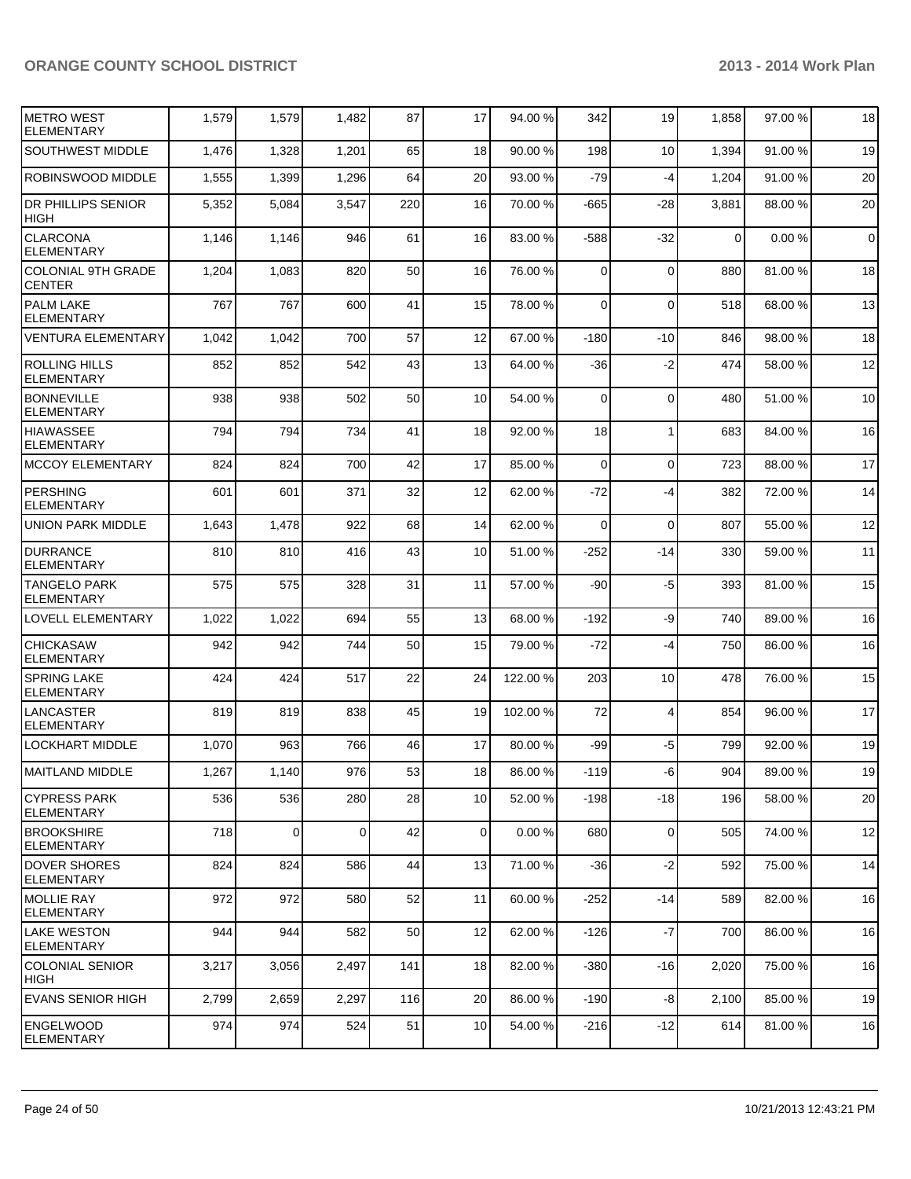| | | | | | | | | | | | |
|---|---|---|---|---|---|---|---|---|---|---|---|
| METRO WEST ELEMENTARY | 1,579 | 1,579 | 1,482 | 87 | 17 | 94.00 % | 342 | 19 | 1,858 | 97.00 % | 18 |
| SOUTHWEST MIDDLE | 1,476 | 1,328 | 1,201 | 65 | 18 | 90.00 % | 198 | 10 | 1,394 | 91.00 % | 19 |
| ROBINSWOOD MIDDLE | 1,555 | 1,399 | 1,296 | 64 | 20 | 93.00 % | -79 | -4 | 1,204 | 91.00 % | 20 |
| DR PHILLIPS SENIOR HIGH | 5,352 | 5,084 | 3,547 | 220 | 16 | 70.00 % | -665 | -28 | 3,881 | 88.00 % | 20 |
| CLARCONA ELEMENTARY | 1,146 | 1,146 | 946 | 61 | 16 | 83.00 % | -588 | -32 | 0 | 0.00 % | 0 |
| COLONIAL 9TH GRADE CENTER | 1,204 | 1,083 | 820 | 50 | 16 | 76.00 % | 0 | 0 | 880 | 81.00 % | 18 |
| PALM LAKE ELEMENTARY | 767 | 767 | 600 | 41 | 15 | 78.00 % | 0 | 0 | 518 | 68.00 % | 13 |
| VENTURA ELEMENTARY | 1,042 | 1,042 | 700 | 57 | 12 | 67.00 % | -180 | -10 | 846 | 98.00 % | 18 |
| ROLLING HILLS ELEMENTARY | 852 | 852 | 542 | 43 | 13 | 64.00 % | -36 | -2 | 474 | 58.00 % | 12 |
| BONNEVILLE ELEMENTARY | 938 | 938 | 502 | 50 | 10 | 54.00 % | 0 | 0 | 480 | 51.00 % | 10 |
| HIAWASSEE ELEMENTARY | 794 | 794 | 734 | 41 | 18 | 92.00 % | 18 | 1 | 683 | 84.00 % | 16 |
| MCCOY ELEMENTARY | 824 | 824 | 700 | 42 | 17 | 85.00 % | 0 | 0 | 723 | 88.00 % | 17 |
| PERSHING ELEMENTARY | 601 | 601 | 371 | 32 | 12 | 62.00 % | -72 | -4 | 382 | 72.00 % | 14 |
| UNION PARK MIDDLE | 1,643 | 1,478 | 922 | 68 | 14 | 62.00 % | 0 | 0 | 807 | 55.00 % | 12 |
| DURRANCE ELEMENTARY | 810 | 810 | 416 | 43 | 10 | 51.00 % | -252 | -14 | 330 | 59.00 % | 11 |
| TANGELO PARK ELEMENTARY | 575 | 575 | 328 | 31 | 11 | 57.00 % | -90 | -5 | 393 | 81.00 % | 15 |
| LOVELL ELEMENTARY | 1,022 | 1,022 | 694 | 55 | 13 | 68.00 % | -192 | -9 | 740 | 89.00 % | 16 |
| CHICKASAW ELEMENTARY | 942 | 942 | 744 | 50 | 15 | 79.00 % | -72 | -4 | 750 | 86.00 % | 16 |
| SPRING LAKE ELEMENTARY | 424 | 424 | 517 | 22 | 24 | 122.00 % | 203 | 10 | 478 | 76.00 % | 15 |
| LANCASTER ELEMENTARY | 819 | 819 | 838 | 45 | 19 | 102.00 % | 72 | 4 | 854 | 96.00 % | 17 |
| LOCKHART MIDDLE | 1,070 | 963 | 766 | 46 | 17 | 80.00 % | -99 | -5 | 799 | 92.00 % | 19 |
| MAITLAND MIDDLE | 1,267 | 1,140 | 976 | 53 | 18 | 86.00 % | -119 | -6 | 904 | 89.00 % | 19 |
| CYPRESS PARK ELEMENTARY | 536 | 536 | 280 | 28 | 10 | 52.00 % | -198 | -18 | 196 | 58.00 % | 20 |
| BROOKSHIRE ELEMENTARY | 718 | 0 | 0 | 42 | 0 | 0.00 % | 680 | 0 | 505 | 74.00 % | 12 |
| DOVER SHORES ELEMENTARY | 824 | 824 | 586 | 44 | 13 | 71.00 % | -36 | -2 | 592 | 75.00 % | 14 |
| MOLLIE RAY ELEMENTARY | 972 | 972 | 580 | 52 | 11 | 60.00 % | -252 | -14 | 589 | 82.00 % | 16 |
| LAKE WESTON ELEMENTARY | 944 | 944 | 582 | 50 | 12 | 62.00 % | -126 | -7 | 700 | 86.00 % | 16 |
| COLONIAL SENIOR HIGH | 3,217 | 3,056 | 2,497 | 141 | 18 | 82.00 % | -380 | -16 | 2,020 | 75.00 % | 16 |
| EVANS SENIOR HIGH | 2,799 | 2,659 | 2,297 | 116 | 20 | 86.00 % | -190 | -8 | 2,100 | 85.00 % | 19 |
| ENGELWOOD ELEMENTARY | 974 | 974 | 524 | 51 | 10 | 54.00 % | -216 | -12 | 614 | 81.00 % | 16 |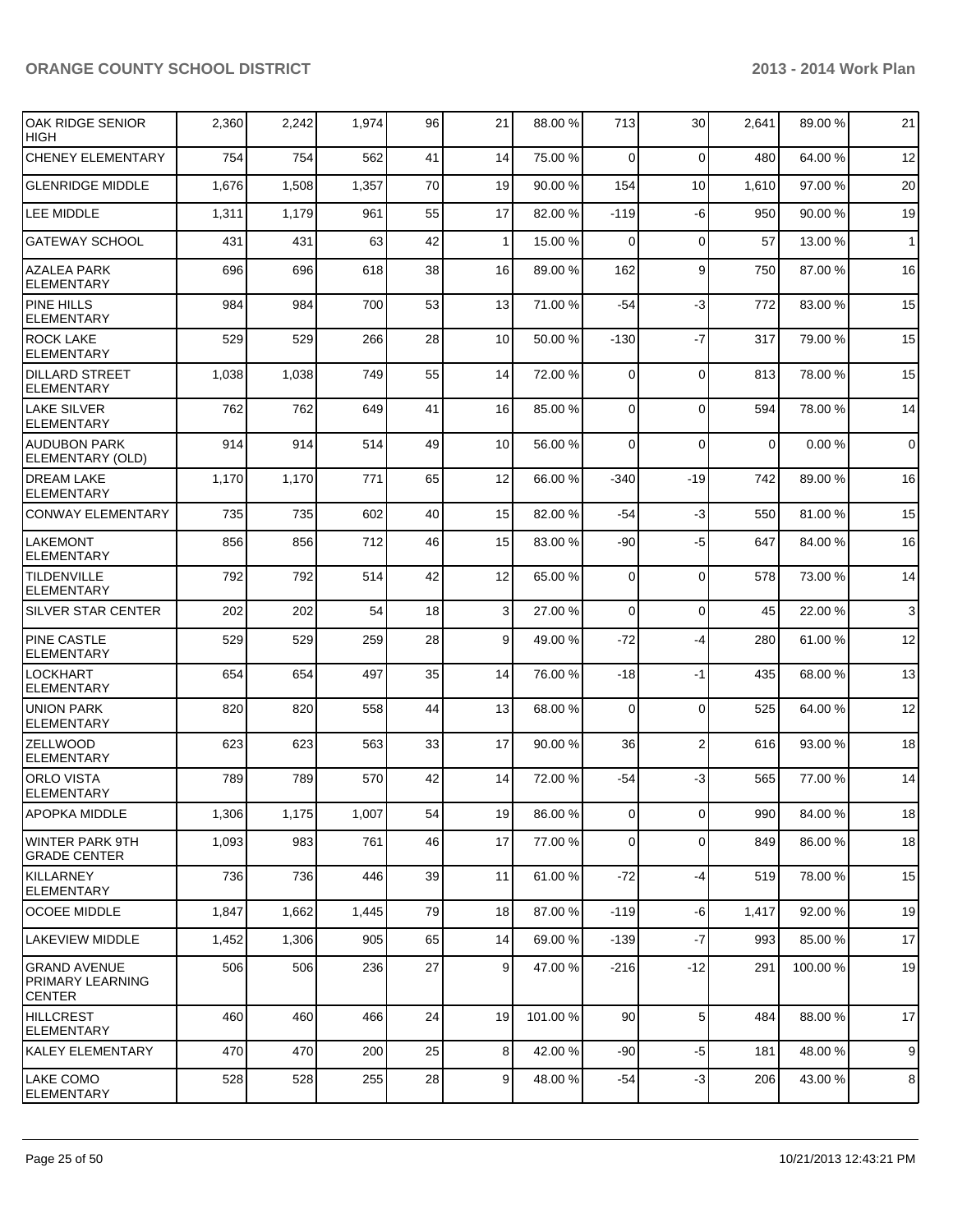| OAK RIDGE SENIOR HIGH | 2,360 | 2,242 | 1,974 | 96 | 21 | 88.00 % | 713 | 30 | 2,641 | 89.00 % | 21 |
|---|---|---|---|---|---|---|---|---|---|---|---|
| CHENEY ELEMENTARY | 754 | 754 | 562 | 41 | 14 | 75.00 % | 0 | 0 | 480 | 64.00 % | 12 |
| GLENRIDGE MIDDLE | 1,676 | 1,508 | 1,357 | 70 | 19 | 90.00 % | 154 | 10 | 1,610 | 97.00 % | 20 |
| LEE MIDDLE | 1,311 | 1,179 | 961 | 55 | 17 | 82.00 % | -119 | -6 | 950 | 90.00 % | 19 |
| GATEWAY SCHOOL | 431 | 431 | 63 | 42 | 1 | 15.00 % | 0 | 0 | 57 | 13.00 % | 1 |
| AZALEA PARK ELEMENTARY | 696 | 696 | 618 | 38 | 16 | 89.00 % | 162 | 9 | 750 | 87.00 % | 16 |
| PINE HILLS ELEMENTARY | 984 | 984 | 700 | 53 | 13 | 71.00 % | -54 | -3 | 772 | 83.00 % | 15 |
| ROCK LAKE ELEMENTARY | 529 | 529 | 266 | 28 | 10 | 50.00 % | -130 | -7 | 317 | 79.00 % | 15 |
| DILLARD STREET ELEMENTARY | 1,038 | 1,038 | 749 | 55 | 14 | 72.00 % | 0 | 0 | 813 | 78.00 % | 15 |
| LAKE SILVER ELEMENTARY | 762 | 762 | 649 | 41 | 16 | 85.00 % | 0 | 0 | 594 | 78.00 % | 14 |
| AUDUBON PARK ELEMENTARY (OLD) | 914 | 914 | 514 | 49 | 10 | 56.00 % | 0 | 0 | 0 | 0.00 % | 0 |
| DREAM LAKE ELEMENTARY | 1,170 | 1,170 | 771 | 65 | 12 | 66.00 % | -340 | -19 | 742 | 89.00 % | 16 |
| CONWAY ELEMENTARY | 735 | 735 | 602 | 40 | 15 | 82.00 % | -54 | -3 | 550 | 81.00 % | 15 |
| LAKEMONT ELEMENTARY | 856 | 856 | 712 | 46 | 15 | 83.00 % | -90 | -5 | 647 | 84.00 % | 16 |
| TILDENVILLE ELEMENTARY | 792 | 792 | 514 | 42 | 12 | 65.00 % | 0 | 0 | 578 | 73.00 % | 14 |
| SILVER STAR CENTER | 202 | 202 | 54 | 18 | 3 | 27.00 % | 0 | 0 | 45 | 22.00 % | 3 |
| PINE CASTLE ELEMENTARY | 529 | 529 | 259 | 28 | 9 | 49.00 % | -72 | -4 | 280 | 61.00 % | 12 |
| LOCKHART ELEMENTARY | 654 | 654 | 497 | 35 | 14 | 76.00 % | -18 | -1 | 435 | 68.00 % | 13 |
| UNION PARK ELEMENTARY | 820 | 820 | 558 | 44 | 13 | 68.00 % | 0 | 0 | 525 | 64.00 % | 12 |
| ZELLWOOD ELEMENTARY | 623 | 623 | 563 | 33 | 17 | 90.00 % | 36 | 2 | 616 | 93.00 % | 18 |
| ORLO VISTA ELEMENTARY | 789 | 789 | 570 | 42 | 14 | 72.00 % | -54 | -3 | 565 | 77.00 % | 14 |
| APOPKA MIDDLE | 1,306 | 1,175 | 1,007 | 54 | 19 | 86.00 % | 0 | 0 | 990 | 84.00 % | 18 |
| WINTER PARK 9TH GRADE CENTER | 1,093 | 983 | 761 | 46 | 17 | 77.00 % | 0 | 0 | 849 | 86.00 % | 18 |
| KILLARNEY ELEMENTARY | 736 | 736 | 446 | 39 | 11 | 61.00 % | -72 | -4 | 519 | 78.00 % | 15 |
| OCOEE MIDDLE | 1,847 | 1,662 | 1,445 | 79 | 18 | 87.00 % | -119 | -6 | 1,417 | 92.00 % | 19 |
| LAKEVIEW MIDDLE | 1,452 | 1,306 | 905 | 65 | 14 | 69.00 % | -139 | -7 | 993 | 85.00 % | 17 |
| GRAND AVENUE PRIMARY LEARNING CENTER | 506 | 506 | 236 | 27 | 9 | 47.00 % | -216 | -12 | 291 | 100.00 % | 19 |
| HILLCREST ELEMENTARY | 460 | 460 | 466 | 24 | 19 | 101.00 % | 90 | 5 | 484 | 88.00 % | 17 |
| KALEY ELEMENTARY | 470 | 470 | 200 | 25 | 8 | 42.00 % | -90 | -5 | 181 | 48.00 % | 9 |
| LAKE COMO ELEMENTARY | 528 | 528 | 255 | 28 | 9 | 48.00 % | -54 | -3 | 206 | 43.00 % | 8 |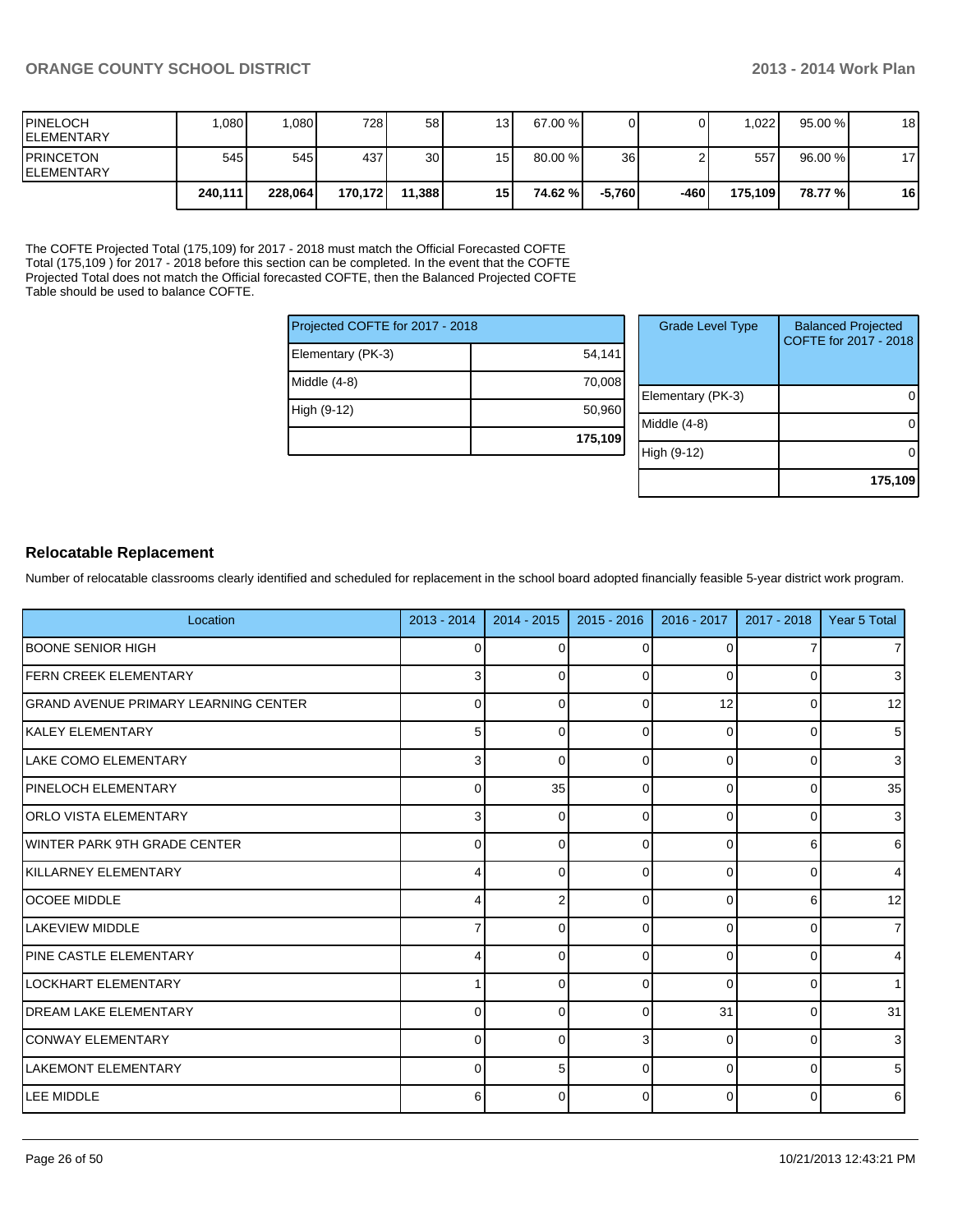| | | | | | | | | | | | |
|---|---|---|---|---|---|---|---|---|---|---|---|
| PINELOCH ELEMENTARY | 1,080 | 1,080 | 728 | 58 | 13 | 67.00 % | 0 | 0 | 1,022 | 95.00 % | 18 |
| PRINCETON ELEMENTARY | 545 | 545 | 437 | 30 | 15 | 80.00 % | 36 | 2 | 557 | 96.00 % | 17 |
| | **240,111** | **228,064** | **170,172** | **11,388** | **15** | **74.62 %** | **-5,760** | **-460** | **175,109** | **78.77 %** | **16** |

The COFTE Projected Total (175,109) for 2017 - 2018 must match the Official Forecasted COFTE Total (175,109 ) for 2017 - 2018 before this section can be completed. In the event that the COFTE Projected Total does not match the Official forecasted COFTE, then the Balanced Projected COFTE Table should be used to balance COFTE.

| Projected COFTE for 2017 - 2018 | |
|---|---|
| Elementary (PK-3) | 54,141 |
| Middle (4-8) | 70,008 |
| High (9-12) | 50,960 |
| | **175,109** |

| Grade Level Type | Balanced Projected COFTE for 2017 - 2018 |
|---|---|
| Elementary (PK-3) | 0 |
| Middle (4-8) | 0 |
| High (9-12) | 0 |
| | **175,109** |

## Relocatable Replacement

Number of relocatable classrooms clearly identified and scheduled for replacement in the school board adopted financially feasible 5-year district work program.

| Location | 2013 - 2014 | 2014 - 2015 | 2015 - 2016 | 2016 - 2017 | 2017 - 2018 | Year 5 Total |
|---|---|---|---|---|---|---|
| BOONE SENIOR HIGH | 0 | 0 | 0 | 0 | 7 | 7 |
| FERN CREEK ELEMENTARY | 3 | 0 | 0 | 0 | 0 | 3 |
| GRAND AVENUE PRIMARY LEARNING CENTER | 0 | 0 | 0 | 12 | 0 | 12 |
| KALEY ELEMENTARY | 5 | 0 | 0 | 0 | 0 | 5 |
| LAKE COMO ELEMENTARY | 3 | 0 | 0 | 0 | 0 | 3 |
| PINELOCH ELEMENTARY | 0 | 35 | 0 | 0 | 0 | 35 |
| ORLO VISTA ELEMENTARY | 3 | 0 | 0 | 0 | 0 | 3 |
| WINTER PARK 9TH GRADE CENTER | 0 | 0 | 0 | 0 | 6 | 6 |
| KILLARNEY ELEMENTARY | 4 | 0 | 0 | 0 | 0 | 4 |
| OCOEE MIDDLE | 4 | 2 | 0 | 0 | 6 | 12 |
| LAKEVIEW MIDDLE | 7 | 0 | 0 | 0 | 0 | 7 |
| PINE CASTLE ELEMENTARY | 4 | 0 | 0 | 0 | 0 | 4 |
| LOCKHART ELEMENTARY | 1 | 0 | 0 | 0 | 0 | 1 |
| DREAM LAKE ELEMENTARY | 0 | 0 | 0 | 31 | 0 | 31 |
| CONWAY ELEMENTARY | 0 | 0 | 3 | 0 | 0 | 3 |
| LAKEMONT ELEMENTARY | 0 | 5 | 0 | 0 | 0 | 5 |
| LEE MIDDLE | 6 | 0 | 0 | 0 | 0 | 6 |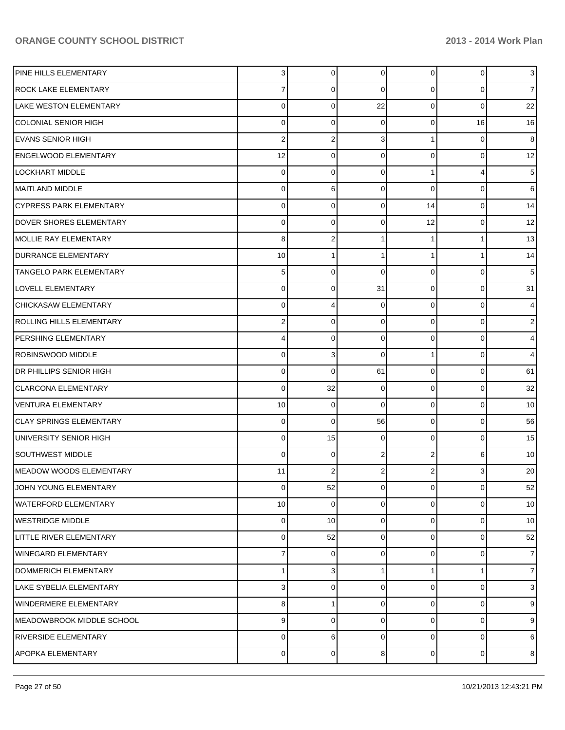| | | | | | | |
|---|---|---|---|---|---|---|
| PINE HILLS ELEMENTARY | 3 | 0 | 0 | 0 | 0 | 3 |
| ROCK LAKE ELEMENTARY | 7 | 0 | 0 | 0 | 0 | 7 |
| LAKE WESTON ELEMENTARY | 0 | 0 | 22 | 0 | 0 | 22 |
| COLONIAL SENIOR HIGH | 0 | 0 | 0 | 0 | 16 | 16 |
| EVANS SENIOR HIGH | 2 | 2 | 3 | 1 | 0 | 8 |
| ENGELWOOD ELEMENTARY | 12 | 0 | 0 | 0 | 0 | 12 |
| LOCKHART MIDDLE | 0 | 0 | 0 | 1 | 4 | 5 |
| MAITLAND MIDDLE | 0 | 6 | 0 | 0 | 0 | 6 |
| CYPRESS PARK ELEMENTARY | 0 | 0 | 0 | 14 | 0 | 14 |
| DOVER SHORES ELEMENTARY | 0 | 0 | 0 | 12 | 0 | 12 |
| MOLLIE RAY ELEMENTARY | 8 | 2 | 1 | 1 | 1 | 13 |
| DURRANCE ELEMENTARY | 10 | 1 | 1 | 1 | 1 | 14 |
| TANGELO PARK ELEMENTARY | 5 | 0 | 0 | 0 | 0 | 5 |
| LOVELL ELEMENTARY | 0 | 0 | 31 | 0 | 0 | 31 |
| CHICKASAW ELEMENTARY | 0 | 4 | 0 | 0 | 0 | 4 |
| ROLLING HILLS ELEMENTARY | 2 | 0 | 0 | 0 | 0 | 2 |
| PERSHING ELEMENTARY | 4 | 0 | 0 | 0 | 0 | 4 |
| ROBINSWOOD MIDDLE | 0 | 3 | 0 | 1 | 0 | 4 |
| DR PHILLIPS SENIOR HIGH | 0 | 0 | 61 | 0 | 0 | 61 |
| CLARCONA ELEMENTARY | 0 | 32 | 0 | 0 | 0 | 32 |
| VENTURA ELEMENTARY | 10 | 0 | 0 | 0 | 0 | 10 |
| CLAY SPRINGS ELEMENTARY | 0 | 0 | 56 | 0 | 0 | 56 |
| UNIVERSITY SENIOR HIGH | 0 | 15 | 0 | 0 | 0 | 15 |
| SOUTHWEST MIDDLE | 0 | 0 | 2 | 2 | 6 | 10 |
| MEADOW WOODS ELEMENTARY | 11 | 2 | 2 | 2 | 3 | 20 |
| JOHN YOUNG ELEMENTARY | 0 | 52 | 0 | 0 | 0 | 52 |
| WATERFORD ELEMENTARY | 10 | 0 | 0 | 0 | 0 | 10 |
| WESTRIDGE MIDDLE | 0 | 10 | 0 | 0 | 0 | 10 |
| LITTLE RIVER ELEMENTARY | 0 | 52 | 0 | 0 | 0 | 52 |
| WINEGARD ELEMENTARY | 7 | 0 | 0 | 0 | 0 | 7 |
| DOMMERICH ELEMENTARY | 1 | 3 | 1 | 1 | 1 | 7 |
| LAKE SYBELIA ELEMENTARY | 3 | 0 | 0 | 0 | 0 | 3 |
| WINDERMERE ELEMENTARY | 8 | 1 | 0 | 0 | 0 | 9 |
| MEADOWBROOK MIDDLE SCHOOL | 9 | 0 | 0 | 0 | 0 | 9 |
| RIVERSIDE ELEMENTARY | 0 | 6 | 0 | 0 | 0 | 6 |
| APOPKA ELEMENTARY | 0 | 0 | 8 | 0 | 0 | 8 |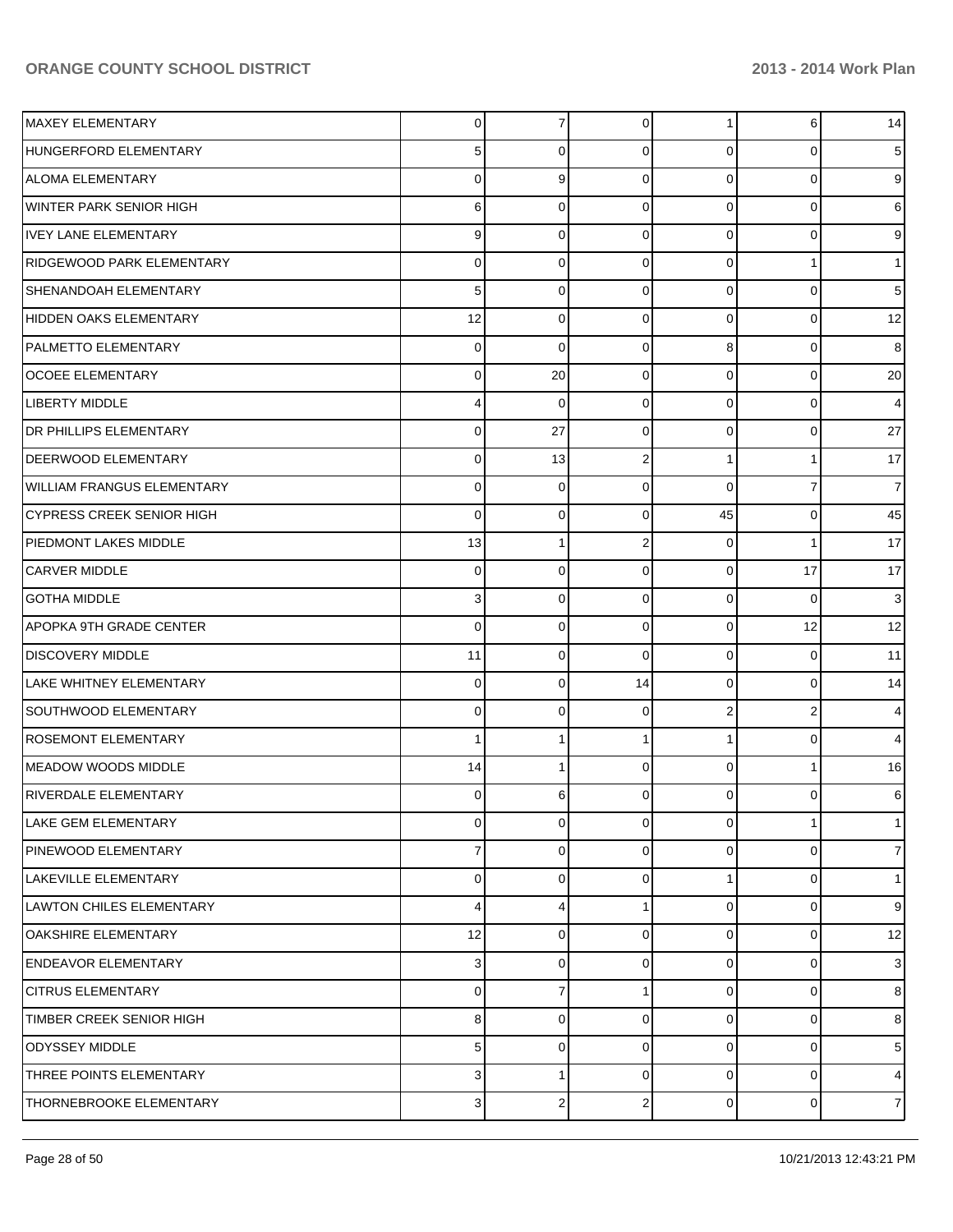| | | | | | | |
|---|---|---|---|---|---|---|
| MAXEY ELEMENTARY | 0 | 7 | 0 | 1 | 6 | 14 |
| HUNGERFORD ELEMENTARY | 5 | 0 | 0 | 0 | 0 | 5 |
| ALOMA ELEMENTARY | 0 | 9 | 0 | 0 | 0 | 9 |
| WINTER PARK SENIOR HIGH | 6 | 0 | 0 | 0 | 0 | 6 |
| IVEY LANE ELEMENTARY | 9 | 0 | 0 | 0 | 0 | 9 |
| RIDGEWOOD PARK ELEMENTARY | 0 | 0 | 0 | 0 | 1 | 1 |
| SHENANDOAH ELEMENTARY | 5 | 0 | 0 | 0 | 0 | 5 |
| HIDDEN OAKS ELEMENTARY | 12 | 0 | 0 | 0 | 0 | 12 |
| PALMETTO ELEMENTARY | 0 | 0 | 0 | 8 | 0 | 8 |
| OCOEE ELEMENTARY | 0 | 20 | 0 | 0 | 0 | 20 |
| LIBERTY MIDDLE | 4 | 0 | 0 | 0 | 0 | 4 |
| DR PHILLIPS ELEMENTARY | 0 | 27 | 0 | 0 | 0 | 27 |
| DEERWOOD ELEMENTARY | 0 | 13 | 2 | 1 | 1 | 17 |
| WILLIAM FRANGUS ELEMENTARY | 0 | 0 | 0 | 0 | 7 | 7 |
| CYPRESS CREEK SENIOR HIGH | 0 | 0 | 0 | 45 | 0 | 45 |
| PIEDMONT LAKES MIDDLE | 13 | 1 | 2 | 0 | 1 | 17 |
| CARVER MIDDLE | 0 | 0 | 0 | 0 | 17 | 17 |
| GOTHA MIDDLE | 3 | 0 | 0 | 0 | 0 | 3 |
| APOPKA 9TH GRADE CENTER | 0 | 0 | 0 | 0 | 12 | 12 |
| DISCOVERY MIDDLE | 11 | 0 | 0 | 0 | 0 | 11 |
| LAKE WHITNEY ELEMENTARY | 0 | 0 | 14 | 0 | 0 | 14 |
| SOUTHWOOD ELEMENTARY | 0 | 0 | 0 | 2 | 2 | 4 |
| ROSEMONT ELEMENTARY | 1 | 1 | 1 | 1 | 0 | 4 |
| MEADOW WOODS MIDDLE | 14 | 1 | 0 | 0 | 1 | 16 |
| RIVERDALE ELEMENTARY | 0 | 6 | 0 | 0 | 0 | 6 |
| LAKE GEM ELEMENTARY | 0 | 0 | 0 | 0 | 1 | 1 |
| PINEWOOD ELEMENTARY | 7 | 0 | 0 | 0 | 0 | 7 |
| LAKEVILLE ELEMENTARY | 0 | 0 | 0 | 1 | 0 | 1 |
| LAWTON CHILES ELEMENTARY | 4 | 4 | 1 | 0 | 0 | 9 |
| OAKSHIRE ELEMENTARY | 12 | 0 | 0 | 0 | 0 | 12 |
| ENDEAVOR ELEMENTARY | 3 | 0 | 0 | 0 | 0 | 3 |
| CITRUS ELEMENTARY | 0 | 7 | 1 | 0 | 0 | 8 |
| TIMBER CREEK SENIOR HIGH | 8 | 0 | 0 | 0 | 0 | 8 |
| ODYSSEY MIDDLE | 5 | 0 | 0 | 0 | 0 | 5 |
| THREE POINTS ELEMENTARY | 3 | 1 | 0 | 0 | 0 | 4 |
| THORNEBROOKE ELEMENTARY | 3 | 2 | 2 | 0 | 0 | 7 |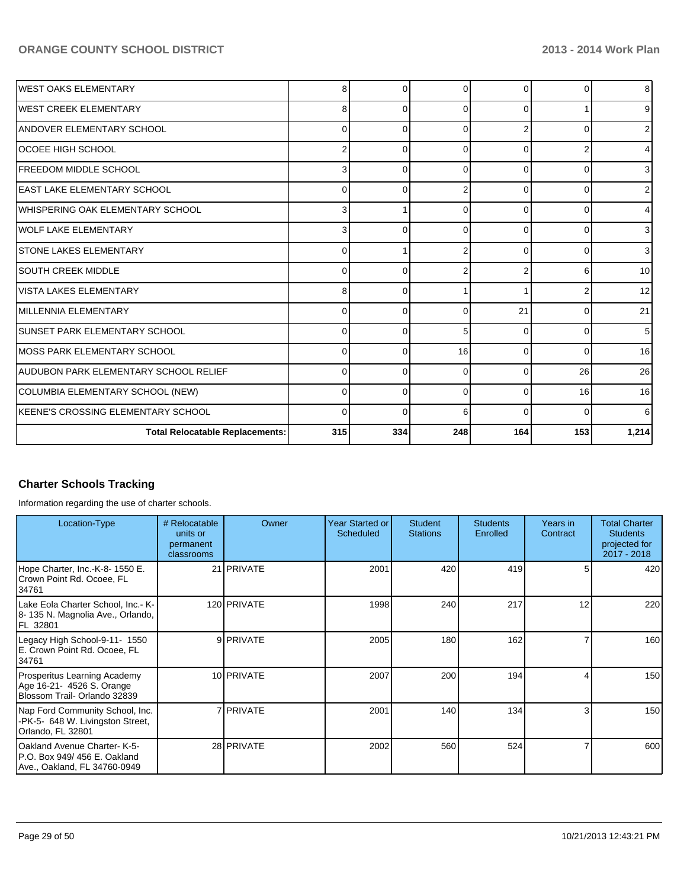| | | | | | | |
|---|---|---|---|---|---|---|
| WEST OAKS ELEMENTARY | 8 | 0 | 0 | 0 | 0 | 8 |
| WEST CREEK ELEMENTARY | 8 | 0 | 0 | 0 | 1 | 9 |
| ANDOVER ELEMENTARY SCHOOL | 0 | 0 | 0 | 2 | 0 | 2 |
| OCOEE HIGH SCHOOL | 2 | 0 | 0 | 0 | 2 | 4 |
| FREEDOM MIDDLE SCHOOL | 3 | 0 | 0 | 0 | 0 | 3 |
| EAST LAKE ELEMENTARY SCHOOL | 0 | 0 | 2 | 0 | 0 | 2 |
| WHISPERING OAK ELEMENTARY SCHOOL | 3 | 1 | 0 | 0 | 0 | 4 |
| WOLF LAKE ELEMENTARY | 3 | 0 | 0 | 0 | 0 | 3 |
| STONE LAKES ELEMENTARY | 0 | 1 | 2 | 0 | 0 | 3 |
| SOUTH CREEK MIDDLE | 0 | 0 | 2 | 2 | 6 | 10 |
| VISTA LAKES ELEMENTARY | 8 | 0 | 1 | 1 | 2 | 12 |
| MILLENNIA ELEMENTARY | 0 | 0 | 0 | 21 | 0 | 21 |
| SUNSET PARK ELEMENTARY SCHOOL | 0 | 0 | 5 | 0 | 0 | 5 |
| MOSS PARK ELEMENTARY SCHOOL | 0 | 0 | 16 | 0 | 0 | 16 |
| AUDUBON PARK ELEMENTARY SCHOOL RELIEF | 0 | 0 | 0 | 0 | 26 | 26 |
| COLUMBIA ELEMENTARY SCHOOL (NEW) | 0 | 0 | 0 | 0 | 16 | 16 |
| KEENE'S CROSSING ELEMENTARY SCHOOL | 0 | 0 | 6 | 0 | 0 | 6 |
| **Total Relocatable Replacements:** | **315** | **334** | **248** | **164** | **153** | **1,214** |

## Charter Schools Tracking

Information regarding the use of charter schools.

| Location-Type | # Relocatable units or permanent classrooms | Owner | Year Started or Scheduled | Student Stations | Students Enrolled | Years in Contract | Total Charter Students projected for 2017 - 2018 |
|---|---|---|---|---|---|---|---|
| Hope Charter, Inc.-K-8- 1550 E. Crown Point Rd. Ocoee, FL 34761 | 21 | PRIVATE | 2001 | 420 | 419 | 5 | 420 |
| Lake Eola Charter School, Inc.- K-8- 135 N. Magnolia Ave., Orlando, FL 32801 | 120 | PRIVATE | 1998 | 240 | 217 | 12 | 220 |
| Legacy High School-9-11- 1550 E. Crown Point Rd. Ocoee, FL 34761 | 9 | PRIVATE | 2005 | 180 | 162 | 7 | 160 |
| Prosperitus Learning Academy Age 16-21- 4526 S. Orange Blossom Trail- Orlando 32839 | 10 | PRIVATE | 2007 | 200 | 194 | 4 | 150 |
| Nap Ford Community School, Inc. -PK-5- 648 W. Livingston Street, Orlando, FL 32801 | 7 | PRIVATE | 2001 | 140 | 134 | 3 | 150 |
| Oakland Avenue Charter- K-5- P.O. Box 949/ 456 E. Oakland Ave., Oakland, FL 34760-0949 | 28 | PRIVATE | 2002 | 560 | 524 | 7 | 600 |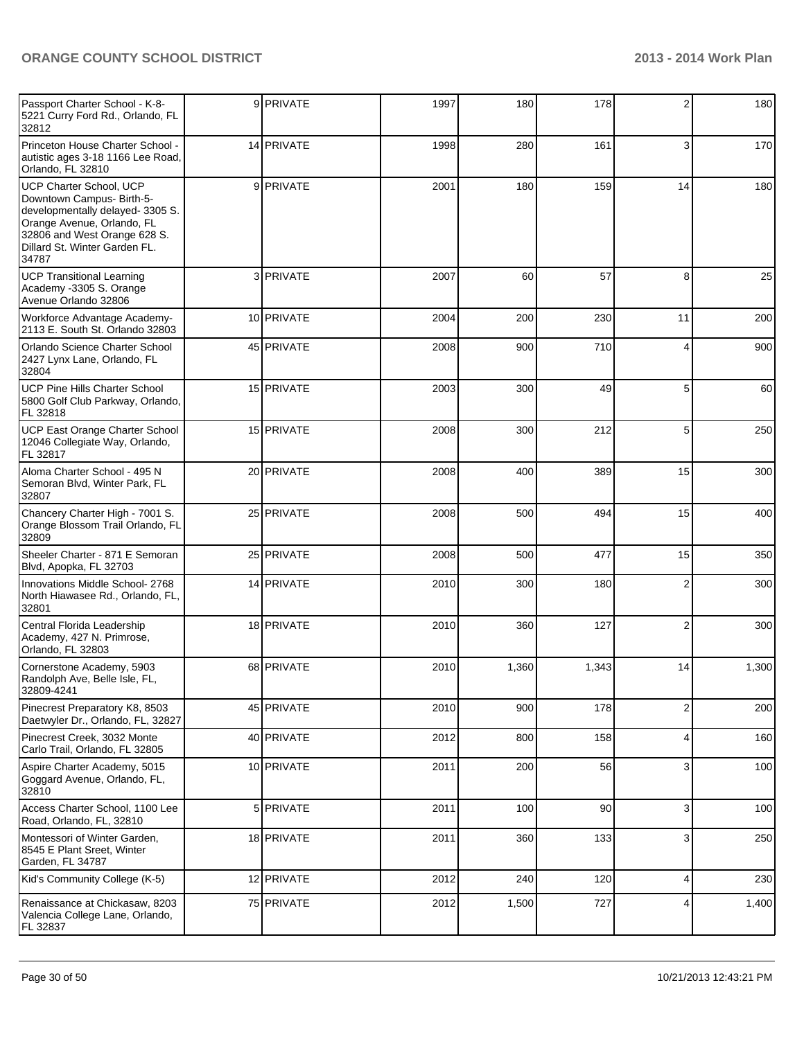| | | | | | | | |
|---|---|---|---|---|---|---|---|
| Passport Charter School - K-8- 5221 Curry Ford Rd., Orlando, FL 32812 | 9 | PRIVATE | 1997 | 180 | 178 | 2 | 180 |
| Princeton House Charter School - autistic ages 3-18 1166 Lee Road, Orlando, FL 32810 | 14 | PRIVATE | 1998 | 280 | 161 | 3 | 170 |
| UCP Charter School, UCP Downtown Campus- Birth-5- developmentally delayed- 3305 S. Orange Avenue, Orlando, FL 32806 and West Orange 628 S. Dillard St. Winter Garden FL. 34787 | 9 | PRIVATE | 2001 | 180 | 159 | 14 | 180 |
| UCP Transitional Learning Academy -3305 S. Orange Avenue Orlando 32806 | 3 | PRIVATE | 2007 | 60 | 57 | 8 | 25 |
| Workforce Advantage Academy- 2113 E. South St. Orlando 32803 | 10 | PRIVATE | 2004 | 200 | 230 | 11 | 200 |
| Orlando Science Charter School 2427 Lynx Lane, Orlando, FL 32804 | 45 | PRIVATE | 2008 | 900 | 710 | 4 | 900 |
| UCP Pine Hills Charter School 5800 Golf Club Parkway, Orlando, FL 32818 | 15 | PRIVATE | 2003 | 300 | 49 | 5 | 60 |
| UCP East Orange Charter School 12046 Collegiate Way, Orlando, FL 32817 | 15 | PRIVATE | 2008 | 300 | 212 | 5 | 250 |
| Aloma Charter School - 495 N Semoran Blvd, Winter Park, FL 32807 | 20 | PRIVATE | 2008 | 400 | 389 | 15 | 300 |
| Chancery Charter High - 7001 S. Orange Blossom Trail Orlando, FL 32809 | 25 | PRIVATE | 2008 | 500 | 494 | 15 | 400 |
| Sheeler Charter - 871 E Semoran Blvd, Apopka, FL 32703 | 25 | PRIVATE | 2008 | 500 | 477 | 15 | 350 |
| Innovations Middle School- 2768 North Hiawasee Rd., Orlando, FL, 32801 | 14 | PRIVATE | 2010 | 300 | 180 | 2 | 300 |
| Central Florida Leadership Academy, 427 N. Primrose, Orlando, FL 32803 | 18 | PRIVATE | 2010 | 360 | 127 | 2 | 300 |
| Cornerstone Academy, 5903 Randolph Ave, Belle Isle, FL, 32809-4241 | 68 | PRIVATE | 2010 | 1,360 | 1,343 | 14 | 1,300 |
| Pinecrest Preparatory K8, 8503 Daetwyler Dr., Orlando, FL, 32827 | 45 | PRIVATE | 2010 | 900 | 178 | 2 | 200 |
| Pinecrest Creek, 3032 Monte Carlo Trail, Orlando, FL 32805 | 40 | PRIVATE | 2012 | 800 | 158 | 4 | 160 |
| Aspire Charter Academy, 5015 Goggard Avenue, Orlando, FL, 32810 | 10 | PRIVATE | 2011 | 200 | 56 | 3 | 100 |
| Access Charter School, 1100 Lee Road, Orlando, FL, 32810 | 5 | PRIVATE | 2011 | 100 | 90 | 3 | 100 |
| Montessori of Winter Garden, 8545 E Plant Sreet, Winter Garden, FL 34787 | 18 | PRIVATE | 2011 | 360 | 133 | 3 | 250 |
| Kid's Community College (K-5) | 12 | PRIVATE | 2012 | 240 | 120 | 4 | 230 |
| Renaissance at Chickasaw, 8203 Valencia College Lane, Orlando, FL 32837 | 75 | PRIVATE | 2012 | 1,500 | 727 | 4 | 1,400 |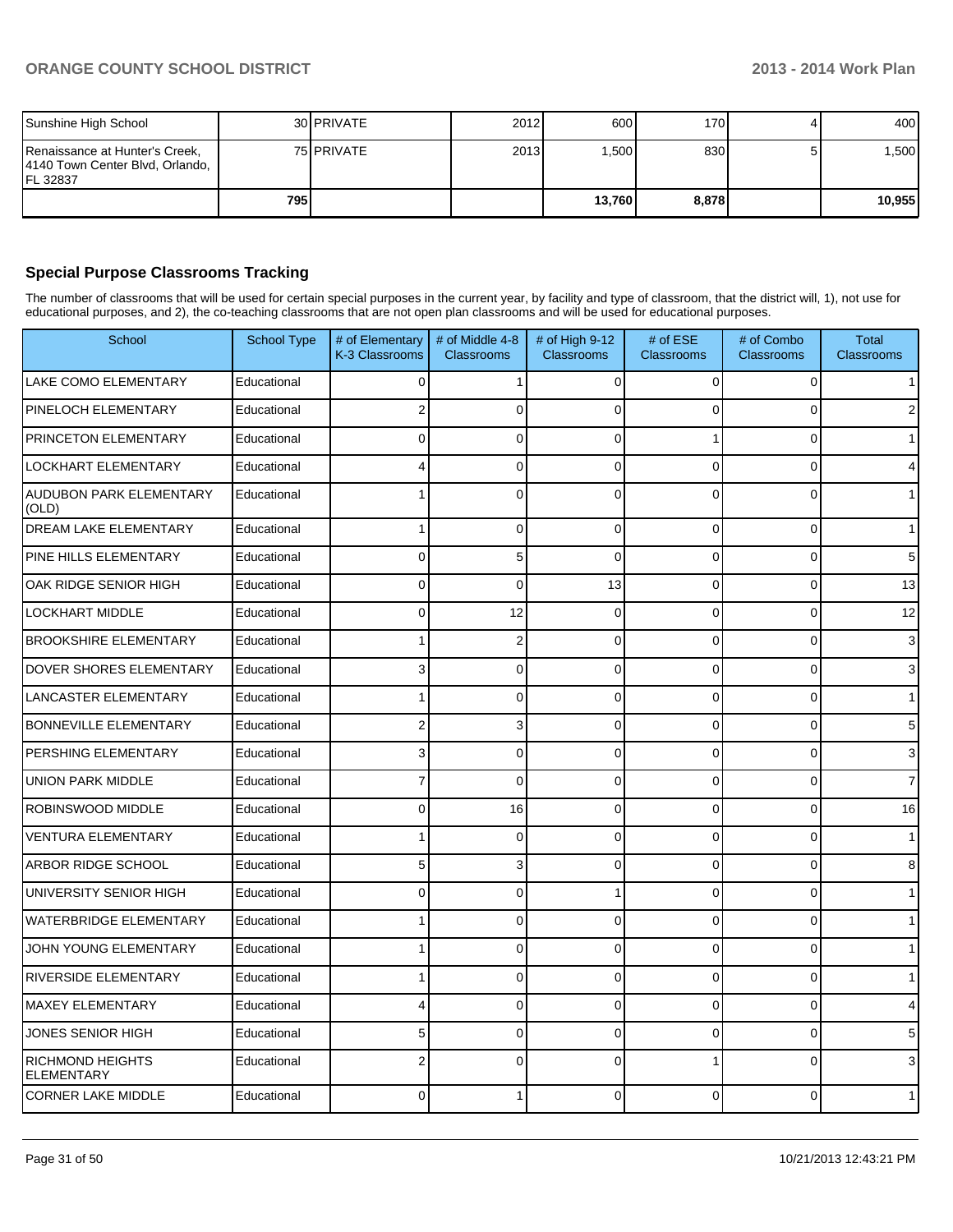| | | | | | | | |
|---|---|---|---|---|---|---|---|
| Sunshine High School | 30 | PRIVATE | 2012 | 600 | 170 | 4 | 400 |
| Renaissance at Hunter's Creek, 4140 Town Center Blvd, Orlando, FL 32837 | 75 | PRIVATE | 2013 | 1,500 | 830 | 5 | 1,500 |
| | 795 | | | 13,760 | 8,878 | | 10,955 |

### Special Purpose Classrooms Tracking

The number of classrooms that will be used for certain special purposes in the current year, by facility and type of classroom, that the district will, 1), not use for educational purposes, and 2), the co-teaching classrooms that are not open plan classrooms and will be used for educational purposes.

| School | School Type | # of Elementary K-3 Classrooms | # of Middle 4-8 Classrooms | # of High 9-12 Classrooms | # of ESE Classrooms | # of Combo Classrooms | Total Classrooms |
|---|---|---|---|---|---|---|---|
| LAKE COMO ELEMENTARY | Educational | 0 | 1 | 0 | 0 | 0 | 1 |
| PINELOCH ELEMENTARY | Educational | 2 | 0 | 0 | 0 | 0 | 2 |
| PRINCETON ELEMENTARY | Educational | 0 | 0 | 0 | 1 | 0 | 1 |
| LOCKHART ELEMENTARY | Educational | 4 | 0 | 0 | 0 | 0 | 4 |
| AUDUBON PARK ELEMENTARY (OLD) | Educational | 1 | 0 | 0 | 0 | 0 | 1 |
| DREAM LAKE ELEMENTARY | Educational | 1 | 0 | 0 | 0 | 0 | 1 |
| PINE HILLS ELEMENTARY | Educational | 0 | 5 | 0 | 0 | 0 | 5 |
| OAK RIDGE SENIOR HIGH | Educational | 0 | 0 | 13 | 0 | 0 | 13 |
| LOCKHART MIDDLE | Educational | 0 | 12 | 0 | 0 | 0 | 12 |
| BROOKSHIRE ELEMENTARY | Educational | 1 | 2 | 0 | 0 | 0 | 3 |
| DOVER SHORES ELEMENTARY | Educational | 3 | 0 | 0 | 0 | 0 | 3 |
| LANCASTER ELEMENTARY | Educational | 1 | 0 | 0 | 0 | 0 | 1 |
| BONNEVILLE ELEMENTARY | Educational | 2 | 3 | 0 | 0 | 0 | 5 |
| PERSHING ELEMENTARY | Educational | 3 | 0 | 0 | 0 | 0 | 3 |
| UNION PARK MIDDLE | Educational | 7 | 0 | 0 | 0 | 0 | 7 |
| ROBINSWOOD MIDDLE | Educational | 0 | 16 | 0 | 0 | 0 | 16 |
| VENTURA ELEMENTARY | Educational | 1 | 0 | 0 | 0 | 0 | 1 |
| ARBOR RIDGE SCHOOL | Educational | 5 | 3 | 0 | 0 | 0 | 8 |
| UNIVERSITY SENIOR HIGH | Educational | 0 | 0 | 1 | 0 | 0 | 1 |
| WATERBRIDGE ELEMENTARY | Educational | 1 | 0 | 0 | 0 | 0 | 1 |
| JOHN YOUNG ELEMENTARY | Educational | 1 | 0 | 0 | 0 | 0 | 1 |
| RIVERSIDE ELEMENTARY | Educational | 1 | 0 | 0 | 0 | 0 | 1 |
| MAXEY ELEMENTARY | Educational | 4 | 0 | 0 | 0 | 0 | 4 |
| JONES SENIOR HIGH | Educational | 5 | 0 | 0 | 0 | 0 | 5 |
| RICHMOND HEIGHTS ELEMENTARY | Educational | 2 | 0 | 0 | 1 | 0 | 3 |
| CORNER LAKE MIDDLE | Educational | 0 | 1 | 0 | 0 | 0 | 1 |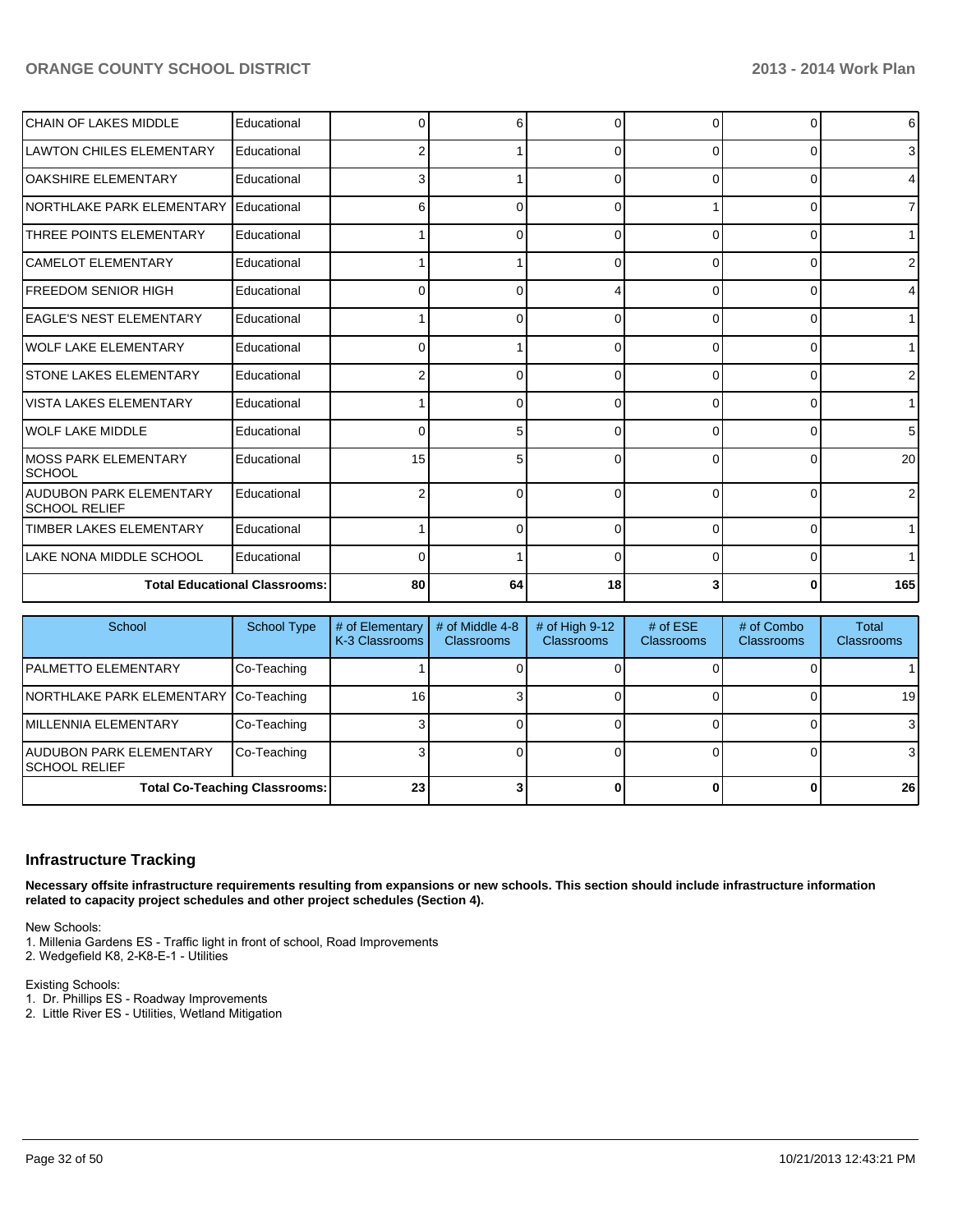| School | School Type | # of Elementary K-3 Classrooms | # of Middle 4-8 Classrooms | # of High 9-12 Classrooms | # of ESE Classrooms | # of Combo Classrooms | Total Classrooms |
|---|---|---|---|---|---|---|---|
| CHAIN OF LAKES MIDDLE | Educational | 0 | 6 | 0 | 0 | 0 | 6 |
| LAWTON CHILES ELEMENTARY | Educational | 2 | 1 | 0 | 0 | 0 | 3 |
| OAKSHIRE ELEMENTARY | Educational | 3 | 1 | 0 | 0 | 0 | 4 |
| NORTHLAKE PARK ELEMENTARY | Educational | 6 | 0 | 0 | 1 | 0 | 7 |
| THREE POINTS ELEMENTARY | Educational | 1 | 0 | 0 | 0 | 0 | 1 |
| CAMELOT ELEMENTARY | Educational | 1 | 1 | 0 | 0 | 0 | 2 |
| FREEDOM SENIOR HIGH | Educational | 0 | 0 | 4 | 0 | 0 | 4 |
| EAGLE'S NEST ELEMENTARY | Educational | 1 | 0 | 0 | 0 | 0 | 1 |
| WOLF LAKE ELEMENTARY | Educational | 0 | 1 | 0 | 0 | 0 | 1 |
| STONE LAKES ELEMENTARY | Educational | 2 | 0 | 0 | 0 | 0 | 2 |
| VISTA LAKES ELEMENTARY | Educational | 1 | 0 | 0 | 0 | 0 | 1 |
| WOLF LAKE MIDDLE | Educational | 0 | 5 | 0 | 0 | 0 | 5 |
| MOSS PARK ELEMENTARY SCHOOL | Educational | 15 | 5 | 0 | 0 | 0 | 20 |
| AUDUBON PARK ELEMENTARY SCHOOL RELIEF | Educational | 2 | 0 | 0 | 0 | 0 | 2 |
| TIMBER LAKES ELEMENTARY | Educational | 1 | 0 | 0 | 0 | 0 | 1 |
| LAKE NONA MIDDLE SCHOOL | Educational | 0 | 1 | 0 | 0 | 0 | 1 |
| **Total Educational Classrooms:** | | **80** | **64** | **18** | **3** | **0** | **165** |

| School | School Type | # of Elementary K-3 Classrooms | # of Middle 4-8 Classrooms | # of High 9-12 Classrooms | # of ESE Classrooms | # of Combo Classrooms | Total Classrooms |
|---|---|---|---|---|---|---|---|
| PALMETTO ELEMENTARY | Co-Teaching | 1 | 0 | 0 | 0 | 0 | 1 |
| NORTHLAKE PARK ELEMENTARY | Co-Teaching | 16 | 3 | 0 | 0 | 0 | 19 |
| MILLENNIA ELEMENTARY | Co-Teaching | 3 | 0 | 0 | 0 | 0 | 3 |
| AUDUBON PARK ELEMENTARY SCHOOL RELIEF | Co-Teaching | 3 | 0 | 0 | 0 | 0 | 3 |
| **Total Co-Teaching Classrooms:** | | **23** | **3** | **0** | **0** | **0** | **26** |

## Infrastructure Tracking

**Necessary offsite infrastructure requirements resulting from expansions or new schools. This section should include infrastructure information related to capacity project schedules and other project schedules (Section 4).**

New Schools:
1. Millenia Gardens ES - Traffic light in front of school, Road Improvements
2. Wedgefield K8, 2-K8-E-1 - Utilities

Existing Schools:
1. Dr. Phillips ES - Roadway Improvements
2. Little River ES - Utilities, Wetland Mitigation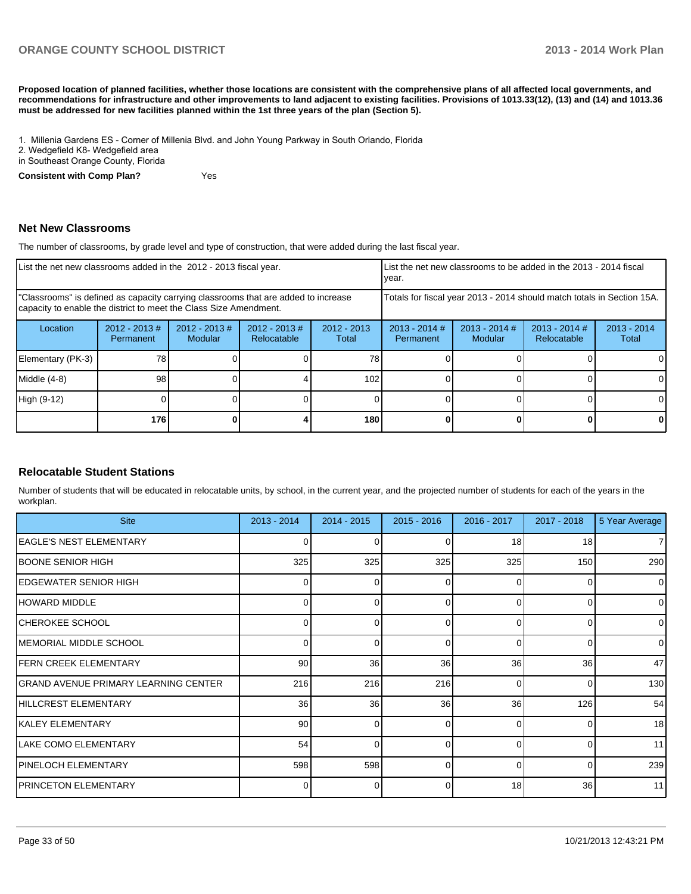**Proposed location of planned facilities, whether those locations are consistent with the comprehensive plans of all affected local governments, and recommendations for infrastructure and other improvements to land adjacent to existing facilities. Provisions of 1013.33(12), (13) and (14) and 1013.36 must be addressed for new facilities planned within the 1st three years of the plan (Section 5).**

1. Millenia Gardens ES - Corner of Millenia Blvd. and John Young Parkway in South Orlando, Florida
2. Wedgefield K8- Wedgefield area
in Southeast Orange County, Florida

**Consistent with Comp Plan?** Yes

## Net New Classrooms

The number of classrooms, by grade level and type of construction, that were added during the last fiscal year.

| List the net new classrooms added in the 2012 - 2013 fiscal year. | | | | | List the net new classrooms to be added in the 2013 - 2014 fiscal year. | | | |
|---|---|---|---|---|---|---|---|---|
| "Classrooms" is defined as capacity carrying classrooms that are added to increase capacity to enable the district to meet the Class Size Amendment. | | | | | Totals for fiscal year 2013 - 2014 should match totals in Section 15A. | | | |
| Location | 2012 - 2013 # Permanent | 2012 - 2013 # Modular | 2012 - 2013 # Relocatable | 2012 - 2013 Total | 2013 - 2014 # Permanent | 2013 - 2014 # Modular | 2013 - 2014 # Relocatable | 2013 - 2014 Total |
| Elementary (PK-3) | 78 | 0 | 0 | 78 | 0 | 0 | 0 | 0 |
| Middle (4-8) | 98 | 0 | 4 | 102 | 0 | 0 | 0 | 0 |
| High (9-12) | 0 | 0 | 0 | 0 | 0 | 0 | 0 | 0 |
| | **176** | **0** | **4** | **180** | **0** | **0** | **0** | **0** |

## Relocatable Student Stations

Number of students that will be educated in relocatable units, by school, in the current year, and the projected number of students for each of the years in the workplan.

| Site | 2013 - 2014 | 2014 - 2015 | 2015 - 2016 | 2016 - 2017 | 2017 - 2018 | 5 Year Average |
|---|---|---|---|---|---|---|
| EAGLE'S NEST ELEMENTARY | 0 | 0 | 0 | 18 | 18 | 7 |
| BOONE SENIOR HIGH | 325 | 325 | 325 | 325 | 150 | 290 |
| EDGEWATER SENIOR HIGH | 0 | 0 | 0 | 0 | 0 | 0 |
| HOWARD MIDDLE | 0 | 0 | 0 | 0 | 0 | 0 |
| CHEROKEE SCHOOL | 0 | 0 | 0 | 0 | 0 | 0 |
| MEMORIAL MIDDLE SCHOOL | 0 | 0 | 0 | 0 | 0 | 0 |
| FERN CREEK ELEMENTARY | 90 | 36 | 36 | 36 | 36 | 47 |
| GRAND AVENUE PRIMARY LEARNING CENTER | 216 | 216 | 216 | 0 | 0 | 130 |
| HILLCREST ELEMENTARY | 36 | 36 | 36 | 36 | 126 | 54 |
| KALEY ELEMENTARY | 90 | 0 | 0 | 0 | 0 | 18 |
| LAKE COMO ELEMENTARY | 54 | 0 | 0 | 0 | 0 | 11 |
| PINELOCH ELEMENTARY | 598 | 598 | 0 | 0 | 0 | 239 |
| PRINCETON ELEMENTARY | 0 | 0 | 0 | 18 | 36 | 11 |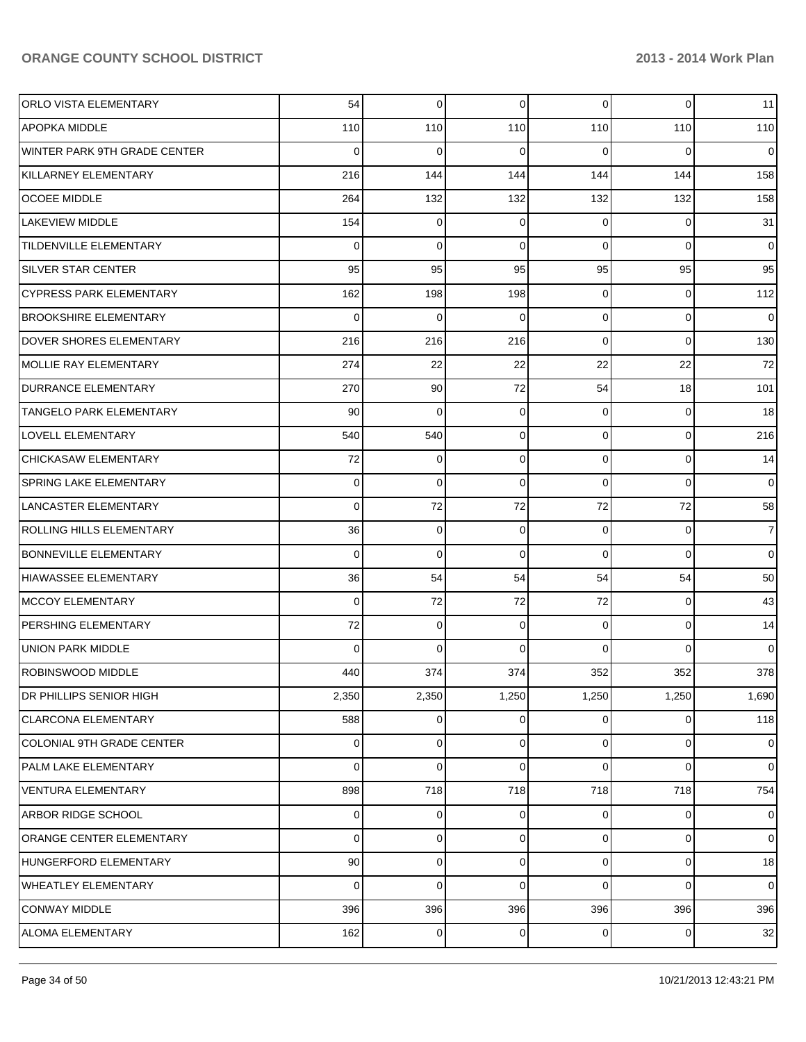| | | | | | | |
|---|---|---|---|---|---|---|
| ORLO VISTA ELEMENTARY | 54 | 0 | 0 | 0 | 0 | 11 |
| APOPKA MIDDLE | 110 | 110 | 110 | 110 | 110 | 110 |
| WINTER PARK 9TH GRADE CENTER | 0 | 0 | 0 | 0 | 0 | 0 |
| KILLARNEY ELEMENTARY | 216 | 144 | 144 | 144 | 144 | 158 |
| OCOEE MIDDLE | 264 | 132 | 132 | 132 | 132 | 158 |
| LAKEVIEW MIDDLE | 154 | 0 | 0 | 0 | 0 | 31 |
| TILDENVILLE ELEMENTARY | 0 | 0 | 0 | 0 | 0 | 0 |
| SILVER STAR CENTER | 95 | 95 | 95 | 95 | 95 | 95 |
| CYPRESS PARK ELEMENTARY | 162 | 198 | 198 | 0 | 0 | 112 |
| BROOKSHIRE ELEMENTARY | 0 | 0 | 0 | 0 | 0 | 0 |
| DOVER SHORES ELEMENTARY | 216 | 216 | 216 | 0 | 0 | 130 |
| MOLLIE RAY ELEMENTARY | 274 | 22 | 22 | 22 | 22 | 72 |
| DURRANCE ELEMENTARY | 270 | 90 | 72 | 54 | 18 | 101 |
| TANGELO PARK ELEMENTARY | 90 | 0 | 0 | 0 | 0 | 18 |
| LOVELL ELEMENTARY | 540 | 540 | 0 | 0 | 0 | 216 |
| CHICKASAW ELEMENTARY | 72 | 0 | 0 | 0 | 0 | 14 |
| SPRING LAKE ELEMENTARY | 0 | 0 | 0 | 0 | 0 | 0 |
| LANCASTER ELEMENTARY | 0 | 72 | 72 | 72 | 72 | 58 |
| ROLLING HILLS ELEMENTARY | 36 | 0 | 0 | 0 | 0 | 7 |
| BONNEVILLE ELEMENTARY | 0 | 0 | 0 | 0 | 0 | 0 |
| HIAWASSEE ELEMENTARY | 36 | 54 | 54 | 54 | 54 | 50 |
| MCCOY ELEMENTARY | 0 | 72 | 72 | 72 | 0 | 43 |
| PERSHING ELEMENTARY | 72 | 0 | 0 | 0 | 0 | 14 |
| UNION PARK MIDDLE | 0 | 0 | 0 | 0 | 0 | 0 |
| ROBINSWOOD MIDDLE | 440 | 374 | 374 | 352 | 352 | 378 |
| DR PHILLIPS SENIOR HIGH | 2,350 | 2,350 | 1,250 | 1,250 | 1,250 | 1,690 |
| CLARCONA ELEMENTARY | 588 | 0 | 0 | 0 | 0 | 118 |
| COLONIAL 9TH GRADE CENTER | 0 | 0 | 0 | 0 | 0 | 0 |
| PALM LAKE ELEMENTARY | 0 | 0 | 0 | 0 | 0 | 0 |
| VENTURA ELEMENTARY | 898 | 718 | 718 | 718 | 718 | 754 |
| ARBOR RIDGE SCHOOL | 0 | 0 | 0 | 0 | 0 | 0 |
| ORANGE CENTER ELEMENTARY | 0 | 0 | 0 | 0 | 0 | 0 |
| HUNGERFORD ELEMENTARY | 90 | 0 | 0 | 0 | 0 | 18 |
| WHEATLEY ELEMENTARY | 0 | 0 | 0 | 0 | 0 | 0 |
| CONWAY MIDDLE | 396 | 396 | 396 | 396 | 396 | 396 |
| ALOMA ELEMENTARY | 162 | 0 | 0 | 0 | 0 | 32 |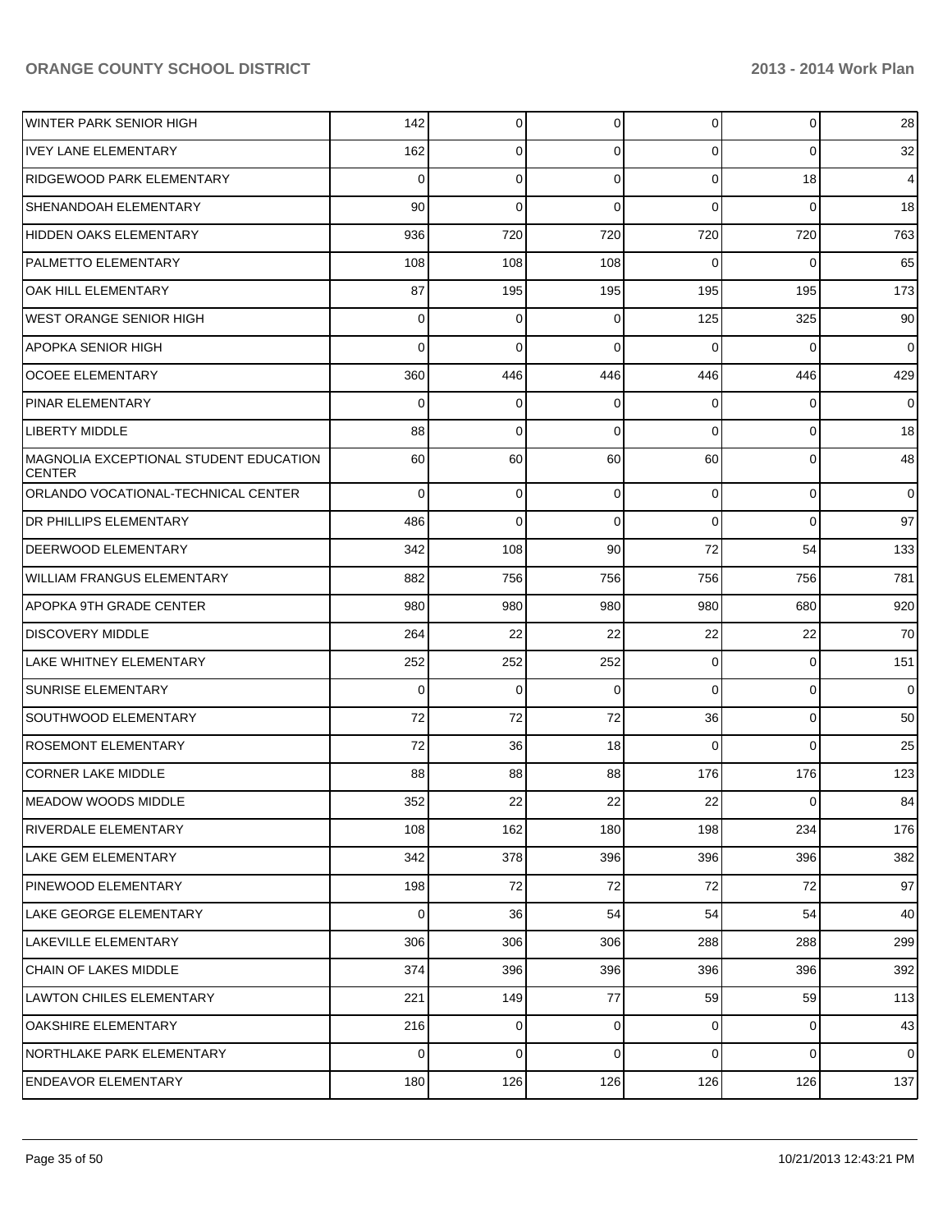| | | | | | | |
|---|---|---|---|---|---|---|
| WINTER PARK SENIOR HIGH | 142 | 0 | 0 | 0 | 0 | 28 |
| IVEY LANE ELEMENTARY | 162 | 0 | 0 | 0 | 0 | 32 |
| RIDGEWOOD PARK ELEMENTARY | 0 | 0 | 0 | 0 | 18 | 4 |
| SHENANDOAH ELEMENTARY | 90 | 0 | 0 | 0 | 0 | 18 |
| HIDDEN OAKS ELEMENTARY | 936 | 720 | 720 | 720 | 720 | 763 |
| PALMETTO ELEMENTARY | 108 | 108 | 108 | 0 | 0 | 65 |
| OAK HILL ELEMENTARY | 87 | 195 | 195 | 195 | 195 | 173 |
| WEST ORANGE SENIOR HIGH | 0 | 0 | 0 | 125 | 325 | 90 |
| APOPKA SENIOR HIGH | 0 | 0 | 0 | 0 | 0 | 0 |
| OCOEE ELEMENTARY | 360 | 446 | 446 | 446 | 446 | 429 |
| PINAR ELEMENTARY | 0 | 0 | 0 | 0 | 0 | 0 |
| LIBERTY MIDDLE | 88 | 0 | 0 | 0 | 0 | 18 |
| MAGNOLIA EXCEPTIONAL STUDENT EDUCATION CENTER | 60 | 60 | 60 | 60 | 0 | 48 |
| ORLANDO VOCATIONAL-TECHNICAL CENTER | 0 | 0 | 0 | 0 | 0 | 0 |
| DR PHILLIPS ELEMENTARY | 486 | 0 | 0 | 0 | 0 | 97 |
| DEERWOOD ELEMENTARY | 342 | 108 | 90 | 72 | 54 | 133 |
| WILLIAM FRANGUS ELEMENTARY | 882 | 756 | 756 | 756 | 756 | 781 |
| APOPKA 9TH GRADE CENTER | 980 | 980 | 980 | 980 | 680 | 920 |
| DISCOVERY MIDDLE | 264 | 22 | 22 | 22 | 22 | 70 |
| LAKE WHITNEY ELEMENTARY | 252 | 252 | 252 | 0 | 0 | 151 |
| SUNRISE ELEMENTARY | 0 | 0 | 0 | 0 | 0 | 0 |
| SOUTHWOOD ELEMENTARY | 72 | 72 | 72 | 36 | 0 | 50 |
| ROSEMONT ELEMENTARY | 72 | 36 | 18 | 0 | 0 | 25 |
| CORNER LAKE MIDDLE | 88 | 88 | 88 | 176 | 176 | 123 |
| MEADOW WOODS MIDDLE | 352 | 22 | 22 | 22 | 0 | 84 |
| RIVERDALE ELEMENTARY | 108 | 162 | 180 | 198 | 234 | 176 |
| LAKE GEM ELEMENTARY | 342 | 378 | 396 | 396 | 396 | 382 |
| PINEWOOD ELEMENTARY | 198 | 72 | 72 | 72 | 72 | 97 |
| LAKE GEORGE ELEMENTARY | 0 | 36 | 54 | 54 | 54 | 40 |
| LAKEVILLE ELEMENTARY | 306 | 306 | 306 | 288 | 288 | 299 |
| CHAIN OF LAKES MIDDLE | 374 | 396 | 396 | 396 | 396 | 392 |
| LAWTON CHILES ELEMENTARY | 221 | 149 | 77 | 59 | 59 | 113 |
| OAKSHIRE ELEMENTARY | 216 | 0 | 0 | 0 | 0 | 43 |
| NORTHLAKE PARK ELEMENTARY | 0 | 0 | 0 | 0 | 0 | 0 |
| ENDEAVOR ELEMENTARY | 180 | 126 | 126 | 126 | 126 | 137 |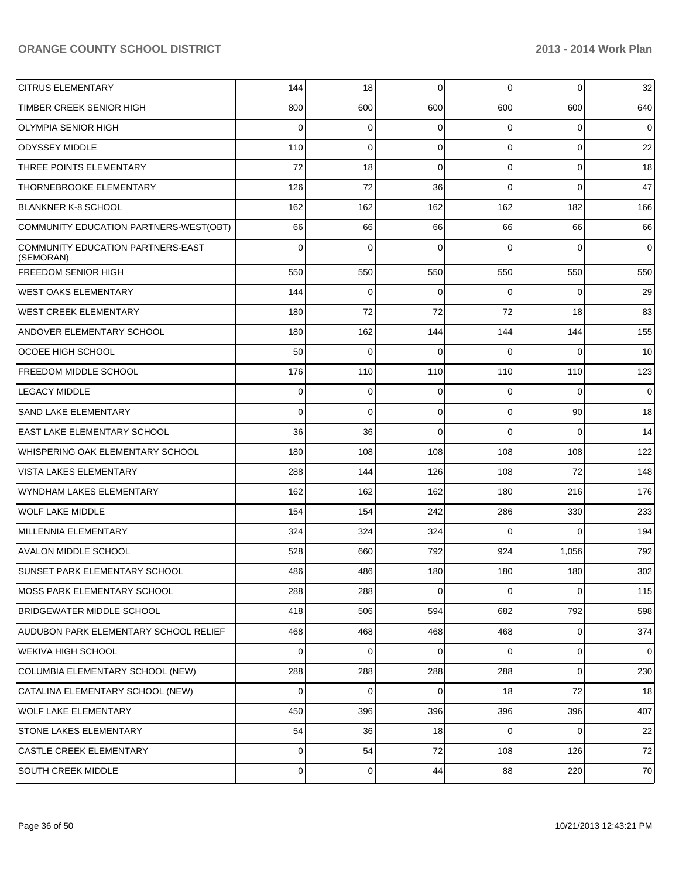| | | | | | | |
|---|---|---|---|---|---|---|
| CITRUS ELEMENTARY | 144 | 18 | 0 | 0 | 0 | 32 |
| TIMBER CREEK SENIOR HIGH | 800 | 600 | 600 | 600 | 600 | 640 |
| OLYMPIA SENIOR HIGH | 0 | 0 | 0 | 0 | 0 | 0 |
| ODYSSEY MIDDLE | 110 | 0 | 0 | 0 | 0 | 22 |
| THREE POINTS ELEMENTARY | 72 | 18 | 0 | 0 | 0 | 18 |
| THORNEBROOKE ELEMENTARY | 126 | 72 | 36 | 0 | 0 | 47 |
| BLANKNER K-8 SCHOOL | 162 | 162 | 162 | 162 | 182 | 166 |
| COMMUNITY EDUCATION PARTNERS-WEST(OBT) | 66 | 66 | 66 | 66 | 66 | 66 |
| COMMUNITY EDUCATION PARTNERS-EAST (SEMORAN) | 0 | 0 | 0 | 0 | 0 | 0 |
| FREEDOM SENIOR HIGH | 550 | 550 | 550 | 550 | 550 | 550 |
| WEST OAKS ELEMENTARY | 144 | 0 | 0 | 0 | 0 | 29 |
| WEST CREEK ELEMENTARY | 180 | 72 | 72 | 72 | 18 | 83 |
| ANDOVER ELEMENTARY SCHOOL | 180 | 162 | 144 | 144 | 144 | 155 |
| OCOEE HIGH SCHOOL | 50 | 0 | 0 | 0 | 0 | 10 |
| FREEDOM MIDDLE SCHOOL | 176 | 110 | 110 | 110 | 110 | 123 |
| LEGACY MIDDLE | 0 | 0 | 0 | 0 | 0 | 0 |
| SAND LAKE ELEMENTARY | 0 | 0 | 0 | 0 | 90 | 18 |
| EAST LAKE ELEMENTARY SCHOOL | 36 | 36 | 0 | 0 | 0 | 14 |
| WHISPERING OAK ELEMENTARY SCHOOL | 180 | 108 | 108 | 108 | 108 | 122 |
| VISTA LAKES ELEMENTARY | 288 | 144 | 126 | 108 | 72 | 148 |
| WYNDHAM LAKES ELEMENTARY | 162 | 162 | 162 | 180 | 216 | 176 |
| WOLF LAKE MIDDLE | 154 | 154 | 242 | 286 | 330 | 233 |
| MILLENNIA ELEMENTARY | 324 | 324 | 324 | 0 | 0 | 194 |
| AVALON MIDDLE SCHOOL | 528 | 660 | 792 | 924 | 1,056 | 792 |
| SUNSET PARK ELEMENTARY SCHOOL | 486 | 486 | 180 | 180 | 180 | 302 |
| MOSS PARK ELEMENTARY SCHOOL | 288 | 288 | 0 | 0 | 0 | 115 |
| BRIDGEWATER MIDDLE SCHOOL | 418 | 506 | 594 | 682 | 792 | 598 |
| AUDUBON PARK ELEMENTARY SCHOOL RELIEF | 468 | 468 | 468 | 468 | 0 | 374 |
| WEKIVA HIGH SCHOOL | 0 | 0 | 0 | 0 | 0 | 0 |
| COLUMBIA ELEMENTARY SCHOOL (NEW) | 288 | 288 | 288 | 288 | 0 | 230 |
| CATALINA ELEMENTARY SCHOOL (NEW) | 0 | 0 | 0 | 18 | 72 | 18 |
| WOLF LAKE ELEMENTARY | 450 | 396 | 396 | 396 | 396 | 407 |
| STONE LAKES ELEMENTARY | 54 | 36 | 18 | 0 | 0 | 22 |
| CASTLE CREEK ELEMENTARY | 0 | 54 | 72 | 108 | 126 | 72 |
| SOUTH CREEK MIDDLE | 0 | 0 | 44 | 88 | 220 | 70 |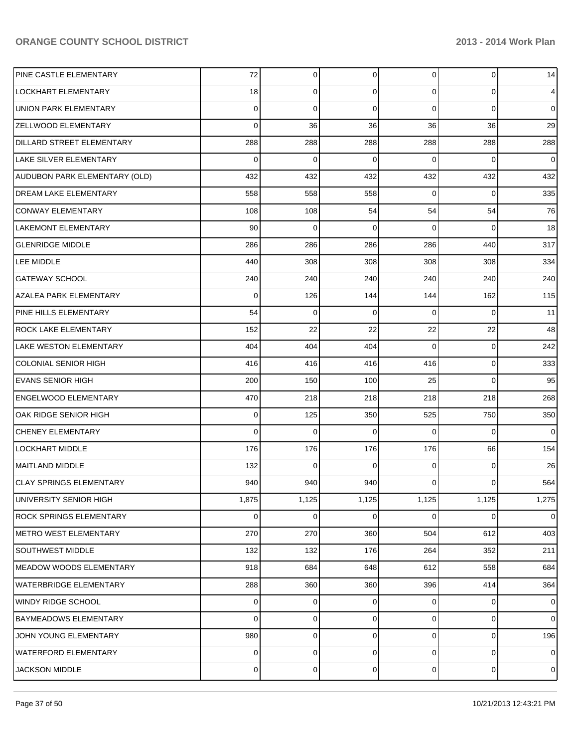| | | | | | | |
|---|---|---|---|---|---|---|
| PINE CASTLE ELEMENTARY | 72 | 0 | 0 | 0 | 0 | 14 |
| LOCKHART ELEMENTARY | 18 | 0 | 0 | 0 | 0 | 4 |
| UNION PARK ELEMENTARY | 0 | 0 | 0 | 0 | 0 | 0 |
| ZELLWOOD ELEMENTARY | 0 | 36 | 36 | 36 | 36 | 29 |
| DILLARD STREET ELEMENTARY | 288 | 288 | 288 | 288 | 288 | 288 |
| LAKE SILVER ELEMENTARY | 0 | 0 | 0 | 0 | 0 | 0 |
| AUDUBON PARK ELEMENTARY (OLD) | 432 | 432 | 432 | 432 | 432 | 432 |
| DREAM LAKE ELEMENTARY | 558 | 558 | 558 | 0 | 0 | 335 |
| CONWAY ELEMENTARY | 108 | 108 | 54 | 54 | 54 | 76 |
| LAKEMONT ELEMENTARY | 90 | 0 | 0 | 0 | 0 | 18 |
| GLENRIDGE MIDDLE | 286 | 286 | 286 | 286 | 440 | 317 |
| LEE MIDDLE | 440 | 308 | 308 | 308 | 308 | 334 |
| GATEWAY SCHOOL | 240 | 240 | 240 | 240 | 240 | 240 |
| AZALEA PARK ELEMENTARY | 0 | 126 | 144 | 144 | 162 | 115 |
| PINE HILLS ELEMENTARY | 54 | 0 | 0 | 0 | 0 | 11 |
| ROCK LAKE ELEMENTARY | 152 | 22 | 22 | 22 | 22 | 48 |
| LAKE WESTON ELEMENTARY | 404 | 404 | 404 | 0 | 0 | 242 |
| COLONIAL SENIOR HIGH | 416 | 416 | 416 | 416 | 0 | 333 |
| EVANS SENIOR HIGH | 200 | 150 | 100 | 25 | 0 | 95 |
| ENGELWOOD ELEMENTARY | 470 | 218 | 218 | 218 | 218 | 268 |
| OAK RIDGE SENIOR HIGH | 0 | 125 | 350 | 525 | 750 | 350 |
| CHENEY ELEMENTARY | 0 | 0 | 0 | 0 | 0 | 0 |
| LOCKHART MIDDLE | 176 | 176 | 176 | 176 | 66 | 154 |
| MAITLAND MIDDLE | 132 | 0 | 0 | 0 | 0 | 26 |
| CLAY SPRINGS ELEMENTARY | 940 | 940 | 940 | 0 | 0 | 564 |
| UNIVERSITY SENIOR HIGH | 1,875 | 1,125 | 1,125 | 1,125 | 1,125 | 1,275 |
| ROCK SPRINGS ELEMENTARY | 0 | 0 | 0 | 0 | 0 | 0 |
| METRO WEST ELEMENTARY | 270 | 270 | 360 | 504 | 612 | 403 |
| SOUTHWEST MIDDLE | 132 | 132 | 176 | 264 | 352 | 211 |
| MEADOW WOODS ELEMENTARY | 918 | 684 | 648 | 612 | 558 | 684 |
| WATERBRIDGE ELEMENTARY | 288 | 360 | 360 | 396 | 414 | 364 |
| WINDY RIDGE SCHOOL | 0 | 0 | 0 | 0 | 0 | 0 |
| BAYMEADOWS ELEMENTARY | 0 | 0 | 0 | 0 | 0 | 0 |
| JOHN YOUNG ELEMENTARY | 980 | 0 | 0 | 0 | 0 | 196 |
| WATERFORD ELEMENTARY | 0 | 0 | 0 | 0 | 0 | 0 |
| JACKSON MIDDLE | 0 | 0 | 0 | 0 | 0 | 0 |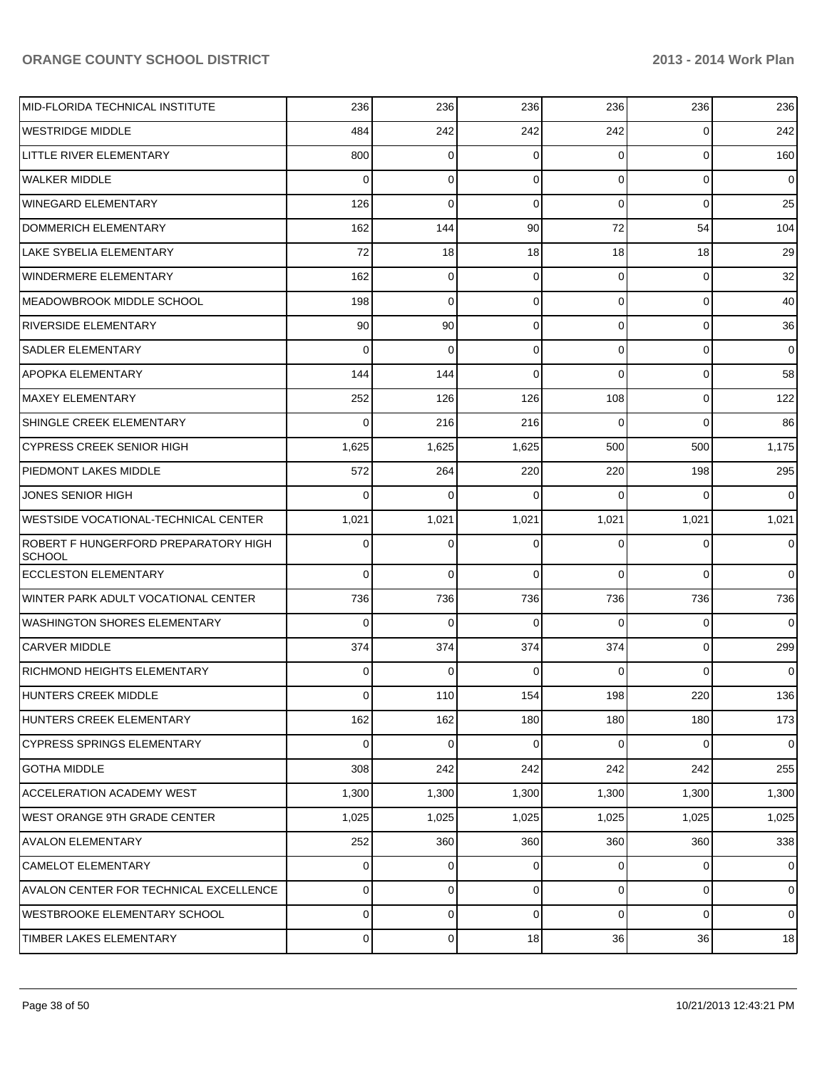| | | | | | | |
|---|---|---|---|---|---|---|
| MID-FLORIDA TECHNICAL INSTITUTE | 236 | 236 | 236 | 236 | 236 | 236 |
| WESTRIDGE MIDDLE | 484 | 242 | 242 | 242 | 0 | 242 |
| LITTLE RIVER ELEMENTARY | 800 | 0 | 0 | 0 | 0 | 160 |
| WALKER MIDDLE | 0 | 0 | 0 | 0 | 0 | 0 |
| WINEGARD ELEMENTARY | 126 | 0 | 0 | 0 | 0 | 25 |
| DOMMERICH ELEMENTARY | 162 | 144 | 90 | 72 | 54 | 104 |
| LAKE SYBELIA ELEMENTARY | 72 | 18 | 18 | 18 | 18 | 29 |
| WINDERMERE ELEMENTARY | 162 | 0 | 0 | 0 | 0 | 32 |
| MEADOWBROOK MIDDLE SCHOOL | 198 | 0 | 0 | 0 | 0 | 40 |
| RIVERSIDE ELEMENTARY | 90 | 90 | 0 | 0 | 0 | 36 |
| SADLER ELEMENTARY | 0 | 0 | 0 | 0 | 0 | 0 |
| APOPKA ELEMENTARY | 144 | 144 | 0 | 0 | 0 | 58 |
| MAXEY ELEMENTARY | 252 | 126 | 126 | 108 | 0 | 122 |
| SHINGLE CREEK ELEMENTARY | 0 | 216 | 216 | 0 | 0 | 86 |
| CYPRESS CREEK SENIOR HIGH | 1,625 | 1,625 | 1,625 | 500 | 500 | 1,175 |
| PIEDMONT LAKES MIDDLE | 572 | 264 | 220 | 220 | 198 | 295 |
| JONES SENIOR HIGH | 0 | 0 | 0 | 0 | 0 | 0 |
| WESTSIDE VOCATIONAL-TECHNICAL CENTER | 1,021 | 1,021 | 1,021 | 1,021 | 1,021 | 1,021 |
| ROBERT F HUNGERFORD PREPARATORY HIGH SCHOOL | 0 | 0 | 0 | 0 | 0 | 0 |
| ECCLESTON ELEMENTARY | 0 | 0 | 0 | 0 | 0 | 0 |
| WINTER PARK ADULT VOCATIONAL CENTER | 736 | 736 | 736 | 736 | 736 | 736 |
| WASHINGTON SHORES ELEMENTARY | 0 | 0 | 0 | 0 | 0 | 0 |
| CARVER MIDDLE | 374 | 374 | 374 | 374 | 0 | 299 |
| RICHMOND HEIGHTS ELEMENTARY | 0 | 0 | 0 | 0 | 0 | 0 |
| HUNTERS CREEK MIDDLE | 0 | 110 | 154 | 198 | 220 | 136 |
| HUNTERS CREEK ELEMENTARY | 162 | 162 | 180 | 180 | 180 | 173 |
| CYPRESS SPRINGS ELEMENTARY | 0 | 0 | 0 | 0 | 0 | 0 |
| GOTHA MIDDLE | 308 | 242 | 242 | 242 | 242 | 255 |
| ACCELERATION ACADEMY WEST | 1,300 | 1,300 | 1,300 | 1,300 | 1,300 | 1,300 |
| WEST ORANGE 9TH GRADE CENTER | 1,025 | 1,025 | 1,025 | 1,025 | 1,025 | 1,025 |
| AVALON ELEMENTARY | 252 | 360 | 360 | 360 | 360 | 338 |
| CAMELOT ELEMENTARY | 0 | 0 | 0 | 0 | 0 | 0 |
| AVALON CENTER FOR TECHNICAL EXCELLENCE | 0 | 0 | 0 | 0 | 0 | 0 |
| WESTBROOKE ELEMENTARY SCHOOL | 0 | 0 | 0 | 0 | 0 | 0 |
| TIMBER LAKES ELEMENTARY | 0 | 0 | 18 | 36 | 36 | 18 |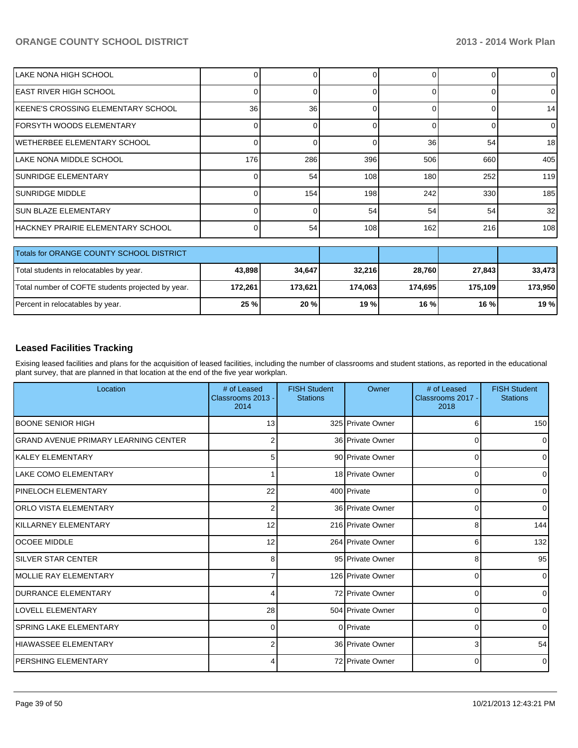| | | | | | | |
|---|---|---|---|---|---|---|
| LAKE NONA HIGH SCHOOL | 0 | 0 | 0 | 0 | 0 | 0 |
| EAST RIVER HIGH SCHOOL | 0 | 0 | 0 | 0 | 0 | 0 |
| KEENE'S CROSSING ELEMENTARY SCHOOL | 36 | 36 | 0 | 0 | 0 | 14 |
| FORSYTH WOODS ELEMENTARY | 0 | 0 | 0 | 0 | 0 | 0 |
| WETHERBEE ELEMENTARY SCHOOL | 0 | 0 | 0 | 36 | 54 | 18 |
| LAKE NONA MIDDLE SCHOOL | 176 | 286 | 396 | 506 | 660 | 405 |
| SUNRIDGE ELEMENTARY | 0 | 54 | 108 | 180 | 252 | 119 |
| SUNRIDGE MIDDLE | 0 | 154 | 198 | 242 | 330 | 185 |
| SUN BLAZE ELEMENTARY | 0 | 0 | 54 | 54 | 54 | 32 |
| HACKNEY PRAIRIE ELEMENTARY SCHOOL | 0 | 54 | 108 | 162 | 216 | 108 |

| Totals for ORANGE COUNTY SCHOOL DISTRICT | | | | | | |
|---|---|---|---|---|---|---|
| Total students in relocatables by year. | **43,898** | **34,647** | **32,216** | **28,760** | **27,843** | **33,473** |
| Total number of COFTE students projected by year. | **172,261** | **173,621** | **174,063** | **174,695** | **175,109** | **173,950** |
| Percent in relocatables by year. | **25 %** | **20 %** | **19 %** | **16 %** | **16 %** | **19 %** |

## Leased Facilities Tracking

Exising leased facilities and plans for the acquisition of leased facilities, including the number of classrooms and student stations, as reported in the educational plant survey, that are planned in that location at the end of the five year workplan.

| Location | # of Leased Classrooms 2013 - 2014 | FISH Student Stations | Owner | # of Leased Classrooms 2017 - 2018 | FISH Student Stations |
|---|---|---|---|---|---|
| BOONE SENIOR HIGH | 13 | 325 | Private Owner | 6 | 150 |
| GRAND AVENUE PRIMARY LEARNING CENTER | 2 | 36 | Private Owner | 0 | 0 |
| KALEY ELEMENTARY | 5 | 90 | Private Owner | 0 | 0 |
| LAKE COMO ELEMENTARY | 1 | 18 | Private Owner | 0 | 0 |
| PINELOCH ELEMENTARY | 22 | 400 | Private | 0 | 0 |
| ORLO VISTA ELEMENTARY | 2 | 36 | Private Owner | 0 | 0 |
| KILLARNEY ELEMENTARY | 12 | 216 | Private Owner | 8 | 144 |
| OCOEE MIDDLE | 12 | 264 | Private Owner | 6 | 132 |
| SILVER STAR CENTER | 8 | 95 | Private Owner | 8 | 95 |
| MOLLIE RAY ELEMENTARY | 7 | 126 | Private Owner | 0 | 0 |
| DURRANCE ELEMENTARY | 4 | 72 | Private Owner | 0 | 0 |
| LOVELL ELEMENTARY | 28 | 504 | Private Owner | 0 | 0 |
| SPRING LAKE ELEMENTARY | 0 | 0 | Private | 0 | 0 |
| HIAWASSEE ELEMENTARY | 2 | 36 | Private Owner | 3 | 54 |
| PERSHING ELEMENTARY | 4 | 72 | Private Owner | 0 | 0 |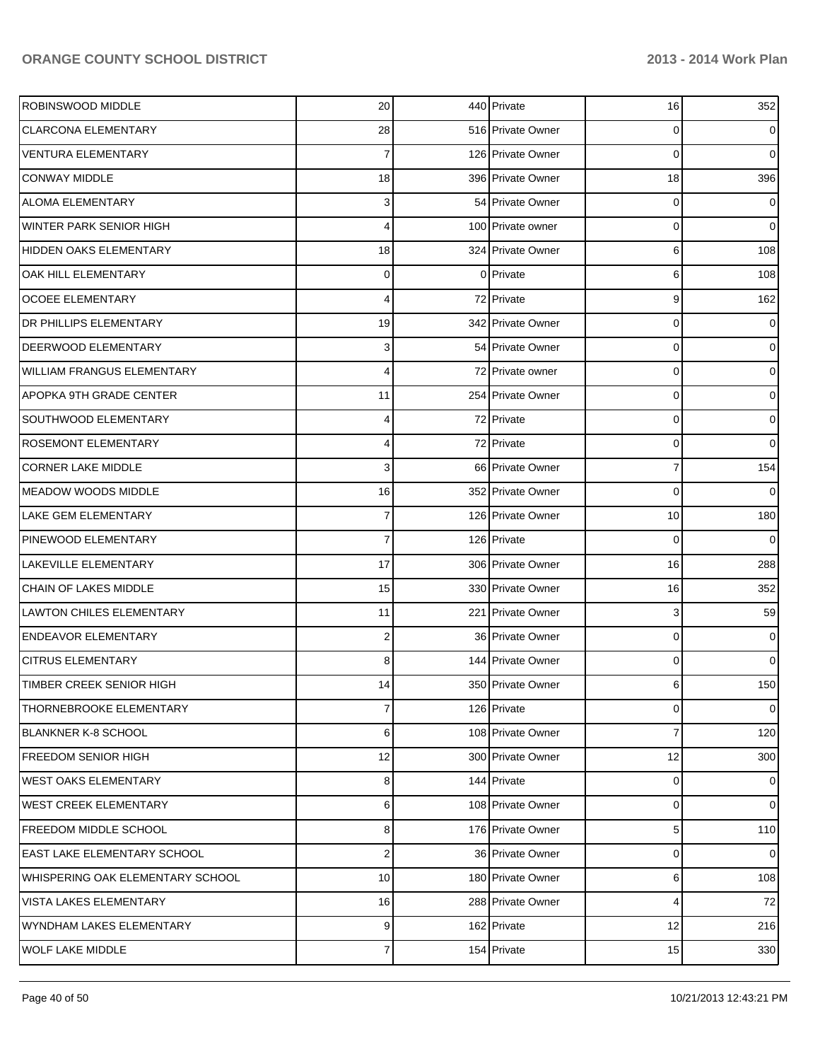| | | | | | |
|---|---|---|---|---|---|
| ROBINSWOOD MIDDLE | 20 | 440 | Private | 16 | 352 |
| CLARCONA ELEMENTARY | 28 | 516 | Private Owner | 0 | 0 |
| VENTURA ELEMENTARY | 7 | 126 | Private Owner | 0 | 0 |
| CONWAY MIDDLE | 18 | 396 | Private Owner | 18 | 396 |
| ALOMA ELEMENTARY | 3 | 54 | Private Owner | 0 | 0 |
| WINTER PARK SENIOR HIGH | 4 | 100 | Private owner | 0 | 0 |
| HIDDEN OAKS ELEMENTARY | 18 | 324 | Private Owner | 6 | 108 |
| OAK HILL ELEMENTARY | 0 | 0 | Private | 6 | 108 |
| OCOEE ELEMENTARY | 4 | 72 | Private | 9 | 162 |
| DR PHILLIPS ELEMENTARY | 19 | 342 | Private Owner | 0 | 0 |
| DEERWOOD ELEMENTARY | 3 | 54 | Private Owner | 0 | 0 |
| WILLIAM FRANGUS ELEMENTARY | 4 | 72 | Private owner | 0 | 0 |
| APOPKA 9TH GRADE CENTER | 11 | 254 | Private Owner | 0 | 0 |
| SOUTHWOOD ELEMENTARY | 4 | 72 | Private | 0 | 0 |
| ROSEMONT ELEMENTARY | 4 | 72 | Private | 0 | 0 |
| CORNER LAKE MIDDLE | 3 | 66 | Private Owner | 7 | 154 |
| MEADOW WOODS MIDDLE | 16 | 352 | Private Owner | 0 | 0 |
| LAKE GEM ELEMENTARY | 7 | 126 | Private Owner | 10 | 180 |
| PINEWOOD ELEMENTARY | 7 | 126 | Private | 0 | 0 |
| LAKEVILLE ELEMENTARY | 17 | 306 | Private Owner | 16 | 288 |
| CHAIN OF LAKES MIDDLE | 15 | 330 | Private Owner | 16 | 352 |
| LAWTON CHILES ELEMENTARY | 11 | 221 | Private Owner | 3 | 59 |
| ENDEAVOR ELEMENTARY | 2 | 36 | Private Owner | 0 | 0 |
| CITRUS ELEMENTARY | 8 | 144 | Private Owner | 0 | 0 |
| TIMBER CREEK SENIOR HIGH | 14 | 350 | Private Owner | 6 | 150 |
| THORNEBROOKE ELEMENTARY | 7 | 126 | Private | 0 | 0 |
| BLANKNER K-8 SCHOOL | 6 | 108 | Private Owner | 7 | 120 |
| FREEDOM SENIOR HIGH | 12 | 300 | Private Owner | 12 | 300 |
| WEST OAKS ELEMENTARY | 8 | 144 | Private | 0 | 0 |
| WEST CREEK ELEMENTARY | 6 | 108 | Private Owner | 0 | 0 |
| FREEDOM MIDDLE SCHOOL | 8 | 176 | Private Owner | 5 | 110 |
| EAST LAKE ELEMENTARY SCHOOL | 2 | 36 | Private Owner | 0 | 0 |
| WHISPERING OAK ELEMENTARY SCHOOL | 10 | 180 | Private Owner | 6 | 108 |
| VISTA LAKES ELEMENTARY | 16 | 288 | Private Owner | 4 | 72 |
| WYNDHAM LAKES ELEMENTARY | 9 | 162 | Private | 12 | 216 |
| WOLF LAKE MIDDLE | 7 | 154 | Private | 15 | 330 |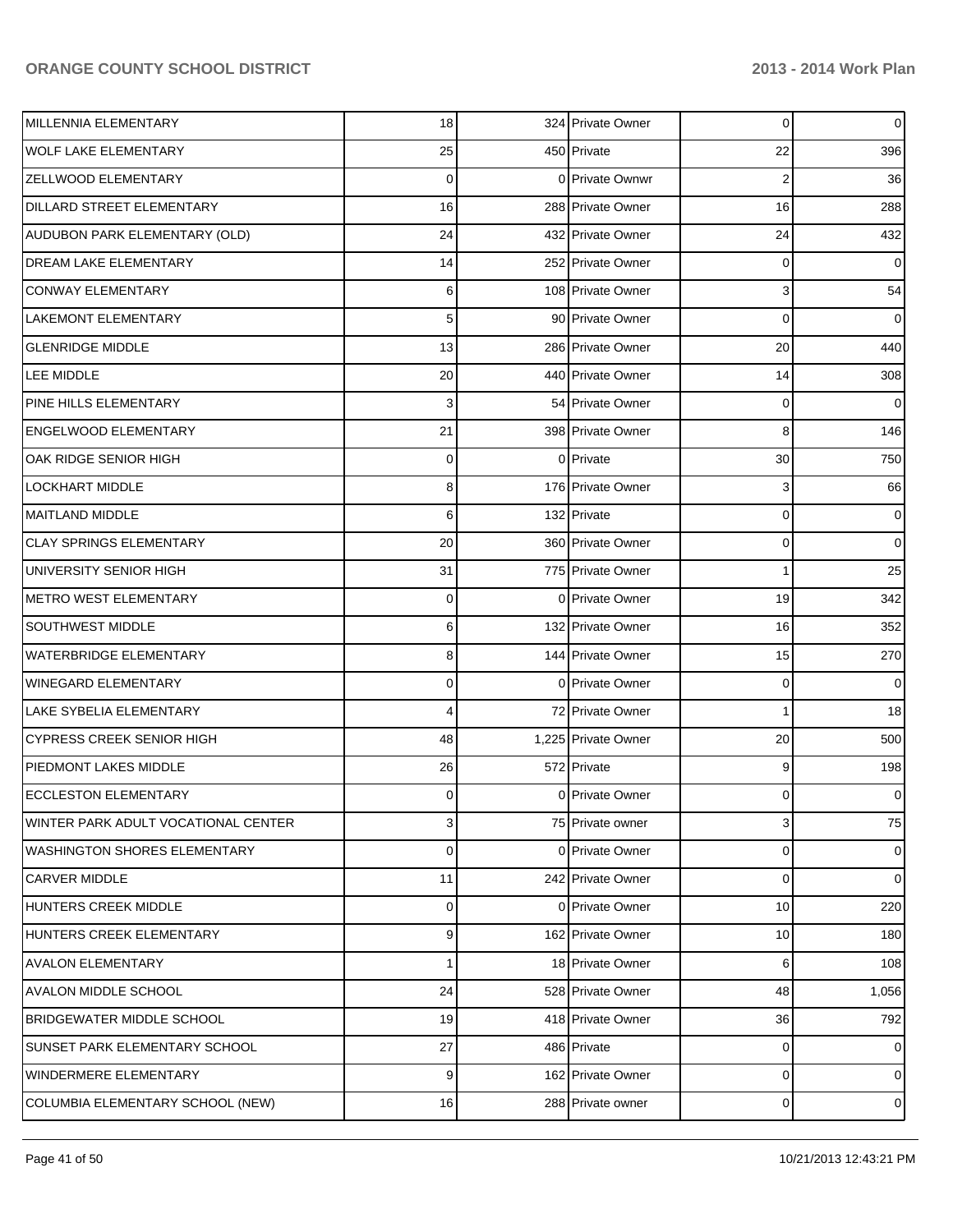| | | | | | |
|---|---|---|---|---|---|
| MILLENNIA ELEMENTARY | 18 | 324 | Private Owner | 0 | 0 |
| WOLF LAKE ELEMENTARY | 25 | 450 | Private | 22 | 396 |
| ZELLWOOD ELEMENTARY | 0 | 0 | Private Ownwr | 2 | 36 |
| DILLARD STREET ELEMENTARY | 16 | 288 | Private Owner | 16 | 288 |
| AUDUBON PARK ELEMENTARY (OLD) | 24 | 432 | Private Owner | 24 | 432 |
| DREAM LAKE ELEMENTARY | 14 | 252 | Private Owner | 0 | 0 |
| CONWAY ELEMENTARY | 6 | 108 | Private Owner | 3 | 54 |
| LAKEMONT ELEMENTARY | 5 | 90 | Private Owner | 0 | 0 |
| GLENRIDGE MIDDLE | 13 | 286 | Private Owner | 20 | 440 |
| LEE MIDDLE | 20 | 440 | Private Owner | 14 | 308 |
| PINE HILLS ELEMENTARY | 3 | 54 | Private Owner | 0 | 0 |
| ENGELWOOD ELEMENTARY | 21 | 398 | Private Owner | 8 | 146 |
| OAK RIDGE SENIOR HIGH | 0 | 0 | Private | 30 | 750 |
| LOCKHART MIDDLE | 8 | 176 | Private Owner | 3 | 66 |
| MAITLAND MIDDLE | 6 | 132 | Private | 0 | 0 |
| CLAY SPRINGS ELEMENTARY | 20 | 360 | Private Owner | 0 | 0 |
| UNIVERSITY SENIOR HIGH | 31 | 775 | Private Owner | 1 | 25 |
| METRO WEST ELEMENTARY | 0 | 0 | Private Owner | 19 | 342 |
| SOUTHWEST MIDDLE | 6 | 132 | Private Owner | 16 | 352 |
| WATERBRIDGE ELEMENTARY | 8 | 144 | Private Owner | 15 | 270 |
| WINEGARD ELEMENTARY | 0 | 0 | Private Owner | 0 | 0 |
| LAKE SYBELIA ELEMENTARY | 4 | 72 | Private Owner | 1 | 18 |
| CYPRESS CREEK SENIOR HIGH | 48 | 1,225 | Private Owner | 20 | 500 |
| PIEDMONT LAKES MIDDLE | 26 | 572 | Private | 9 | 198 |
| ECCLESTON ELEMENTARY | 0 | 0 | Private Owner | 0 | 0 |
| WINTER PARK ADULT VOCATIONAL CENTER | 3 | 75 | Private owner | 3 | 75 |
| WASHINGTON SHORES ELEMENTARY | 0 | 0 | Private Owner | 0 | 0 |
| CARVER MIDDLE | 11 | 242 | Private Owner | 0 | 0 |
| HUNTERS CREEK MIDDLE | 0 | 0 | Private Owner | 10 | 220 |
| HUNTERS CREEK ELEMENTARY | 9 | 162 | Private Owner | 10 | 180 |
| AVALON ELEMENTARY | 1 | 18 | Private Owner | 6 | 108 |
| AVALON MIDDLE SCHOOL | 24 | 528 | Private Owner | 48 | 1,056 |
| BRIDGEWATER MIDDLE SCHOOL | 19 | 418 | Private Owner | 36 | 792 |
| SUNSET PARK ELEMENTARY SCHOOL | 27 | 486 | Private | 0 | 0 |
| WINDERMERE ELEMENTARY | 9 | 162 | Private Owner | 0 | 0 |
| COLUMBIA ELEMENTARY SCHOOL (NEW) | 16 | 288 | Private owner | 0 | 0 |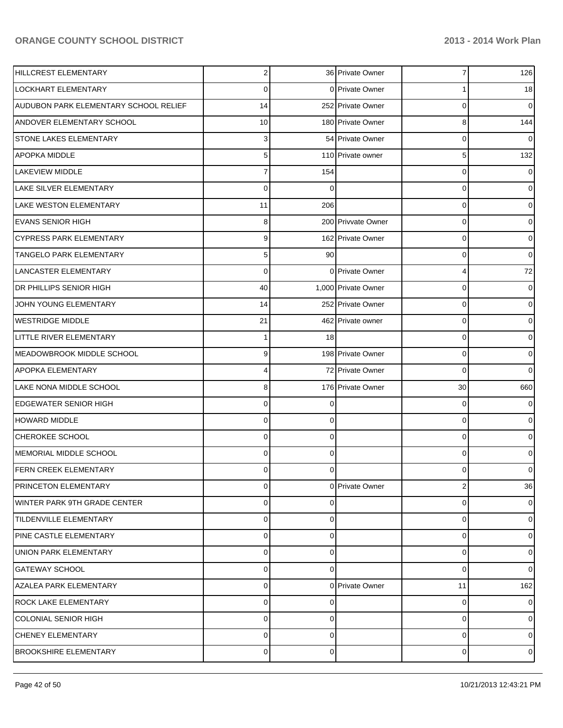| | | | | | |
|---|---|---|---|---|---|
| HILLCREST ELEMENTARY | 2 | 36 | Private Owner | 7 | 126 |
| LOCKHART ELEMENTARY | 0 | 0 | Private Owner | 1 | 18 |
| AUDUBON PARK ELEMENTARY SCHOOL RELIEF | 14 | 252 | Private Owner | 0 | 0 |
| ANDOVER ELEMENTARY SCHOOL | 10 | 180 | Private Owner | 8 | 144 |
| STONE LAKES ELEMENTARY | 3 | 54 | Private Owner | 0 | 0 |
| APOPKA MIDDLE | 5 | 110 | Private owner | 5 | 132 |
| LAKEVIEW MIDDLE | 7 | 154 | | 0 | 0 |
| LAKE SILVER ELEMENTARY | 0 | 0 | | 0 | 0 |
| LAKE WESTON ELEMENTARY | 11 | 206 | | 0 | 0 |
| EVANS SENIOR HIGH | 8 | 200 | Privvate Owner | 0 | 0 |
| CYPRESS PARK ELEMENTARY | 9 | 162 | Private Owner | 0 | 0 |
| TANGELO PARK ELEMENTARY | 5 | 90 | | 0 | 0 |
| LANCASTER ELEMENTARY | 0 | 0 | Private Owner | 4 | 72 |
| DR PHILLIPS SENIOR HIGH | 40 | 1,000 | Private Owner | 0 | 0 |
| JOHN YOUNG ELEMENTARY | 14 | 252 | Private Owner | 0 | 0 |
| WESTRIDGE MIDDLE | 21 | 462 | Private owner | 0 | 0 |
| LITTLE RIVER ELEMENTARY | 1 | 18 | | 0 | 0 |
| MEADOWBROOK MIDDLE SCHOOL | 9 | 198 | Private Owner | 0 | 0 |
| APOPKA ELEMENTARY | 4 | 72 | Private Owner | 0 | 0 |
| LAKE NONA MIDDLE SCHOOL | 8 | 176 | Private Owner | 30 | 660 |
| EDGEWATER SENIOR HIGH | 0 | 0 | | 0 | 0 |
| HOWARD MIDDLE | 0 | 0 | | 0 | 0 |
| CHEROKEE SCHOOL | 0 | 0 | | 0 | 0 |
| MEMORIAL MIDDLE SCHOOL | 0 | 0 | | 0 | 0 |
| FERN CREEK ELEMENTARY | 0 | 0 | | 0 | 0 |
| PRINCETON ELEMENTARY | 0 | 0 | Private Owner | 2 | 36 |
| WINTER PARK 9TH GRADE CENTER | 0 | 0 | | 0 | 0 |
| TILDENVILLE ELEMENTARY | 0 | 0 | | 0 | 0 |
| PINE CASTLE ELEMENTARY | 0 | 0 | | 0 | 0 |
| UNION PARK ELEMENTARY | 0 | 0 | | 0 | 0 |
| GATEWAY SCHOOL | 0 | 0 | | 0 | 0 |
| AZALEA PARK ELEMENTARY | 0 | 0 | Private Owner | 11 | 162 |
| ROCK LAKE ELEMENTARY | 0 | 0 | | 0 | 0 |
| COLONIAL SENIOR HIGH | 0 | 0 | | 0 | 0 |
| CHENEY ELEMENTARY | 0 | 0 | | 0 | 0 |
| BROOKSHIRE ELEMENTARY | 0 | 0 | | 0 | 0 |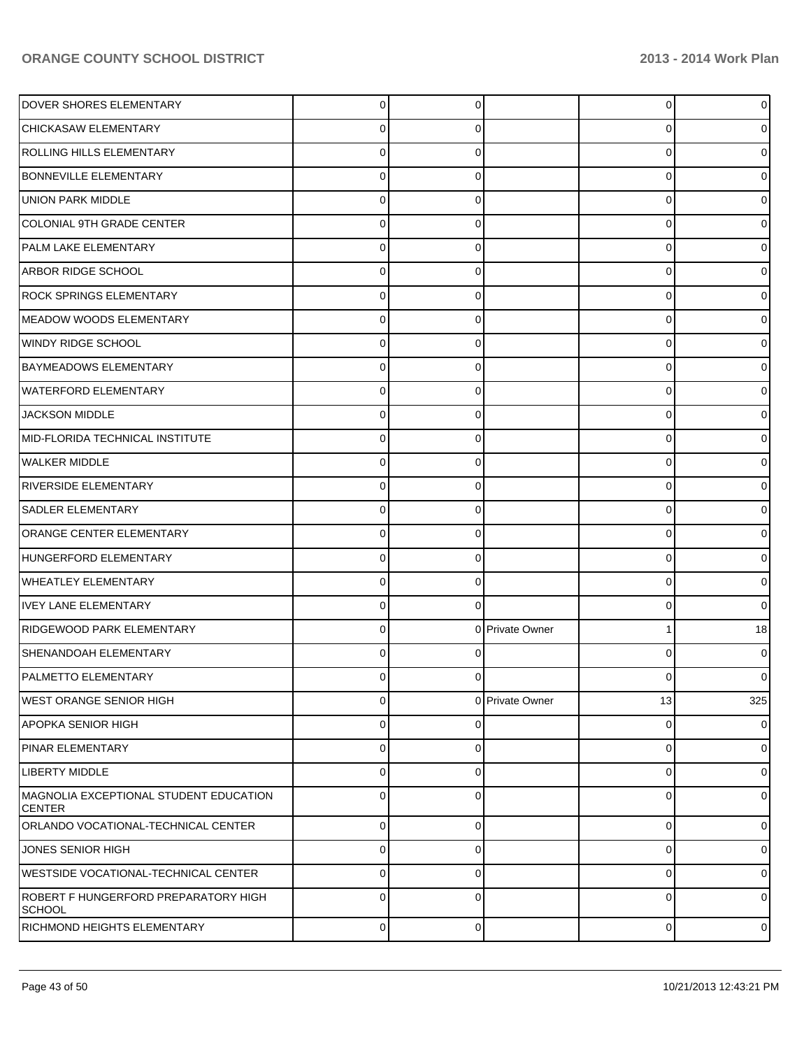| | | | | | |
|---|---|---|---|---|---|
| DOVER SHORES ELEMENTARY | 0 | 0 | | 0 | 0 |
| CHICKASAW ELEMENTARY | 0 | 0 | | 0 | 0 |
| ROLLING HILLS ELEMENTARY | 0 | 0 | | 0 | 0 |
| BONNEVILLE ELEMENTARY | 0 | 0 | | 0 | 0 |
| UNION PARK MIDDLE | 0 | 0 | | 0 | 0 |
| COLONIAL 9TH GRADE CENTER | 0 | 0 | | 0 | 0 |
| PALM LAKE ELEMENTARY | 0 | 0 | | 0 | 0 |
| ARBOR RIDGE SCHOOL | 0 | 0 | | 0 | 0 |
| ROCK SPRINGS ELEMENTARY | 0 | 0 | | 0 | 0 |
| MEADOW WOODS ELEMENTARY | 0 | 0 | | 0 | 0 |
| WINDY RIDGE SCHOOL | 0 | 0 | | 0 | 0 |
| BAYMEADOWS ELEMENTARY | 0 | 0 | | 0 | 0 |
| WATERFORD ELEMENTARY | 0 | 0 | | 0 | 0 |
| JACKSON MIDDLE | 0 | 0 | | 0 | 0 |
| MID-FLORIDA TECHNICAL INSTITUTE | 0 | 0 | | 0 | 0 |
| WALKER MIDDLE | 0 | 0 | | 0 | 0 |
| RIVERSIDE ELEMENTARY | 0 | 0 | | 0 | 0 |
| SADLER ELEMENTARY | 0 | 0 | | 0 | 0 |
| ORANGE CENTER ELEMENTARY | 0 | 0 | | 0 | 0 |
| HUNGERFORD ELEMENTARY | 0 | 0 | | 0 | 0 |
| WHEATLEY ELEMENTARY | 0 | 0 | | 0 | 0 |
| IVEY LANE ELEMENTARY | 0 | 0 | | 0 | 0 |
| RIDGEWOOD PARK ELEMENTARY | 0 | 0 | Private Owner | 1 | 18 |
| SHENANDOAH ELEMENTARY | 0 | 0 | | 0 | 0 |
| PALMETTO ELEMENTARY | 0 | 0 | | 0 | 0 |
| WEST ORANGE SENIOR HIGH | 0 | 0 | Private Owner | 13 | 325 |
| APOPKA SENIOR HIGH | 0 | 0 | | 0 | 0 |
| PINAR ELEMENTARY | 0 | 0 | | 0 | 0 |
| LIBERTY MIDDLE | 0 | 0 | | 0 | 0 |
| MAGNOLIA EXCEPTIONAL STUDENT EDUCATION CENTER | 0 | 0 | | 0 | 0 |
| ORLANDO VOCATIONAL-TECHNICAL CENTER | 0 | 0 | | 0 | 0 |
| JONES SENIOR HIGH | 0 | 0 | | 0 | 0 |
| WESTSIDE VOCATIONAL-TECHNICAL CENTER | 0 | 0 | | 0 | 0 |
| ROBERT F HUNGERFORD PREPARATORY HIGH SCHOOL | 0 | 0 | | 0 | 0 |
| RICHMOND HEIGHTS ELEMENTARY | 0 | 0 | | 0 | 0 |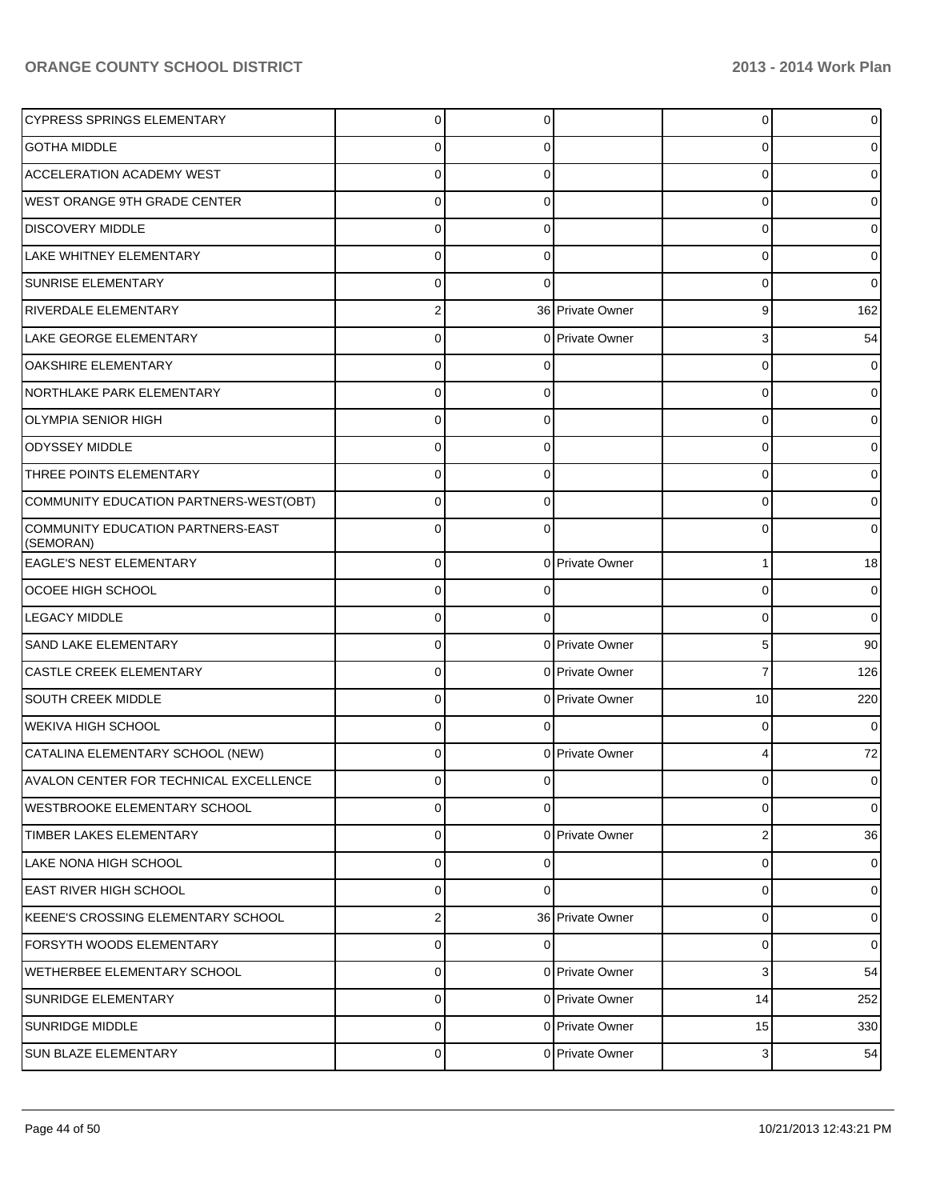| | | | | | |
|---|---|---|---|---|---|
| CYPRESS SPRINGS ELEMENTARY | 0 | 0 | | 0 | 0 |
| GOTHA MIDDLE | 0 | 0 | | 0 | 0 |
| ACCELERATION ACADEMY WEST | 0 | 0 | | 0 | 0 |
| WEST ORANGE 9TH GRADE CENTER | 0 | 0 | | 0 | 0 |
| DISCOVERY MIDDLE | 0 | 0 | | 0 | 0 |
| LAKE WHITNEY ELEMENTARY | 0 | 0 | | 0 | 0 |
| SUNRISE ELEMENTARY | 0 | 0 | | 0 | 0 |
| RIVERDALE ELEMENTARY | 2 | 36 | Private Owner | 9 | 162 |
| LAKE GEORGE ELEMENTARY | 0 | 0 | Private Owner | 3 | 54 |
| OAKSHIRE ELEMENTARY | 0 | 0 | | 0 | 0 |
| NORTHLAKE PARK ELEMENTARY | 0 | 0 | | 0 | 0 |
| OLYMPIA SENIOR HIGH | 0 | 0 | | 0 | 0 |
| ODYSSEY MIDDLE | 0 | 0 | | 0 | 0 |
| THREE POINTS ELEMENTARY | 0 | 0 | | 0 | 0 |
| COMMUNITY EDUCATION PARTNERS-WEST(OBT) | 0 | 0 | | 0 | 0 |
| COMMUNITY EDUCATION PARTNERS-EAST (SEMORAN) | 0 | 0 | | 0 | 0 |
| EAGLE'S NEST ELEMENTARY | 0 | 0 | Private Owner | 1 | 18 |
| OCOEE HIGH SCHOOL | 0 | 0 | | 0 | 0 |
| LEGACY MIDDLE | 0 | 0 | | 0 | 0 |
| SAND LAKE ELEMENTARY | 0 | 0 | Private Owner | 5 | 90 |
| CASTLE CREEK ELEMENTARY | 0 | 0 | Private Owner | 7 | 126 |
| SOUTH CREEK MIDDLE | 0 | 0 | Private Owner | 10 | 220 |
| WEKIVA HIGH SCHOOL | 0 | 0 | | 0 | 0 |
| CATALINA ELEMENTARY SCHOOL (NEW) | 0 | 0 | Private Owner | 4 | 72 |
| AVALON CENTER FOR TECHNICAL EXCELLENCE | 0 | 0 | | 0 | 0 |
| WESTBROOKE ELEMENTARY SCHOOL | 0 | 0 | | 0 | 0 |
| TIMBER LAKES ELEMENTARY | 0 | 0 | Private Owner | 2 | 36 |
| LAKE NONA HIGH SCHOOL | 0 | 0 | | 0 | 0 |
| EAST RIVER HIGH SCHOOL | 0 | 0 | | 0 | 0 |
| KEENE'S CROSSING ELEMENTARY SCHOOL | 2 | 36 | Private Owner | 0 | 0 |
| FORSYTH WOODS ELEMENTARY | 0 | 0 | | 0 | 0 |
| WETHERBEE ELEMENTARY SCHOOL | 0 | 0 | Private Owner | 3 | 54 |
| SUNRIDGE ELEMENTARY | 0 | 0 | Private Owner | 14 | 252 |
| SUNRIDGE MIDDLE | 0 | 0 | Private Owner | 15 | 330 |
| SUN BLAZE ELEMENTARY | 0 | 0 | Private Owner | 3 | 54 |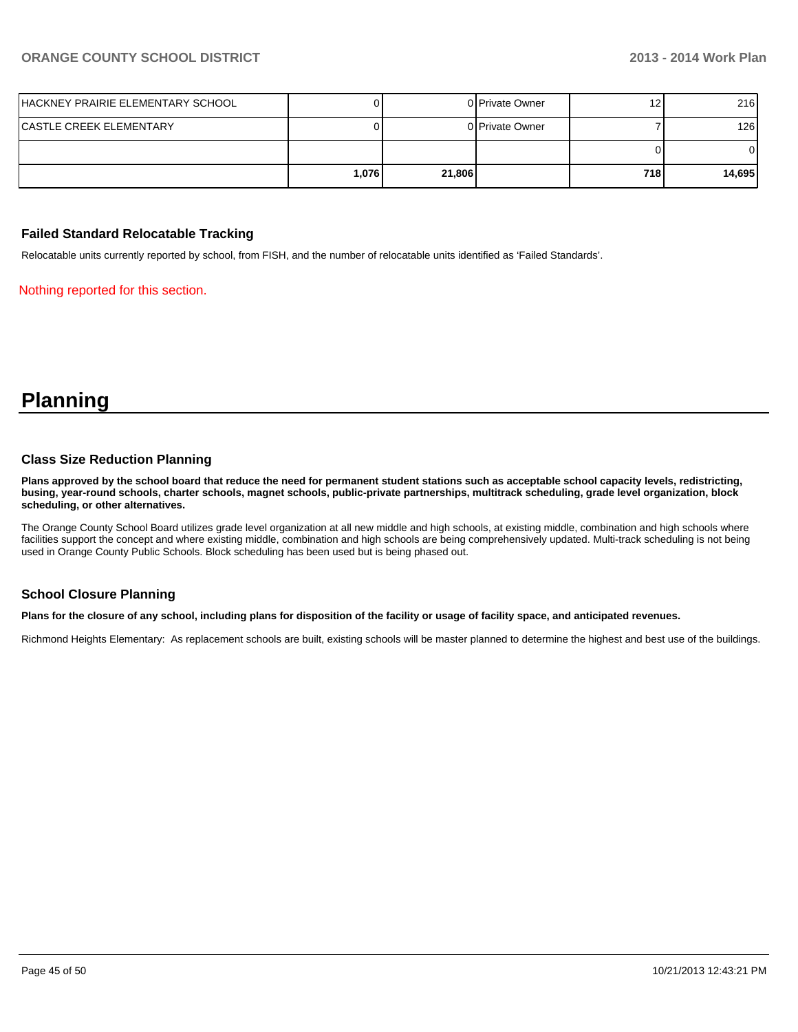| | | | | | |
|---|---|---|---|---|---|
| HACKNEY PRAIRIE ELEMENTARY SCHOOL | 0 | 0 | Private Owner | 12 | 216 |
| CASTLE CREEK ELEMENTARY | 0 | 0 | Private Owner | 7 | 126 |
| | | | | 0 | 0 |
| | **1,076** | **21,806** | | **718** | **14,695** |

### Failed Standard Relocatable Tracking

Relocatable units currently reported by school, from FISH, and the number of relocatable units identified as 'Failed Standards'.

Nothing reported for this section.

# Planning

### Class Size Reduction Planning

**Plans approved by the school board that reduce the need for permanent student stations such as acceptable school capacity levels, redistricting, busing, year-round schools, charter schools, magnet schools, public-private partnerships, multitrack scheduling, grade level organization, block scheduling, or other alternatives.**

The Orange County School Board utilizes grade level organization at all new middle and high schools, at existing middle, combination and high schools where facilities support the concept and where existing middle, combination and high schools are being comprehensively updated. Multi-track scheduling is not being used in Orange County Public Schools. Block scheduling has been used but is being phased out.

### School Closure Planning

**Plans for the closure of any school, including plans for disposition of the facility or usage of facility space, and anticipated revenues.**

Richmond Heights Elementary: As replacement schools are built, existing schools will be master planned to determine the highest and best use of the buildings.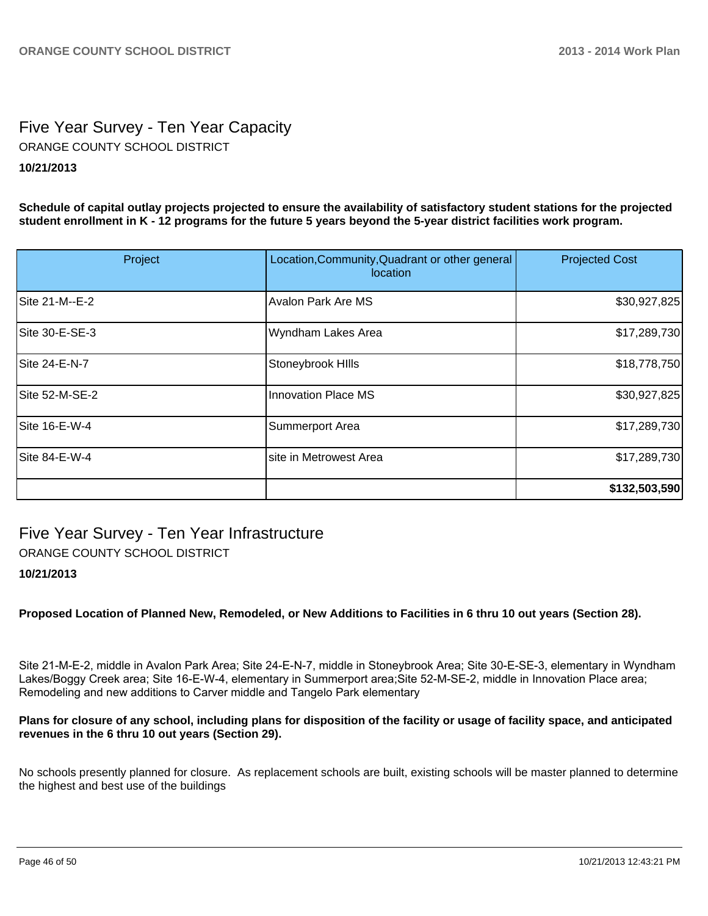## Five Year Survey - Ten Year Capacity

ORANGE COUNTY SCHOOL DISTRICT

**10/21/2013**

**Schedule of capital outlay projects projected to ensure the availability of satisfactory student stations for the projected student enrollment in K - 12 programs for the future 5 years beyond the 5-year district facilities work program.**

| Project | Location,Community,Quadrant or other general location | Projected Cost |
|---|---|---|
| Site 21-M--E-2 | Avalon Park Are MS | $30,927,825 |
| Site 30-E-SE-3 | Wyndham Lakes Area | $17,289,730 |
| Site 24-E-N-7 | Stoneybrook HIlls | $18,778,750 |
| Site 52-M-SE-2 | Innovation Place MS | $30,927,825 |
| Site 16-E-W-4 | Summerport Area | $17,289,730 |
| Site 84-E-W-4 | site in Metrowest Area | $17,289,730 |
| | | **$132,503,590** |

## Five Year Survey - Ten Year Infrastructure

ORANGE COUNTY SCHOOL DISTRICT

**10/21/2013**

**Proposed Location of Planned New, Remodeled, or New Additions to Facilities in 6 thru 10 out years (Section 28).**

Site 21-M-E-2, middle in Avalon Park Area; Site 24-E-N-7, middle in Stoneybrook Area; Site 30-E-SE-3, elementary in Wyndham Lakes/Boggy Creek area; Site 16-E-W-4, elementary in Summerport area;Site 52-M-SE-2, middle in Innovation Place area; Remodeling and new additions to Carver middle and Tangelo Park elementary

**Plans for closure of any school, including plans for disposition of the facility or usage of facility space, and anticipated revenues in the 6 thru 10 out years (Section 29).**

No schools presently planned for closure. As replacement schools are built, existing schools will be master planned to determine the highest and best use of the buildings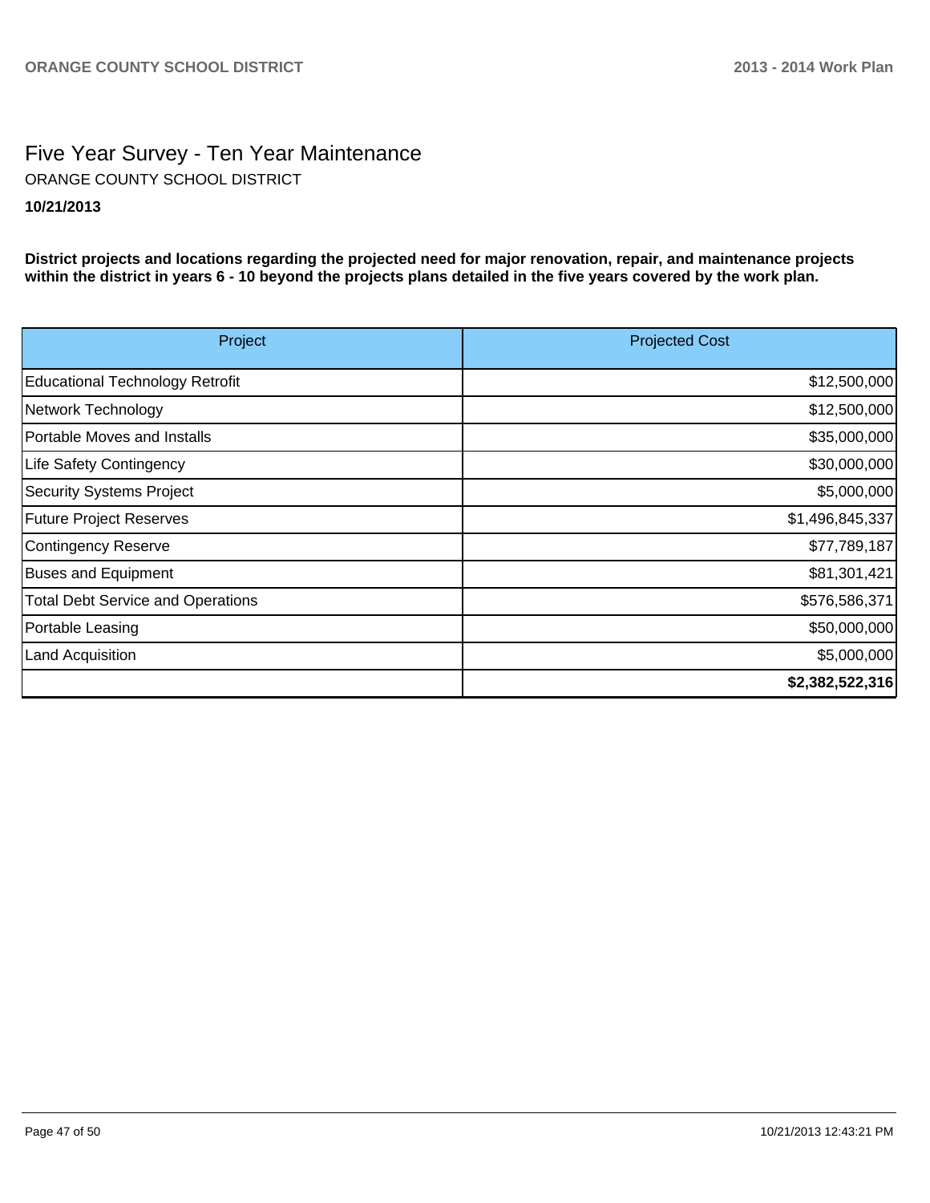# Five Year Survey - Ten Year Maintenance

ORANGE COUNTY SCHOOL DISTRICT

**10/21/2013**

**District projects and locations regarding the projected need for major renovation, repair, and maintenance projects within the district in years 6 - 10 beyond the projects plans detailed in the five years covered by the work plan.**

| Project | Projected Cost |
|---|---|
| Educational Technology Retrofit | $12,500,000 |
| Network Technology | $12,500,000 |
| Portable Moves and Installs | $35,000,000 |
| Life Safety Contingency | $30,000,000 |
| Security Systems Project | $5,000,000 |
| Future Project Reserves | $1,496,845,337 |
| Contingency Reserve | $77,789,187 |
| Buses and Equipment | $81,301,421 |
| Total Debt Service and Operations | $576,586,371 |
| Portable Leasing | $50,000,000 |
| Land Acquisition | $5,000,000 |
| | **$2,382,522,316** |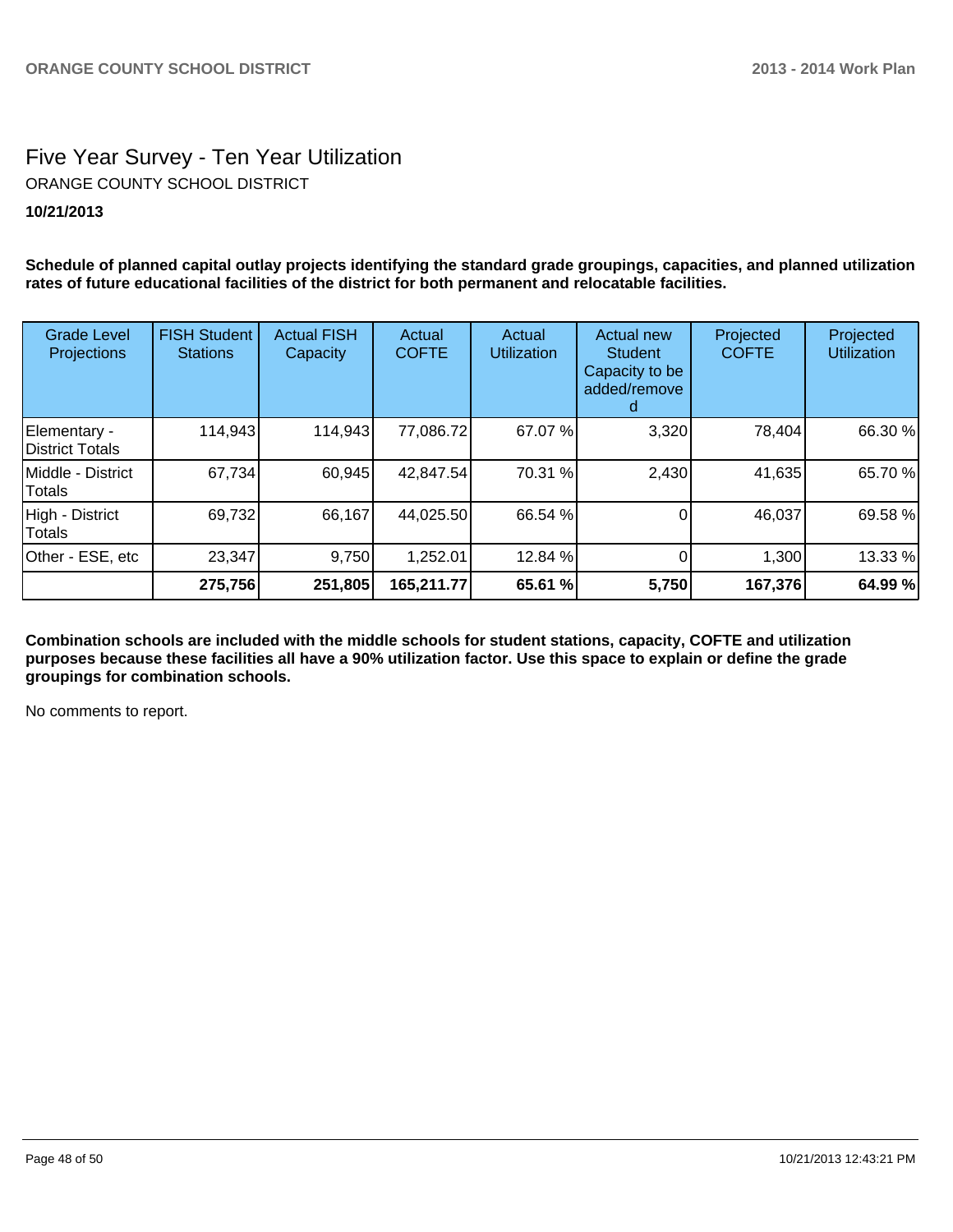# Five Year Survey - Ten Year Utilization

ORANGE COUNTY SCHOOL DISTRICT

**10/21/2013**

**Schedule of planned capital outlay projects identifying the standard grade groupings, capacities, and planned utilization rates of future educational facilities of the district for both permanent and relocatable facilities.**

| Grade Level Projections | FISH Student Stations | Actual FISH Capacity | Actual COFTE | Actual Utilization | Actual new Student Capacity to be added/removed | Projected COFTE | Projected Utilization |
|---|---|---|---|---|---|---|---|
| Elementary - District Totals | 114,943 | 114,943 | 77,086.72 | 67.07 % | 3,320 | 78,404 | 66.30 % |
| Middle - District Totals | 67,734 | 60,945 | 42,847.54 | 70.31 % | 2,430 | 41,635 | 65.70 % |
| High - District Totals | 69,732 | 66,167 | 44,025.50 | 66.54 % | 0 | 46,037 | 69.58 % |
| Other - ESE, etc | 23,347 | 9,750 | 1,252.01 | 12.84 % | 0 | 1,300 | 13.33 % |
| | **275,756** | **251,805** | **165,211.77** | **65.61 %** | **5,750** | **167,376** | **64.99 %** |

**Combination schools are included with the middle schools for student stations, capacity, COFTE and utilization purposes because these facilities all have a 90% utilization factor. Use this space to explain or define the grade groupings for combination schools.**

No comments to report.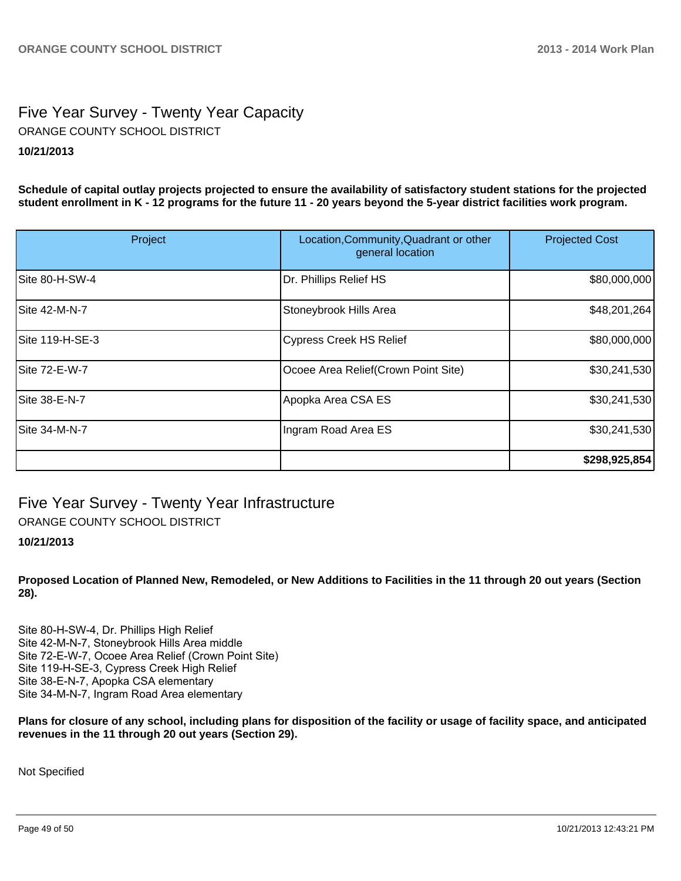# Five Year Survey - Twenty Year Capacity

ORANGE COUNTY SCHOOL DISTRICT

**10/21/2013**

**Schedule of capital outlay projects projected to ensure the availability of satisfactory student stations for the projected student enrollment in K - 12 programs for the future 11 - 20 years beyond the 5-year district facilities work program.**

| Project | Location,Community,Quadrant or other general location | Projected Cost |
|---|---|---|
| Site 80-H-SW-4 | Dr. Phillips Relief HS | $80,000,000 |
| Site 42-M-N-7 | Stoneybrook Hills Area | $48,201,264 |
| Site 119-H-SE-3 | Cypress Creek HS Relief | $80,000,000 |
| Site 72-E-W-7 | Ocoee Area Relief(Crown Point Site) | $30,241,530 |
| Site 38-E-N-7 | Apopka Area CSA ES | $30,241,530 |
| Site 34-M-N-7 | Ingram Road Area ES | $30,241,530 |
| | | **$298,925,854** |

# Five Year Survey - Twenty Year Infrastructure

ORANGE COUNTY SCHOOL DISTRICT

**10/21/2013**

**Proposed Location of Planned New, Remodeled, or New Additions to Facilities in the 11 through 20 out years (Section 28).**

Site 80-H-SW-4, Dr. Phillips High Relief
Site 42-M-N-7, Stoneybrook Hills Area middle
Site 72-E-W-7, Ocoee Area Relief (Crown Point Site)
Site 119-H-SE-3, Cypress Creek High Relief
Site 38-E-N-7, Apopka CSA elementary
Site 34-M-N-7, Ingram Road Area elementary

**Plans for closure of any school, including plans for disposition of the facility or usage of facility space, and anticipated revenues in the 11 through 20 out years (Section 29).**

Not Specified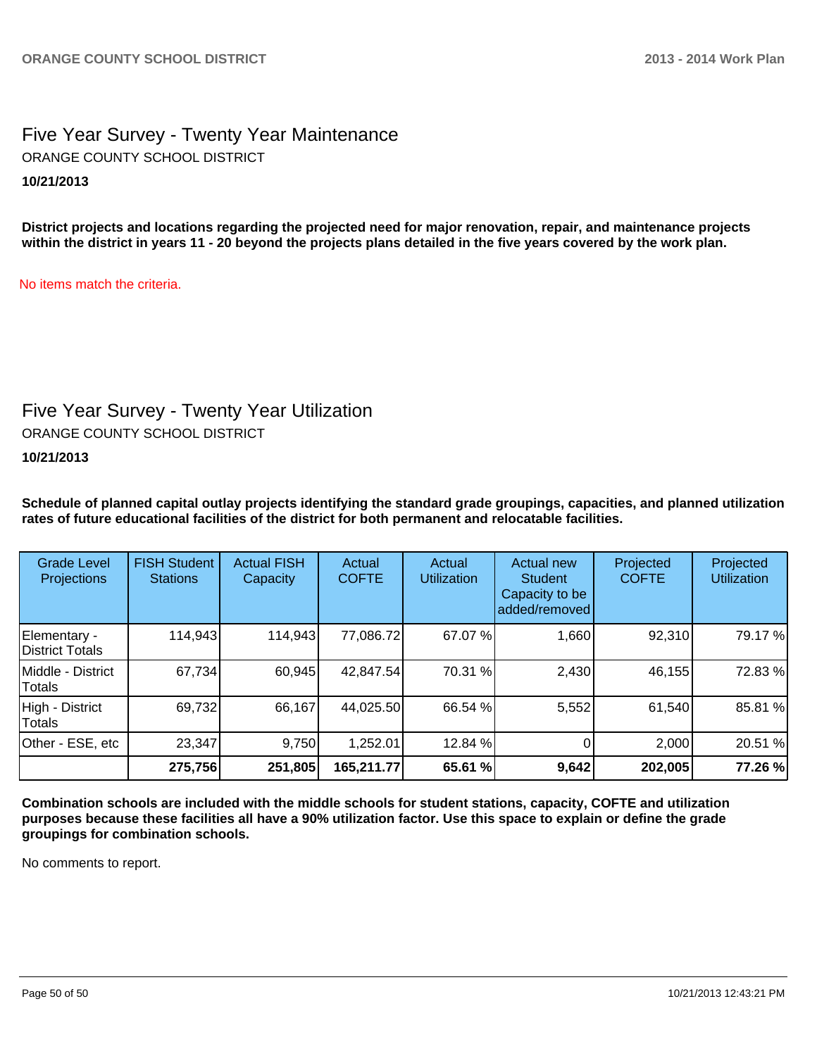# Five Year Survey - Twenty Year Maintenance

ORANGE COUNTY SCHOOL DISTRICT

**10/21/2013**

**District projects and locations regarding the projected need for major renovation, repair, and maintenance projects within the district in years 11 - 20 beyond the projects plans detailed in the five years covered by the work plan.**

No items match the criteria.

# Five Year Survey - Twenty Year Utilization

ORANGE COUNTY SCHOOL DISTRICT

**10/21/2013**

**Schedule of planned capital outlay projects identifying the standard grade groupings, capacities, and planned utilization rates of future educational facilities of the district for both permanent and relocatable facilities.**

| Grade Level Projections | FISH Student Stations | Actual FISH Capacity | Actual COFTE | Actual Utilization | Actual new Student Capacity to be added/removed | Projected COFTE | Projected Utilization |
|---|---|---|---|---|---|---|---|
| Elementary - District Totals | 114,943 | 114,943 | 77,086.72 | 67.07 % | 1,660 | 92,310 | 79.17 % |
| Middle - District Totals | 67,734 | 60,945 | 42,847.54 | 70.31 % | 2,430 | 46,155 | 72.83 % |
| High - District Totals | 69,732 | 66,167 | 44,025.50 | 66.54 % | 5,552 | 61,540 | 85.81 % |
| Other - ESE, etc | 23,347 | 9,750 | 1,252.01 | 12.84 % | 0 | 2,000 | 20.51 % |
| | **275,756** | **251,805** | **165,211.77** | **65.61 %** | **9,642** | **202,005** | **77.26 %** |

**Combination schools are included with the middle schools for student stations, capacity, COFTE and utilization purposes because these facilities all have a 90% utilization factor. Use this space to explain or define the grade groupings for combination schools.**

No comments to report.